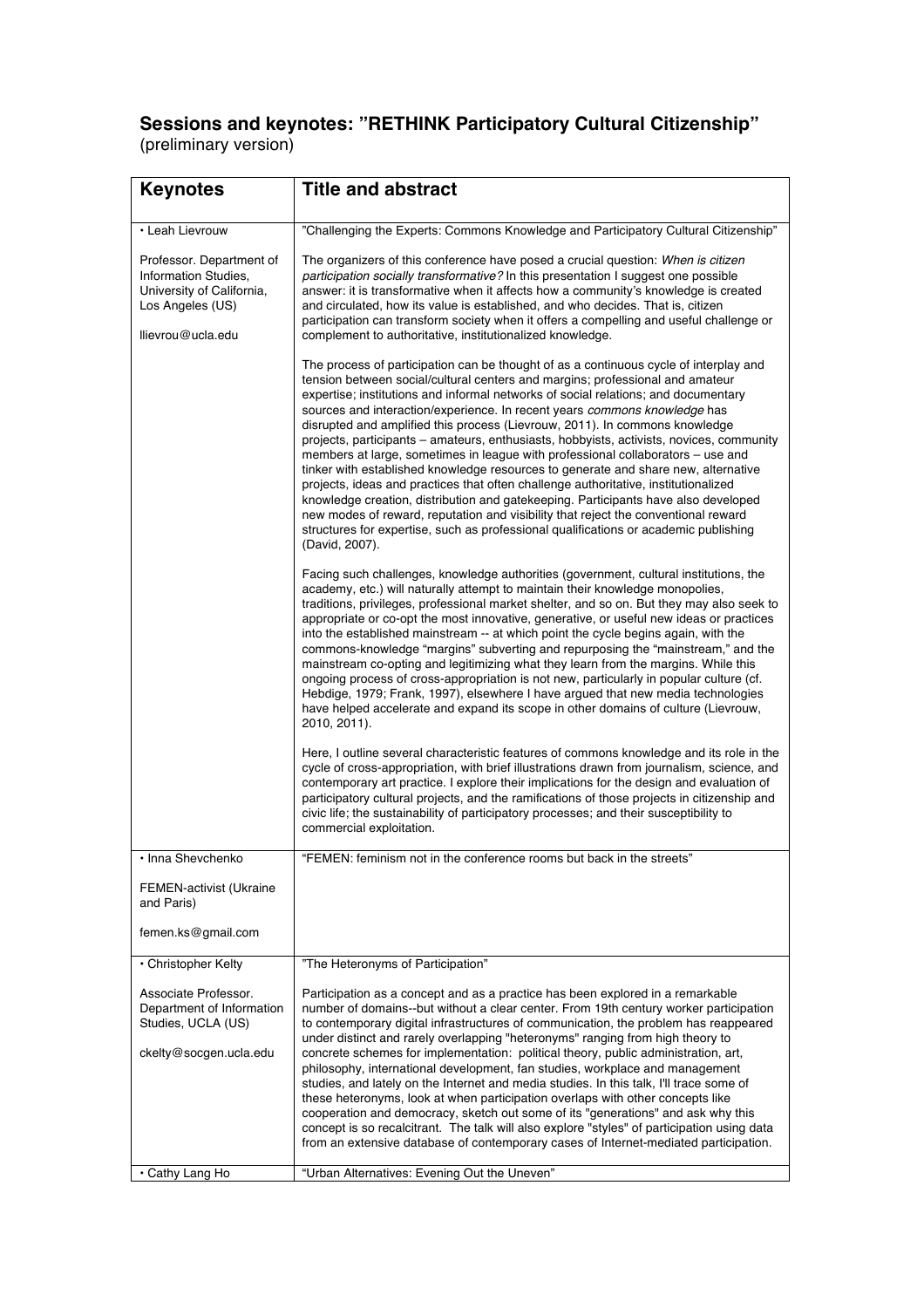# Sessions and keynotes: ”RETHINK Participatory Cultural Citizenship”

(preliminary version)

| Keynotes | Title and abstract |
| --- | --- |
| • Leah Lievrouw<br><br>Professor. Department of Information Studies, University of California, Los Angeles (US)<br><br>llievrou@ucla.edu | ”Challenging the Experts: Commons Knowledge and Participatory Cultural Citizenship”<br><br>The organizers of this conference have posed a crucial question: *When is citizen participation socially transformative?* In this presentation I suggest one possible answer: it is transformative when it affects how a community's knowledge is created and circulated, how its value is established, and who decides. That is, citizen participation can transform society when it offers a compelling and useful challenge or complement to authoritative, institutionalized knowledge.<br><br>The process of participation can be thought of as a continuous cycle of interplay and tension between social/cultural centers and margins; professional and amateur expertise; institutions and informal networks of social relations; and documentary sources and interaction/experience. In recent years *commons knowledge* has disrupted and amplified this process (Lievrouw, 2011). In commons knowledge projects, participants – amateurs, enthusiasts, hobbyists, activists, novices, community members at large, sometimes in league with professional collaborators – use and tinker with established knowledge resources to generate and share new, alternative projects, ideas and practices that often challenge authoritative, institutionalized knowledge creation, distribution and gatekeeping. Participants have also developed new modes of reward, reputation and visibility that reject the conventional reward structures for expertise, such as professional qualifications or academic publishing (David, 2007).<br><br>Facing such challenges, knowledge authorities (government, cultural institutions, the academy, etc.) will naturally attempt to maintain their knowledge monopolies, traditions, privileges, professional market shelter, and so on. But they may also seek to appropriate or co-opt the most innovative, generative, or useful new ideas or practices into the established mainstream -- at which point the cycle begins again, with the commons-knowledge “margins” subverting and repurposing the “mainstream,” and the mainstream co-opting and legitimizing what they learn from the margins. While this ongoing process of cross-appropriation is not new, particularly in popular culture (cf. Hebdige, 1979; Frank, 1997), elsewhere I have argued that new media technologies have helped accelerate and expand its scope in other domains of culture (Lievrouw, 2010, 2011).<br><br>Here, I outline several characteristic features of commons knowledge and its role in the cycle of cross-appropriation, with brief illustrations drawn from journalism, science, and contemporary art practice. I explore their implications for the design and evaluation of participatory cultural projects, and the ramifications of those projects in citizenship and civic life; the sustainability of participatory processes; and their susceptibility to commercial exploitation. |
| • Inna Shevchenko<br><br>FEMEN-activist (Ukraine and Paris)<br><br>femen.ks@gmail.com | “FEMEN: feminism not in the conference rooms but back in the streets” |
| • Christopher Kelty<br><br>Associate Professor. Department of Information Studies, UCLA (US)<br><br>ckelty@socgen.ucla.edu | ”The Heteronyms of Participation”<br><br>Participation as a concept and as a practice has been explored in a remarkable number of domains--but without a clear center. From 19th century worker participation to contemporary digital infrastructures of communication, the problem has reappeared under distinct and rarely overlapping "heteronyms" ranging from high theory to concrete schemes for implementation: political theory, public administration, art, philosophy, international development, fan studies, workplace and management studies, and lately on the Internet and media studies. In this talk, I'll trace some of these heteronyms, look at when participation overlaps with other concepts like cooperation and democracy, sketch out some of its "generations" and ask why this concept is so recalcitrant. The talk will also explore "styles" of participation using data from an extensive database of contemporary cases of Internet-mediated participation. |
| • Cathy Lang Ho | “Urban Alternatives: Evening Out the Uneven” |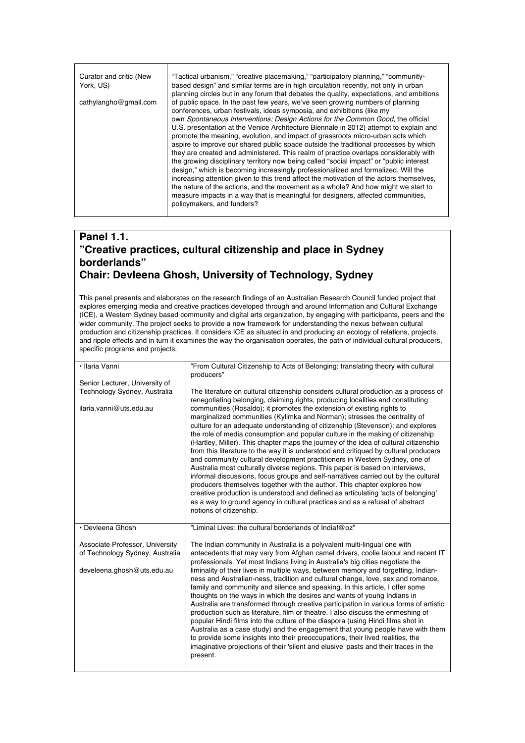| | |
|---|---|
| Curator and critic (New York, US)<br><br>cathylangho@gmail.com | "Tactical urbanism," "creative placemaking," "participatory planning," "community-based design" and similar terms are in high circulation recently, not only in urban planning circles but in any forum that debates the quality, expectations, and ambitions of public space. In the past few years, we've seen growing numbers of planning conferences, urban festivals, ideas symposia, and exhibitions (like my own *Spontaneous Interventions: Design Actions for the Common Good,* the official U.S. presentation at the Venice Architecture Biennale in 2012) attempt to explain and promote the meaning, evolution, and impact of grassroots micro-urban acts which aspire to improve our shared public space outside the traditional processes by which they are created and administered. This realm of practice overlaps considerably with the growing disciplinary territory now being called "social impact" or "public interest design," which is becoming increasingly professionalized and formalized. Will the increasing attention given to this trend affect the motivation of the actors themselves, the nature of the actions, and the movement as a whole? And how might we start to measure impacts in a way that is meaningful for designers, affected communities, policymakers, and funders? |

## Panel 1.1.
## "Creative practices, cultural citizenship and place in Sydney borderlands"
## Chair: Devleena Ghosh, University of Technology, Sydney

This panel presents and elaborates on the research findings of an Australian Research Council funded project that explores emerging media and creative practices developed through and around Information and Cultural Exchange (ICE), a Western Sydney based community and digital arts organization, by engaging with participants, peers and the wider community. The project seeks to provide a new framework for understanding the nexus between cultural production and citizenship practices. It considers ICE as situated in and producing an ecology of relations, projects, and ripple effects and in turn it examines the way the organisation operates, the path of individual cultural producers, specific programs and projects.

| | |
|---|---|
| • Ilaria Vanni<br><br>Senior Lecturer, University of Technology Sydney, Australia<br><br>ilaria.vanni@uts.edu.au | "From Cultural Citizenship to Acts of Belonging: translating theory with cultural producers"<br><br>The literature on cultural citizenship considers cultural production as a process of renegotiating belonging, claiming rights, producing localities and constituting communities (Rosaldo); it promotes the extension of existing rights to marginalized communities (Kylimka and Norman); stresses the centrality of culture for an adequate understanding of citizenship (Stevenson); and explores the role of media consumption and popular culture in the making of citizenship (Hartley, Miller). This chapter maps the journey of the idea of cultural citizenship from this literature to the way it is understood and critiqued by cultural producers and community cultural development practitioners in Western Sydney, one of Australia most culturally diverse regions. This paper is based on interviews, informal discussions, focus groups and self-narratives carried out by the cultural producers themselves together with the author. This chapter explores how creative production is understood and defined as articulating 'acts of belonging' as a way to ground agency in cultural practices and as a refusal of abstract notions of citizenship. |
| • Devleena Ghosh<br><br>Associate Professor, University of Technology Sydney, Australia<br><br>develeena.ghosh@uts.edu.au | "Liminal Lives: the cultural borderlands of India!@oz"<br><br>The Indian community in Australia is a polyvalent multi-lingual one with antecedents that may vary from Afghan camel drivers, coolie labour and recent IT professionals. Yet most Indians living in Australia's big cities negotiate the liminality of their lives in multiple ways, between memory and forgetting, Indian-ness and Australian-ness, tradition and cultural change, love, sex and romance, family and community and silence and speaking. In this article, I offer some thoughts on the ways in which the desires and wants of young Indians in Australia are transformed through creative participation in various forms of artistic production such as literature, film or theatre. I also discuss the enmeshing of popular Hindi films into the culture of the diaspora (using Hindi films shot in Australia as a case study) and the engagement that young people have with them to provide some insights into their preoccupations, their lived realities, the imaginative projections of their 'silent and elusive' pasts and their traces in the present. |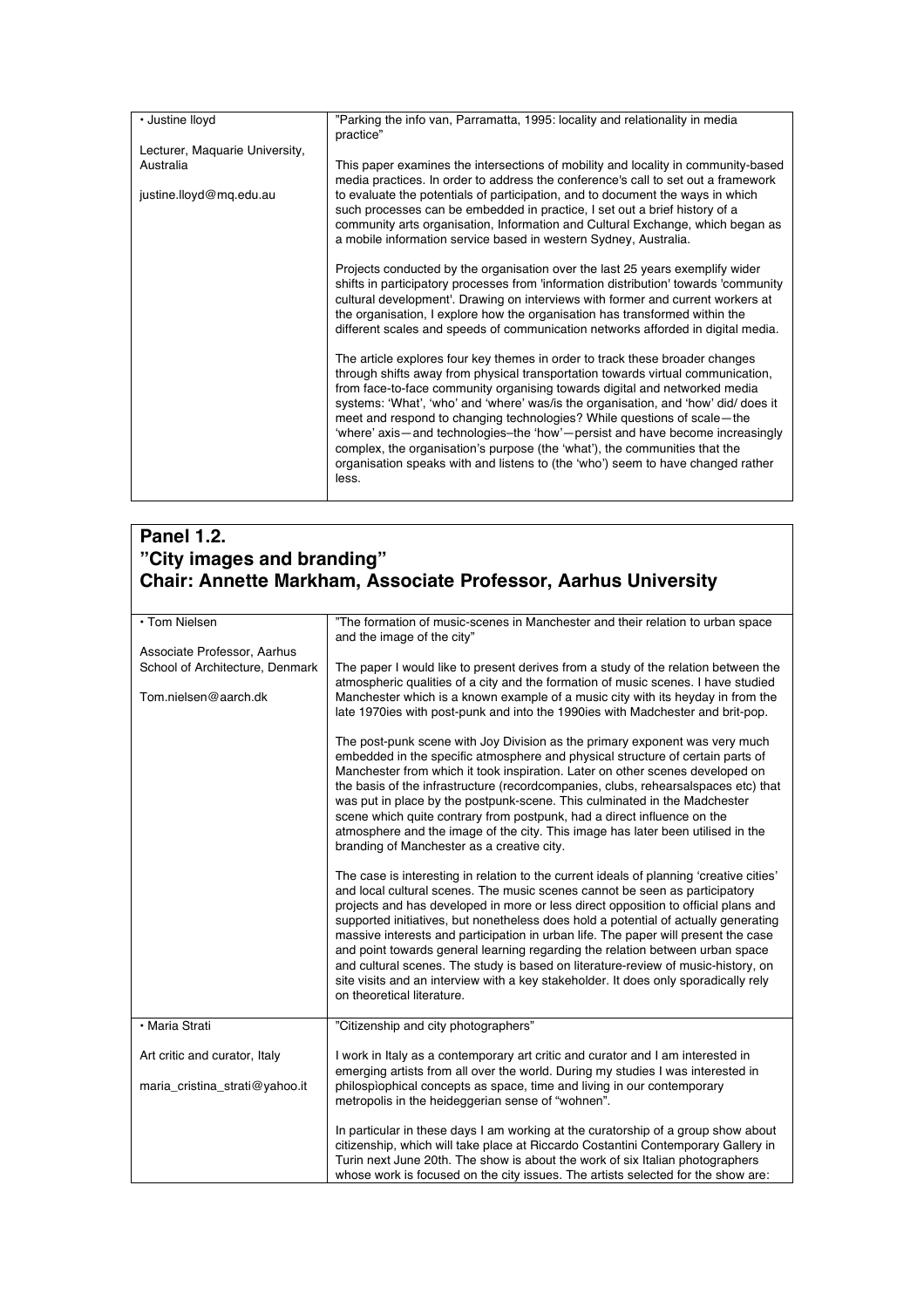| • Justine lloyd<br><br>Lecturer, Maquarie University, Australia<br><br>justine.lloyd@mq.edu.au | "Parking the info van, Parramatta, 1995: locality and relationality in media practice"<br><br>This paper examines the intersections of mobility and locality in community-based media practices. In order to address the conference's call to set out a framework to evaluate the potentials of participation, and to document the ways in which such processes can be embedded in practice, I set out a brief history of a community arts organisation, Information and Cultural Exchange, which began as a mobile information service based in western Sydney, Australia.<br><br>Projects conducted by the organisation over the last 25 years exemplify wider shifts in participatory processes from 'information distribution' towards 'community cultural development'. Drawing on interviews with former and current workers at the organisation, I explore how the organisation has transformed within the different scales and speeds of communication networks afforded in digital media.<br><br>The article explores four key themes in order to track these broader changes through shifts away from physical transportation towards virtual communication, from face-to-face community organising towards digital and networked media systems: 'What', 'who' and 'where' was/is the organisation, and 'how' did/ does it meet and respond to changing technologies? While questions of scale—the 'where' axis—and technologies–the 'how'—persist and have become increasingly complex, the organisation's purpose (the 'what'), the communities that the organisation speaks with and listens to (the 'who') seem to have changed rather less. |
|---|---|

## Panel 1.2.
## "City images and branding"
## Chair: Annette Markham, Associate Professor, Aarhus University

| • Tom Nielsen<br><br>Associate Professor, Aarhus School of Architecture, Denmark<br><br>Tom.nielsen@aarch.dk | "The formation of music-scenes in Manchester and their relation to urban space and the image of the city"<br><br>The paper I would like to present derives from a study of the relation between the atmospheric qualities of a city and the formation of music scenes. I have studied Manchester which is a known example of a music city with its heyday in from the late 1970ies with post-punk and into the 1990ies with Madchester and brit-pop.<br><br>The post-punk scene with Joy Division as the primary exponent was very much embedded in the specific atmosphere and physical structure of certain parts of Manchester from which it took inspiration. Later on other scenes developed on the basis of the infrastructure (recordcompanies, clubs, rehearsalspaces etc) that was put in place by the postpunk-scene. This culminated in the Madchester scene which quite contrary from postpunk, had a direct influence on the atmosphere and the image of the city. This image has later been utilised in the branding of Manchester as a creative city.<br><br>The case is interesting in relation to the current ideals of planning 'creative cities' and local cultural scenes. The music scenes cannot be seen as participatory projects and has developed in more or less direct opposition to official plans and supported initiatives, but nonetheless does hold a potential of actually generating massive interests and participation in urban life. The paper will present the case and point towards general learning regarding the relation between urban space and cultural scenes. The study is based on literature-review of music-history, on site visits and an interview with a key stakeholder. It does only sporadically rely on theoretical literature. |
|---|---|
| • Maria Strati<br><br>Art critic and curator, Italy<br><br>maria_cristina_strati@yahoo.it | "Citizenship and city photographers"<br><br>I work in Italy as a contemporary art critic and curator and I am interested in emerging artists from all over the world. During my studies I was interested in philospiophical concepts as space, time and living in our contemporary metropolis in the heideggerian sense of "wohnen".<br><br>In particular in these days I am working at the curatorship of a group show about citizenship, which will take place at Riccardo Costantini Contemporary Gallery in Turin next June 20th. The show is about the work of six Italian photographers whose work is focused on the city issues. The artists selected for the show are: |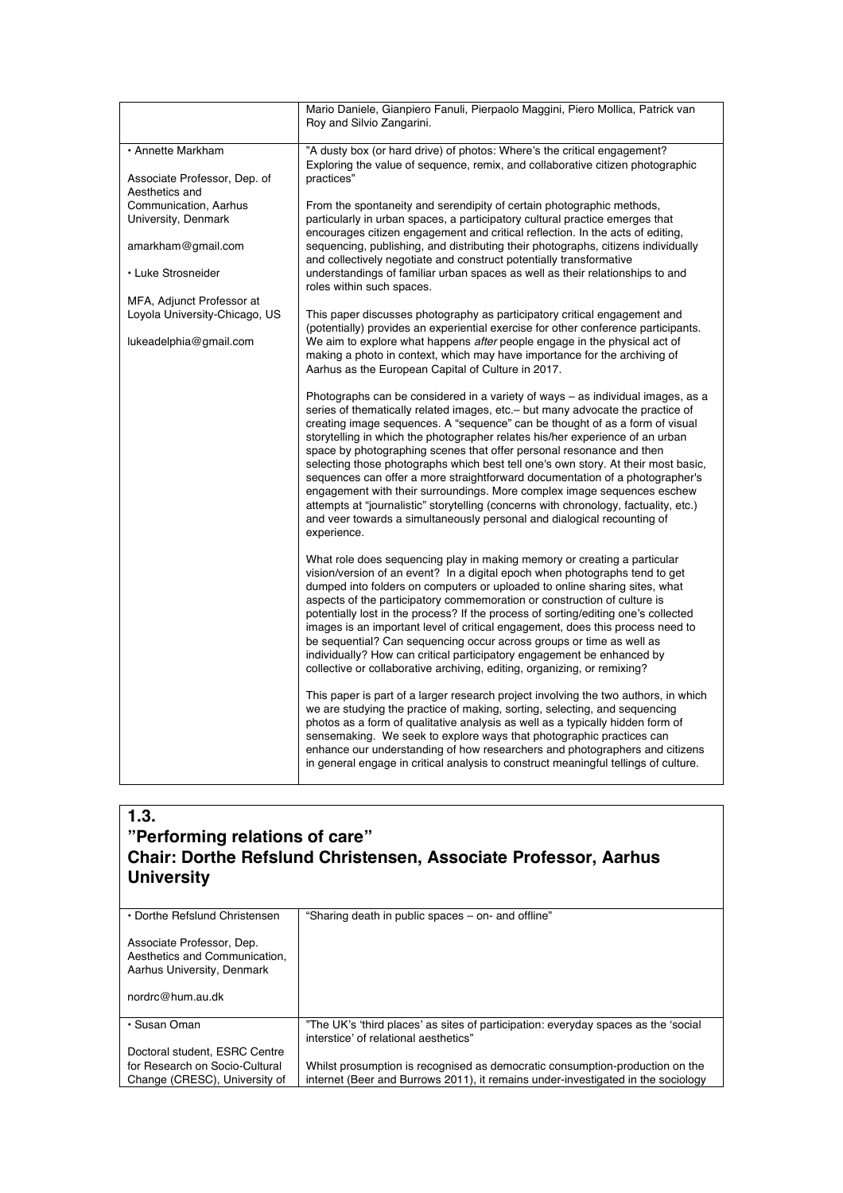| | |
|---|---|
| | Mario Daniele, Gianpiero Fanuli, Pierpaolo Maggini, Piero Mollica, Patrick van Roy and Silvio Zangarini. |
| • Annette Markham<br><br>Associate Professor, Dep. of Aesthetics and Communication, Aarhus University, Denmark<br><br>amarkham@gmail.com<br><br>• Luke Strosneider<br><br>MFA, Adjunct Professor at Loyola University-Chicago, US<br><br>lukeadelphia@gmail.com | ”A dusty box (or hard drive) of photos: Where’s the critical engagement? Exploring the value of sequence, remix, and collaborative citizen photographic practices”<br><br>From the spontaneity and serendipity of certain photographic methods, particularly in urban spaces, a participatory cultural practice emerges that encourages citizen engagement and critical reflection. In the acts of editing, sequencing, publishing, and distributing their photographs, citizens individually and collectively negotiate and construct potentially transformative understandings of familiar urban spaces as well as their relationships to and roles within such spaces.<br><br>This paper discusses photography as participatory critical engagement and (potentially) provides an experiential exercise for other conference participants. We aim to explore what happens *after* people engage in the physical act of making a photo in context, which may have importance for the archiving of Aarhus as the European Capital of Culture in 2017.<br><br>Photographs can be considered in a variety of ways – as individual images, as a series of thematically related images, etc.– but many advocate the practice of creating image sequences. A “sequence” can be thought of as a form of visual storytelling in which the photographer relates his/her experience of an urban space by photographing scenes that offer personal resonance and then selecting those photographs which best tell one's own story. At their most basic, sequences can offer a more straightforward documentation of a photographer's engagement with their surroundings. More complex image sequences eschew attempts at “journalistic” storytelling (concerns with chronology, factuality, etc.) and veer towards a simultaneously personal and dialogical recounting of experience.<br><br>What role does sequencing play in making memory or creating a particular vision/version of an event? In a digital epoch when photographs tend to get dumped into folders on computers or uploaded to online sharing sites, what aspects of the participatory commemoration or construction of culture is potentially lost in the process? If the process of sorting/editing one's collected images is an important level of critical engagement, does this process need to be sequential? Can sequencing occur across groups or time as well as individually? How can critical participatory engagement be enhanced by collective or collaborative archiving, editing, organizing, or remixing?<br><br>This paper is part of a larger research project involving the two authors, in which we are studying the practice of making, sorting, selecting, and sequencing photos as a form of qualitative analysis as well as a typically hidden form of sensemaking. We seek to explore ways that photographic practices can enhance our understanding of how researchers and photographers and citizens in general engage in critical analysis to construct meaningful tellings of culture. |

## 1.3. ”Performing relations of care” Chair: Dorthe Refslund Christensen, Associate Professor, Aarhus University

| | |
|---|---|
| • Dorthe Refslund Christensen<br><br>Associate Professor, Dep. Aesthetics and Communication, Aarhus University, Denmark<br><br>nordrc@hum.au.dk | “Sharing death in public spaces – on- and offline” |
| • Susan Oman<br><br>Doctoral student, ESRC Centre for Research on Socio-Cultural Change (CRESC), University of | ”The UK’s ‘third places’ as sites of participation: everyday spaces as the ‘social interstice’ of relational aesthetics”<br><br>Whilst prosumption is recognised as democratic consumption-production on the internet (Beer and Burrows 2011), it remains under-investigated in the sociology |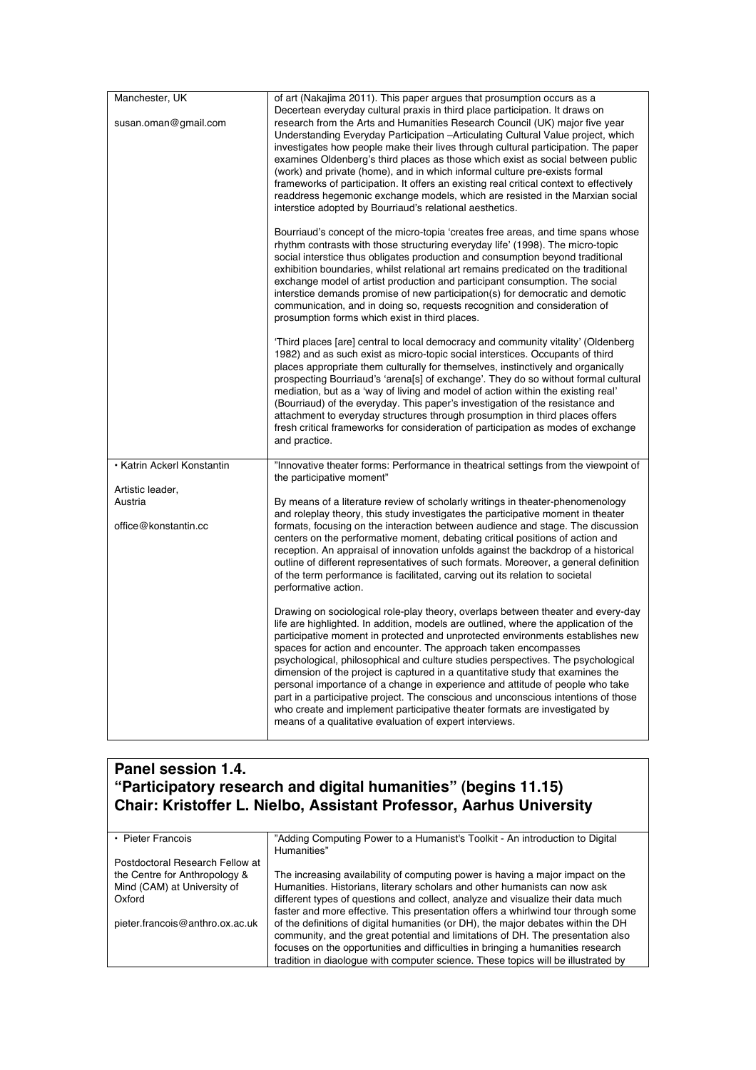| | |
|---|---|
| Manchester, UK<br><br>susan.oman@gmail.com | of art (Nakajima 2011). This paper argues that prosumption occurs as a Decertean everyday cultural praxis in third place participation. It draws on research from the Arts and Humanities Research Council (UK) major five year Understanding Everyday Participation –Articulating Cultural Value project, which investigates how people make their lives through cultural participation. The paper examines Oldenberg's third places as those which exist as social between public (work) and private (home), and in which informal culture pre-exists formal frameworks of participation. It offers an existing real critical context to effectively readdress hegemonic exchange models, which are resisted in the Marxian social interstice adopted by Bourriaud's relational aesthetics.<br><br>Bourriaud's concept of the micro-topia 'creates free areas, and time spans whose rhythm contrasts with those structuring everyday life' (1998). The micro-topic social interstice thus obligates production and consumption beyond traditional exhibition boundaries, whilst relational art remains predicated on the traditional exchange model of artist production and participant consumption. The social interstice demands promise of new participation(s) for democratic and demotic communication, and in doing so, requests recognition and consideration of prosumption forms which exist in third places.<br><br>'Third places [are] central to local democracy and community vitality' (Oldenberg 1982) and as such exist as micro-topic social interstices. Occupants of third places appropriate them culturally for themselves, instinctively and organically prospecting Bourriaud's 'arena[s] of exchange'. They do so without formal cultural mediation, but as a 'way of living and model of action within the existing real' (Bourriaud) of the everyday. This paper's investigation of the resistance and attachment to everyday structures through prosumption in third places offers fresh critical frameworks for consideration of participation as modes of exchange and practice. |
| • Katrin Ackerl Konstantin<br><br>Artistic leader, Austria<br><br>office@konstantin.cc | "Innovative theater forms: Performance in theatrical settings from the viewpoint of the participative moment"<br><br>By means of a literature review of scholarly writings in theater-phenomenology and roleplay theory, this study investigates the participative moment in theater formats, focusing on the interaction between audience and stage. The discussion centers on the performative moment, debating critical positions of action and reception. An appraisal of innovation unfolds against the backdrop of a historical outline of different representatives of such formats. Moreover, a general definition of the term performance is facilitated, carving out its relation to societal performative action.<br><br>Drawing on sociological role-play theory, overlaps between theater and every-day life are highlighted. In addition, models are outlined, where the application of the participative moment in protected and unprotected environments establishes new spaces for action and encounter. The approach taken encompasses psychological, philosophical and culture studies perspectives. The psychological dimension of the project is captured in a quantitative study that examines the personal importance of a change in experience and attitude of people who take part in a participative project. The conscious and unconscious intentions of those who create and implement participative theater formats are investigated by means of a qualitative evaluation of expert interviews. |

## Panel session 1.4.
## "Participatory research and digital humanities" (begins 11.15)
## Chair: Kristoffer L. Nielbo, Assistant Professor, Aarhus University

| | |
|---|---|
| • Pieter Francois<br><br>Postdoctoral Research Fellow at the Centre for Anthropology & Mind (CAM) at University of Oxford<br><br>pieter.francois@anthro.ox.ac.uk | "Adding Computing Power to a Humanist's Toolkit - An introduction to Digital Humanities"<br><br>The increasing availability of computing power is having a major impact on the Humanities. Historians, literary scholars and other humanists can now ask different types of questions and collect, analyze and visualize their data much faster and more effective. This presentation offers a whirlwind tour through some of the definitions of digital humanities (or DH), the major debates within the DH community, and the great potential and limitations of DH. The presentation also focuses on the opportunities and difficulties in bringing a humanities research tradition in diaologue with computer science. These topics will be illustrated by |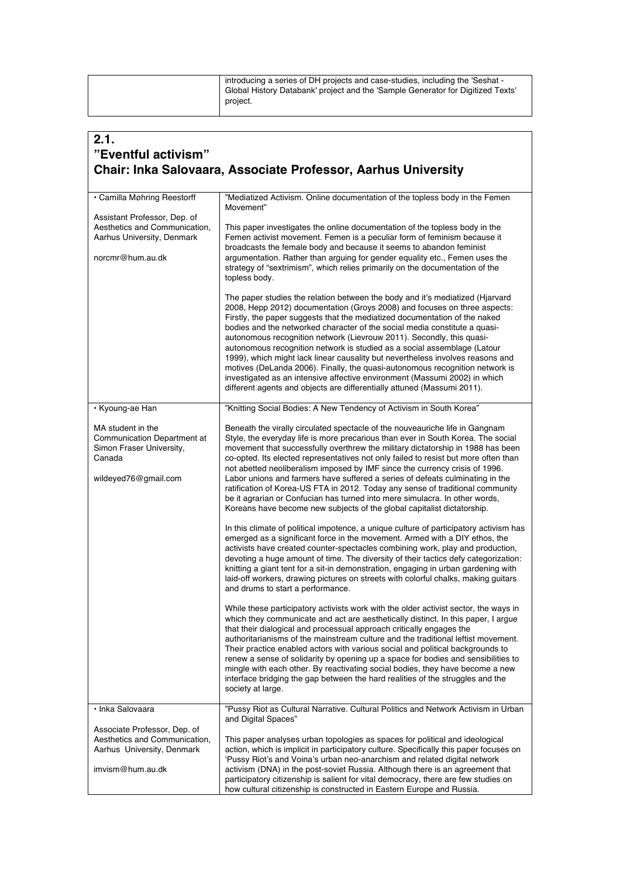| | introducing a series of DH projects and case-studies, including the 'Seshat - Global History Databank' project and the 'Sample Generator for Digitized Texts' project. |
|---|---|

## 2.1.
## ”Eventful activism”
## Chair: Inka Salovaara, Associate Professor, Aarhus University

| | |
|---|---|
| • Camilla Møhring Reestorff<br><br>Assistant Professor, Dep. of Aesthetics and Communication, Aarhus University, Denmark<br><br>norcmr@hum.au.dk | ”Mediatized Activism. Online documentation of the topless body in the Femen Movement”<br><br>This paper investigates the online documentation of the topless body in the Femen activist movement. Femen is a peculiar form of feminism because it broadcasts the female body and because it seems to abandon feminist argumentation. Rather than arguing for gender equality etc., Femen uses the strategy of "sextrimism", which relies primarily on the documentation of the topless body.<br><br>The paper studies the relation between the body and it's mediatized (Hjarvard 2008, Hepp 2012) documentation (Groys 2008) and focuses on three aspects: Firstly, the paper suggests that the mediatized documentation of the naked bodies and the networked character of the social media constitute a quasi-autonomous recognition network (Lievrouw 2011). Secondly, this quasi-autonomous recognition network is studied as a social assemblage (Latour 1999), which might lack linear causality but nevertheless involves reasons and motives (DeLanda 2006). Finally, the quasi-autonomous recognition network is investigated as an intensive affective environment (Massumi 2002) in which different agents and objects are differentially attuned (Massumi 2011). |
| • Kyoung-ae Han<br><br>MA student in the Communication Department at Simon Fraser University, Canada<br><br>wildeyed76@gmail.com | ”Knitting Social Bodies: A New Tendency of Activism in South Korea”<br><br>Beneath the virally circulated spectacle of the nouveauriche life in Gangnam Style, the everyday life is more precarious than ever in South Korea. The social movement that successfully overthrew the military dictatorship in 1988 has been co-opted. Its elected representatives not only failed to resist but more often than not abetted neoliberalism imposed by IMF since the currency crisis of 1996. Labor unions and farmers have suffered a series of defeats culminating in the ratification of Korea-US FTA in 2012. Today any sense of traditional community be it agrarian or Confucian has turned into mere simulacra. In other words, Koreans have become new subjects of the global capitalist dictatorship.<br><br>In this climate of political impotence, a unique culture of participatory activism has emerged as a significant force in the movement. Armed with a DIY ethos, the activists have created counter-spectacles combining work, play and production, devoting a huge amount of time. The diversity of their tactics defy categorization: knitting a giant tent for a sit-in demonstration, engaging in urban gardening with laid-off workers, drawing pictures on streets with colorful chalks, making guitars and drums to start a performance.<br><br>While these participatory activists work with the older activist sector, the ways in which they communicate and act are aesthetically distinct. In this paper, I argue that their dialogical and processual approach critically engages the authoritarianisms of the mainstream culture and the traditional leftist movement. Their practice enabled actors with various social and political backgrounds to renew a sense of solidarity by opening up a space for bodies and sensibilities to mingle with each other. By reactivating social bodies, they have become a new interface bridging the gap between the hard realities of the struggles and the society at large. |
| • Inka Salovaara<br><br>Associate Professor, Dep. of Aesthetics and Communication, Aarhus University, Denmark<br><br>imvism@hum.au.dk | ”Pussy Riot as Cultural Narrative. Cultural Politics and Network Activism in Urban and Digital Spaces”<br><br>This paper analyses urban topologies as spaces for political and ideological action, which is implicit in participatory culture. Specifically this paper focuses on 'Pussy Riot's and Voina's urban neo-anarchism and related digital network activism (DNA) in the post-soviet Russia. Although there is an agreement that participatory citizenship is salient for vital democracy, there are few studies on how cultural citizenship is constructed in Eastern Europe and Russia. |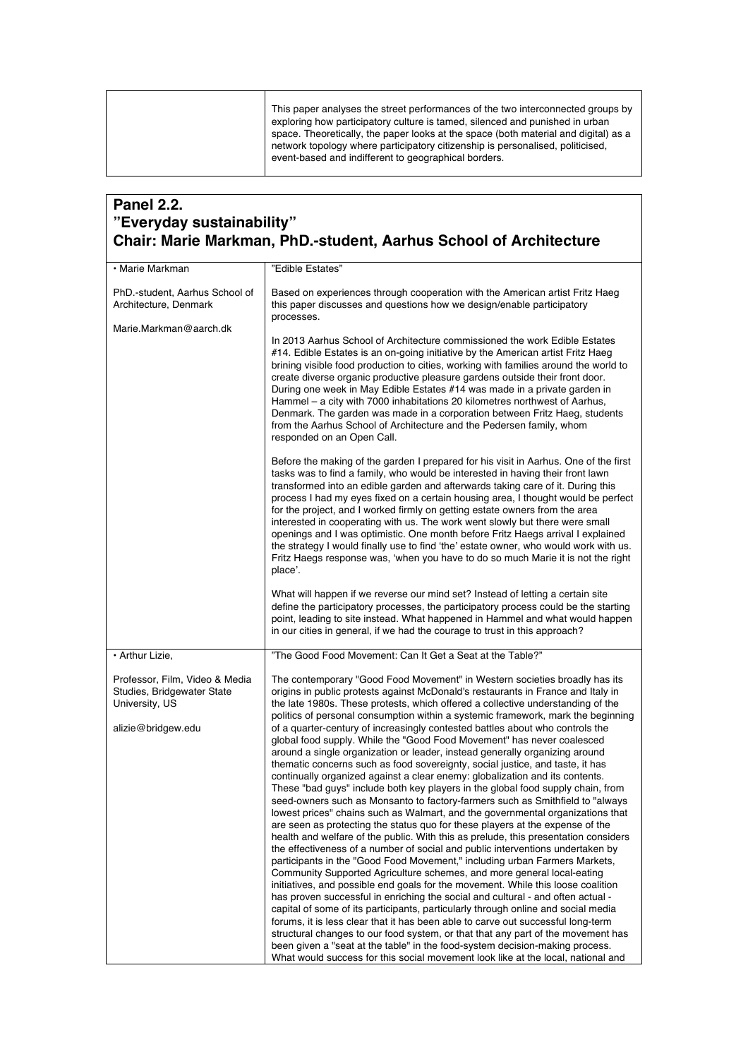| | |
|---|---|
| | This paper analyses the street performances of the two interconnected groups by exploring how participatory culture is tamed, silenced and punished in urban space. Theoretically, the paper looks at the space (both material and digital) as a network topology where participatory citizenship is personalised, politicised, event-based and indifferent to geographical borders.” |

## Panel 2.2.
## ”Everyday sustainability”
## Chair: Marie Markman, PhD.-student, Aarhus School of Architecture

| | |
|---|---|
| • Marie Markman<br><br>PhD.-student, Aarhus School of Architecture, Denmark<br><br>Marie.Markman@aarch.dk | ”Edible Estates”<br><br>Based on experiences through cooperation with the American artist Fritz Haeg this paper discusses and questions how we design/enable participatory processes.<br><br>In 2013 Aarhus School of Architecture commissioned the work Edible Estates #14. Edible Estates is an on-going initiative by the American artist Fritz Haeg brining visible food production to cities, working with families around the world to create diverse organic productive pleasure gardens outside their front door. During one week in May Edible Estates #14 was made in a private garden in Hammel – a city with 7000 inhabitations 20 kilometres northwest of Aarhus, Denmark. The garden was made in a corporation between Fritz Haeg, students from the Aarhus School of Architecture and the Pedersen family, whom responded on an Open Call.<br><br>Before the making of the garden I prepared for his visit in Aarhus. One of the first tasks was to find a family, who would be interested in having their front lawn transformed into an edible garden and afterwards taking care of it. During this process I had my eyes fixed on a certain housing area, I thought would be perfect for the project, and I worked firmly on getting estate owners from the area interested in cooperating with us. The work went slowly but there were small openings and I was optimistic. One month before Fritz Haegs arrival I explained the strategy I would finally use to find ‘the’ estate owner, who would work with us. Fritz Haegs response was, ‘when you have to do so much Marie it is not the right place’.<br><br>What will happen if we reverse our mind set? Instead of letting a certain site define the participatory processes, the participatory process could be the starting point, leading to site instead. What happened in Hammel and what would happen in our cities in general, if we had the courage to trust in this approach? |
| • Arthur Lizie,<br><br>Professor, Film, Video & Media Studies, Bridgewater State University, US<br><br>alizie@bridgew.edu | ”The Good Food Movement: Can It Get a Seat at the Table?”<br><br>The contemporary "Good Food Movement" in Western societies broadly has its origins in public protests against McDonald's restaurants in France and Italy in the late 1980s. These protests, which offered a collective understanding of the politics of personal consumption within a systemic framework, mark the beginning of a quarter-century of increasingly contested battles about who controls the global food supply. While the "Good Food Movement" has never coalesced around a single organization or leader, instead generally organizing around thematic concerns such as food sovereignty, social justice, and taste, it has continually organized against a clear enemy: globalization and its contents. These "bad guys" include both key players in the global food supply chain, from seed-owners such as Monsanto to factory-farmers such as Smithfield to "always lowest prices" chains such as Walmart, and the governmental organizations that are seen as protecting the status quo for these players at the expense of the health and welfare of the public. With this as prelude, this presentation considers the effectiveness of a number of social and public interventions undertaken by participants in the "Good Food Movement," including urban Farmers Markets, Community Supported Agriculture schemes, and more general local-eating initiatives, and possible end goals for the movement. While this loose coalition has proven successful in enriching the social and cultural - and often actual - capital of some of its participants, particularly through online and social media forums, it is less clear that it has been able to carve out successful long-term structural changes to our food system, or that that any part of the movement has been given a "seat at the table" in the food-system decision-making process. What would success for this social movement look like at the local, national and |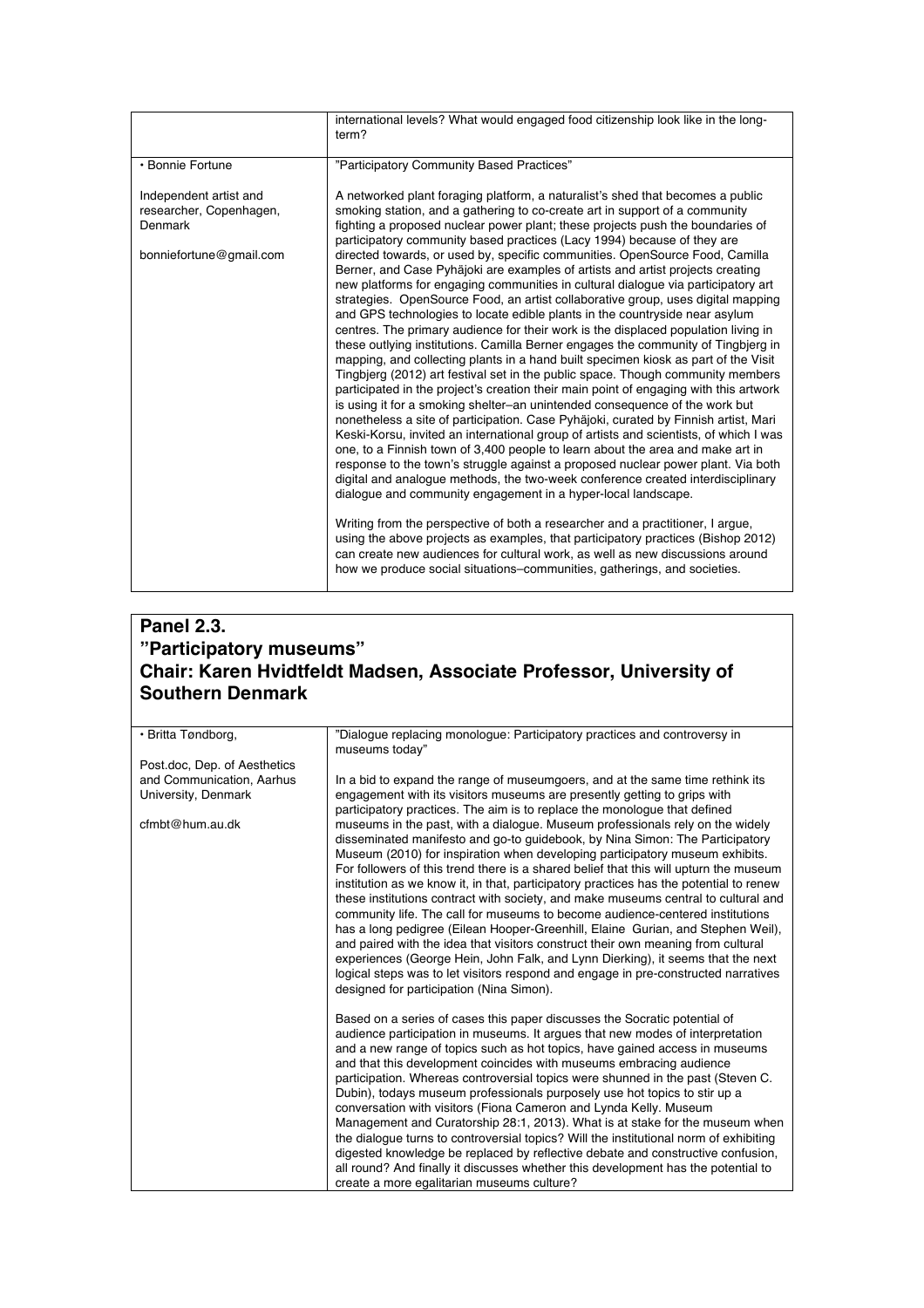| | |
|---|---|
| | international levels? What would engaged food citizenship look like in the long-term? |
| • Bonnie Fortune<br><br>Independent artist and researcher, Copenhagen, Denmark<br><br>bonniefortune@gmail.com | "Participatory Community Based Practices"<br><br>A networked plant foraging platform, a naturalist's shed that becomes a public smoking station, and a gathering to co-create art in support of a community fighting a proposed nuclear power plant; these projects push the boundaries of participatory community based practices (Lacy 1994) because of they are directed towards, or used by, specific communities. OpenSource Food, Camilla Berner, and Case Pyhäjoki are examples of artists and artist projects creating new platforms for engaging communities in cultural dialogue via participatory art strategies. OpenSource Food, an artist collaborative group, uses digital mapping and GPS technologies to locate edible plants in the countryside near asylum centres. The primary audience for their work is the displaced population living in these outlying institutions. Camilla Berner engages the community of Tingbjerg in mapping, and collecting plants in a hand built specimen kiosk as part of the Visit Tingbjerg (2012) art festival set in the public space. Though community members participated in the project's creation their main point of engaging with this artwork is using it for a smoking shelter–an unintended consequence of the work but nonetheless a site of participation. Case Pyhäjoki, curated by Finnish artist, Mari Keski-Korsu, invited an international group of artists and scientists, of which I was one, to a Finnish town of 3,400 people to learn about the area and make art in response to the town's struggle against a proposed nuclear power plant. Via both digital and analogue methods, the two-week conference created interdisciplinary dialogue and community engagement in a hyper-local landscape.<br><br>Writing from the perspective of both a researcher and a practitioner, I argue, using the above projects as examples, that participatory practices (Bishop 2012) can create new audiences for cultural work, as well as new discussions around how we produce social situations–communities, gatherings, and societies. |

## Panel 2.3.
## "Participatory museums"
## Chair: Karen Hvidtfeldt Madsen, Associate Professor, University of Southern Denmark

| | |
|---|---|
| • Britta Tøndborg,<br><br>Post.doc, Dep. of Aesthetics and Communication, Aarhus University, Denmark<br><br>cfmbt@hum.au.dk | "Dialogue replacing monologue: Participatory practices and controversy in museums today"<br><br>In a bid to expand the range of museumgoers, and at the same time rethink its engagement with its visitors museums are presently getting to grips with participatory practices. The aim is to replace the monologue that defined museums in the past, with a dialogue. Museum professionals rely on the widely disseminated manifesto and go-to guidebook, by Nina Simon: The Participatory Museum (2010) for inspiration when developing participatory museum exhibits. For followers of this trend there is a shared belief that this will upturn the museum institution as we know it, in that, participatory practices has the potential to renew these institutions contract with society, and make museums central to cultural and community life. The call for museums to become audience-centered institutions has a long pedigree (Eilean Hooper-Greenhill, Elaine Gurian, and Stephen Weil), and paired with the idea that visitors construct their own meaning from cultural experiences (George Hein, John Falk, and Lynn Dierking), it seems that the next logical steps was to let visitors respond and engage in pre-constructed narratives designed for participation (Nina Simon).<br><br>Based on a series of cases this paper discusses the Socratic potential of audience participation in museums. It argues that new modes of interpretation and a new range of topics such as hot topics, have gained access in museums and that this development coincides with museums embracing audience participation. Whereas controversial topics were shunned in the past (Steven C. Dubin), todays museum professionals purposely use hot topics to stir up a conversation with visitors (Fiona Cameron and Lynda Kelly. Museum Management and Curatorship 28:1, 2013). What is at stake for the museum when the dialogue turns to controversial topics? Will the institutional norm of exhibiting digested knowledge be replaced by reflective debate and constructive confusion, all round? And finally it discusses whether this development has the potential to create a more egalitarian museums culture? |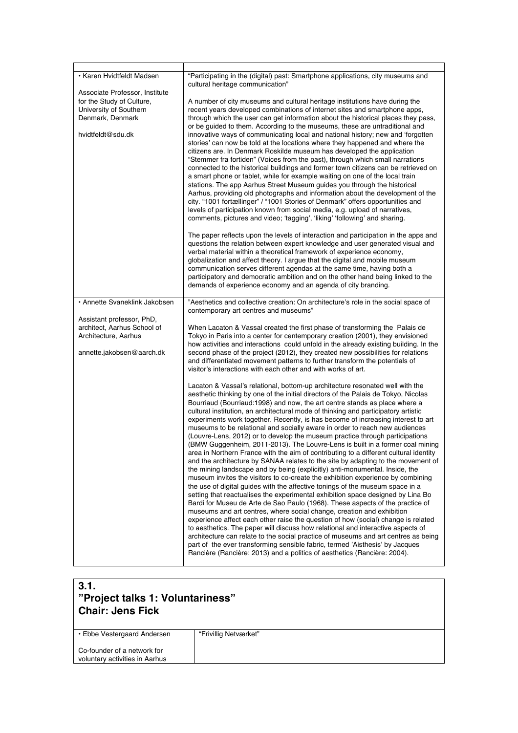| | |
|---|---|
| • Karen Hvidtfeldt Madsen<br><br>Associate Professor, Institute for the Study of Culture, University of Southern Denmark, Denmark<br><br>hvidtfeldt@sdu.dk | "Participating in the (digital) past: Smartphone applications, city museums and cultural heritage communication"<br><br>A number of city museums and cultural heritage institutions have during the recent years developed combinations of internet sites and smartphone apps, through which the user can get information about the historical places they pass, or be guided to them. According to the museums, these are untraditional and innovative ways of communicating local and national history; new and 'forgotten stories' can now be told at the locations where they happened and where the citizens are. In Denmark Roskilde museum has developed the application "Stemmer fra fortiden" (Voices from the past), through which small narrations connected to the historical buildings and former town citizens can be retrieved on a smart phone or tablet, while for example waiting on one of the local train stations. The app Aarhus Street Museum guides you through the historical Aarhus, providing old photographs and information about the development of the city. "1001 fortællinger" / "1001 Stories of Denmark" offers opportunities and levels of participation known from social media, e.g. upload of narratives, comments, pictures and video; 'tagging', 'liking' 'following' and sharing.<br><br>The paper reflects upon the levels of interaction and participation in the apps and questions the relation between expert knowledge and user generated visual and verbal material within a theoretical framework of experience economy, globalization and affect theory. I argue that the digital and mobile museum communication serves different agendas at the same time, having both a participatory and democratic ambition and on the other hand being linked to the demands of experience economy and an agenda of city branding. |
| • Annette Svaneklink Jakobsen<br><br>Assistant professor, PhD, architect, Aarhus School of Architecture, Aarhus<br><br>annette.jakobsen@aarch.dk | "Aesthetics and collective creation: On architecture's role in the social space of contemporary art centres and museums"<br><br>When Lacaton & Vassal created the first phase of transforming the Palais de Tokyo in Paris into a center for centemporary creation (2001), they envisioned how activities and interactions could unfold in the already existing building. In the second phase of the project (2012), they created new possibilities for relations and differentiated movement patterns to further transform the potentials of visitor's interactions with each other and with works of art.<br><br>Lacaton & Vassal's relational, bottom-up architecture resonated well with the aesthetic thinking by one of the initial directors of the Palais de Tokyo, Nicolas Bourriaud (Bourriaud:1998) and now, the art centre stands as place where a cultural institution, an architectural mode of thinking and participatory artistic experiments work together. Recently, is has become of increasing interest to art museums to be relational and socially aware in order to reach new audiences (Louvre-Lens, 2012) or to develop the museum practice through participations (BMW Guggenheim, 2011-2013). The Louvre-Lens is built in a former coal mining area in Northern France with the aim of contributing to a different cultural identity and the architecture by SANAA relates to the site by adapting to the movement of the mining landscape and by being (explicitly) anti-monumental. Inside, the museum invites the visitors to co-create the exhibition experience by combining the use of digital guides with the affective tonings of the museum space in a setting that reactualises the experimental exhibition space designed by Lina Bo Bardi for Museu de Arte de Sao Paulo (1968). These aspects of the practice of museums and art centres, where social change, creation and exhibition experience affect each other raise the question of how (social) change is related to aesthetics. The paper will discuss how relational and interactive aspects of architecture can relate to the social practice of museums and art centres as being part of the ever transforming sensible fabric, termed 'Aisthesis' by Jacques Rancière (Rancière: 2013) and a politics of aesthetics (Rancière: 2004). |

## 3.1. "Project talks 1: Voluntariness" Chair: Jens Fick

| | |
|---|---|
| • Ebbe Vestergaard Andersen<br><br>Co-founder of a network for voluntary activities in Aarhus | "Frivillig Netværket" |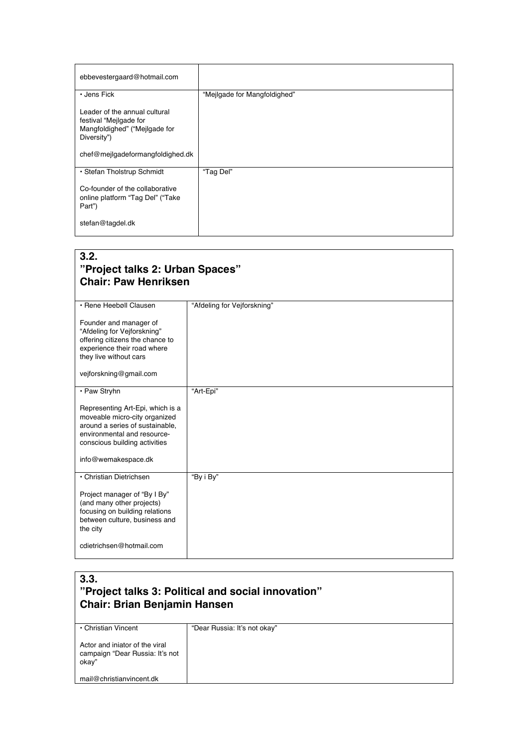| | |
|---|---|
| ebbevestergaard@hotmail.com | |
| • Jens Fick<br><br>Leader of the annual cultural festival "Mejlgade for Mangfoldighed" ("Mejlgade for Diversity")<br><br>chef@mejlgadeformangfoldighed.dk | "Mejlgade for Mangfoldighed" |
| • Stefan Tholstrup Schmidt<br><br>Co-founder of the collaborative online platform "Tag Del" ("Take Part")<br><br>stefan@tagdel.dk | "Tag Del" |

## 3.2.
## "Project talks 2: Urban Spaces"
## Chair: Paw Henriksen

| | |
|---|---|
| • Rene Heebøll Clausen<br><br>Founder and manager of "Afdeling for Vejforskning" offering citizens the chance to experience their road where they live without cars<br><br>vejforskning@gmail.com | "Afdeling for Vejforskning" |
| • Paw Stryhn<br><br>Representing Art-Epi, which is a moveable micro-city organized around a series of sustainable, environmental and resource-conscious building activities<br><br>info@wemakespace.dk | "Art-Epi" |
| • Christian Dietrichsen<br><br>Project manager of "By I By" (and many other projects) focusing on building relations between culture, business and the city<br><br>cdietrichsen@hotmail.com | "By i By" |

## 3.3.
## "Project talks 3: Political and social innovation"
## Chair: Brian Benjamin Hansen

| | |
|---|---|
| • Christian Vincent<br><br>Actor and iniator of the viral campaign "Dear Russia: It's not okay"<br><br>mail@christianvincent.dk | "Dear Russia: It's not okay" |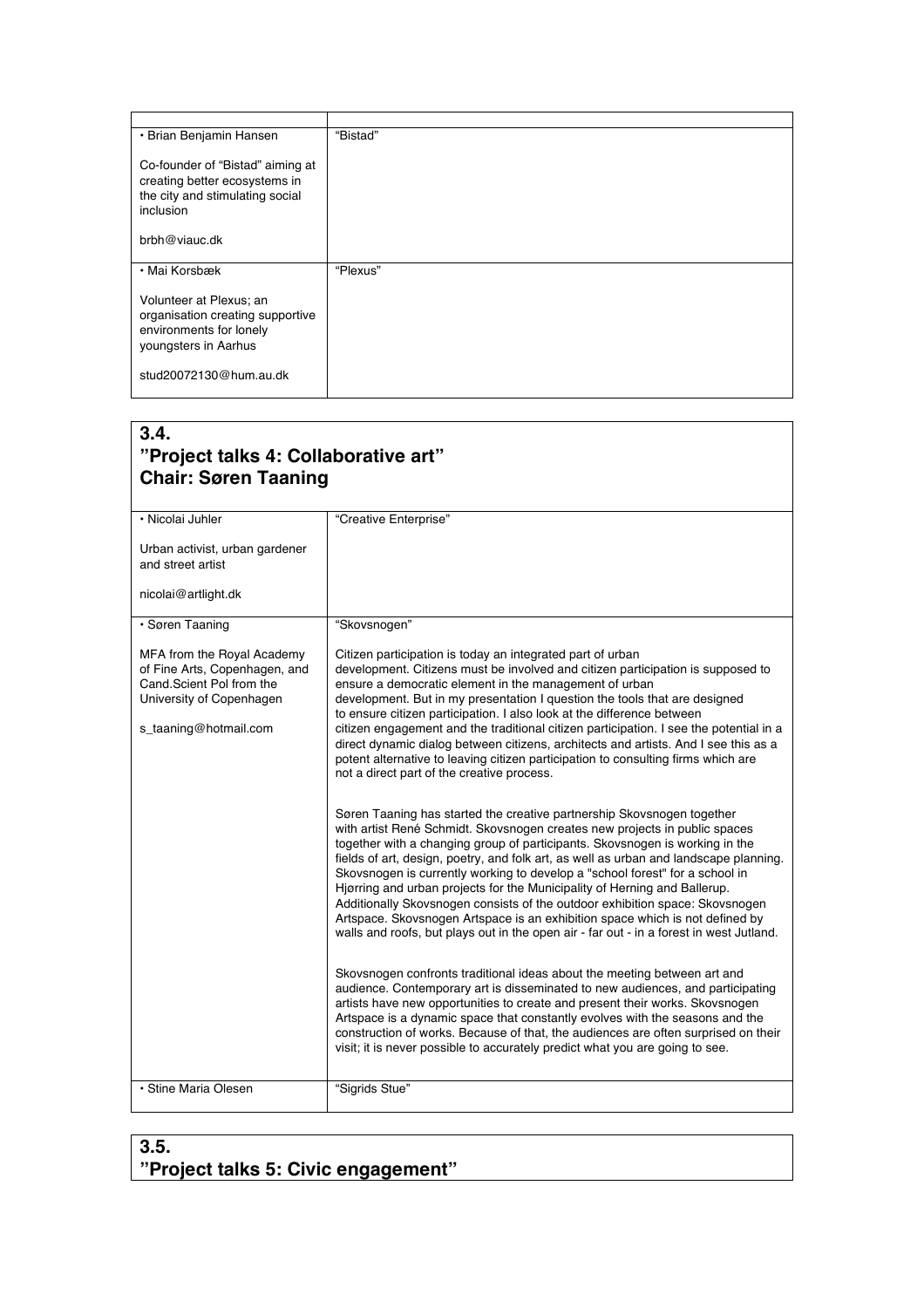| | |
|---|---|
| • Brian Benjamin Hansen<br><br>Co-founder of "Bistad" aiming at creating better ecosystems in the city and stimulating social inclusion<br><br>brbh@viauc.dk | "Bistad" |
| • Mai Korsbæk<br><br>Volunteer at Plexus; an organisation creating supportive environments for lonely youngsters in Aarhus<br><br>stud20072130@hum.au.dk | "Plexus" |

## 3.4.
## "Project talks 4: Collaborative art"
## Chair: Søren Taaning

| | |
|---|---|
| • Nicolai Juhler<br><br>Urban activist, urban gardener and street artist<br><br>nicolai@artlight.dk | "Creative Enterprise" |
| • Søren Taaning<br><br>MFA from the Royal Academy of Fine Arts, Copenhagen, and Cand.Scient Pol from the University of Copenhagen<br><br>s_taaning@hotmail.com | "Skovsnogen"<br><br>Citizen participation is today an integrated part of urban development. Citizens must be involved and citizen participation is supposed to ensure a democratic element in the management of urban development. But in my presentation I question the tools that are designed to ensure citizen participation. I also look at the difference between citizen engagement and the traditional citizen participation. I see the potential in a direct dynamic dialog between citizens, architects and artists. And I see this as a potent alternative to leaving citizen participation to consulting firms which are not a direct part of the creative process.<br><br>Søren Taaning has started the creative partnership Skovsnogen together with artist René Schmidt. Skovsnogen creates new projects in public spaces together with a changing group of participants. Skovsnogen is working in the fields of art, design, poetry, and folk art, as well as urban and landscape planning. Skovsnogen is currently working to develop a "school forest" for a school in Hjørring and urban projects for the Municipality of Herning and Ballerup. Additionally Skovsnogen consists of the outdoor exhibition space: Skovsnogen Artspace. Skovsnogen Artspace is an exhibition space which is not defined by walls and roofs, but plays out in the open air - far out - in a forest in west Jutland.<br><br>Skovsnogen confronts traditional ideas about the meeting between art and audience. Contemporary art is disseminated to new audiences, and participating artists have new opportunities to create and present their works. Skovsnogen Artspace is a dynamic space that constantly evolves with the seasons and the construction of works. Because of that, the audiences are often surprised on their visit; it is never possible to accurately predict what you are going to see. |
| • Stine Maria Olesen | "Sigrids Stue" |

## 3.5.
## "Project talks 5: Civic engagement"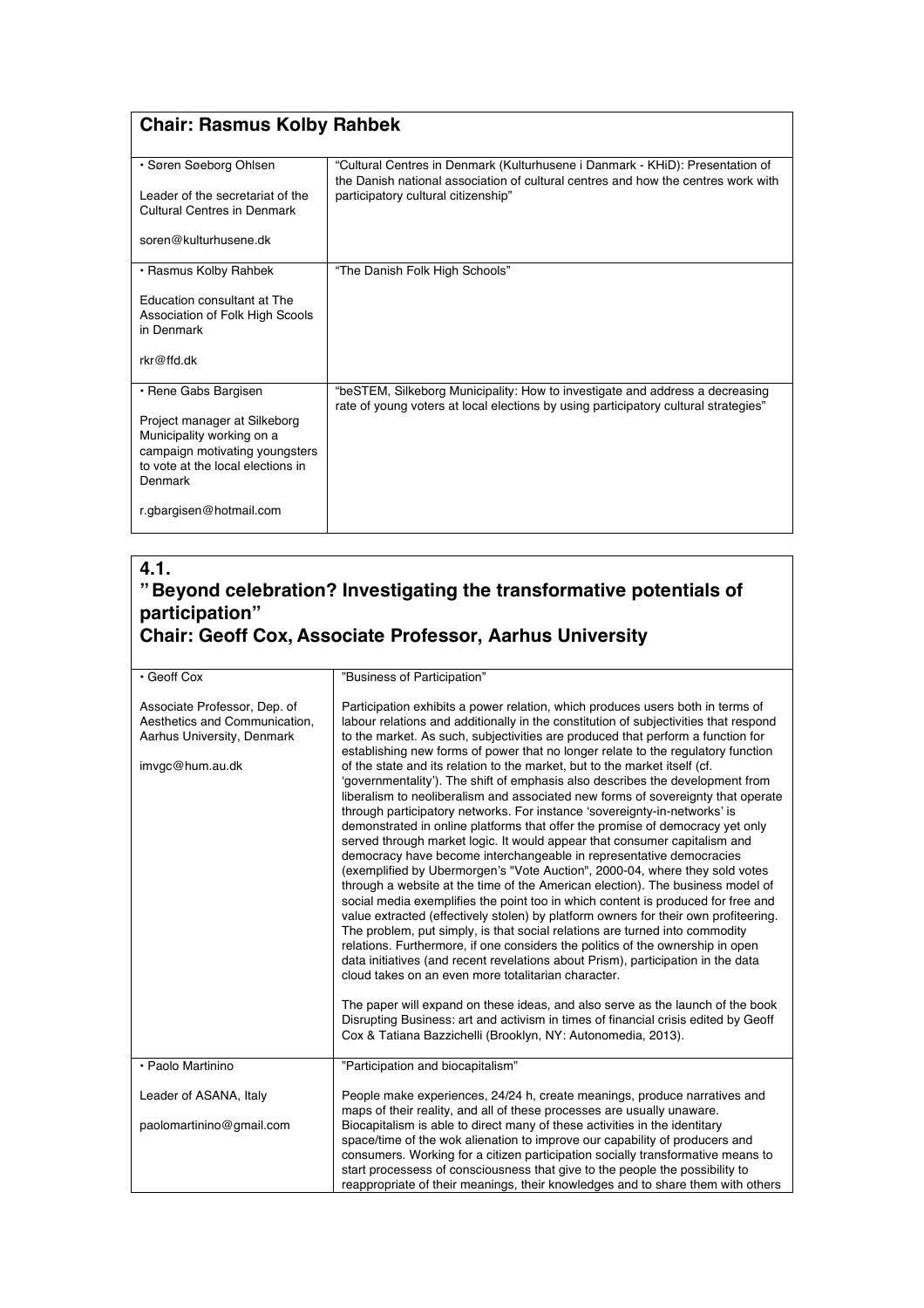## Chair: Rasmus Kolby Rahbek

| | |
|---|---|
| • Søren Søeborg Ohlsen<br><br>Leader of the secretariat of the Cultural Centres in Denmark<br><br>soren@kulturhusene.dk | “Cultural Centres in Denmark (Kulturhusene i Danmark - KHiD): Presentation of the Danish national association of cultural centres and how the centres work with participatory cultural citizenship” |
| • Rasmus Kolby Rahbek<br><br>Education consultant at The Association of Folk High Scools in Denmark<br><br>rkr@ffd.dk | “The Danish Folk High Schools” |
| • Rene Gabs Bargisen<br><br>Project manager at Silkeborg Municipality working on a campaign motivating youngsters to vote at the local elections in Denmark<br><br>r.gbargisen@hotmail.com | “beSTEM, Silkeborg Municipality: How to investigate and address a decreasing rate of young voters at local elections by using participatory cultural strategies” |

## 4.1.
## ”Beyond celebration? Investigating the transformative potentials of participation”
## Chair: Geoff Cox, Associate Professor, Aarhus University

| | |
|---|---|
| • Geoff Cox<br><br>Associate Professor, Dep. of Aesthetics and Communication, Aarhus University, Denmark<br><br>imvgc@hum.au.dk | ”Business of Participation”<br><br>Participation exhibits a power relation, which produces users both in terms of labour relations and additionally in the constitution of subjectivities that respond to the market. As such, subjectivities are produced that perform a function for establishing new forms of power that no longer relate to the regulatory function of the state and its relation to the market, but to the market itself (cf. ‘governmentality’). The shift of emphasis also describes the development from liberalism to neoliberalism and associated new forms of sovereignty that operate through participatory networks. For instance ‘sovereignty-in-networks’ is demonstrated in online platforms that offer the promise of democracy yet only served through market logic. It would appear that consumer capitalism and democracy have become interchangeable in representative democracies (exemplified by Ubermorgen’s "Vote Auction", 2000-04, where they sold votes through a website at the time of the American election). The business model of social media exemplifies the point too in which content is produced for free and value extracted (effectively stolen) by platform owners for their own profiteering. The problem, put simply, is that social relations are turned into commodity relations. Furthermore, if one considers the politics of the ownership in open data initiatives (and recent revelations about Prism), participation in the data cloud takes on an even more totalitarian character.<br><br>The paper will expand on these ideas, and also serve as the launch of the book Disrupting Business: art and activism in times of financial crisis edited by Geoff Cox & Tatiana Bazzichelli (Brooklyn, NY: Autonomedia, 2013). |
| • Paolo Martinino<br><br>Leader of ASANA, Italy<br><br>paolomartinino@gmail.com | ”Participation and biocapitalism”<br><br>People make experiences, 24/24 h, create meanings, produce narratives and maps of their reality, and all of these processes are usually unaware. Biocapitalism is able to direct many of these activities in the identitary space/time of the wok alienation to improve our capability of producers and consumers. Working for a citizen participation socially transformative means to start processess of consciousness that give to the people the possibility to reappropriate of their meanings, their knowledges and to share them with others |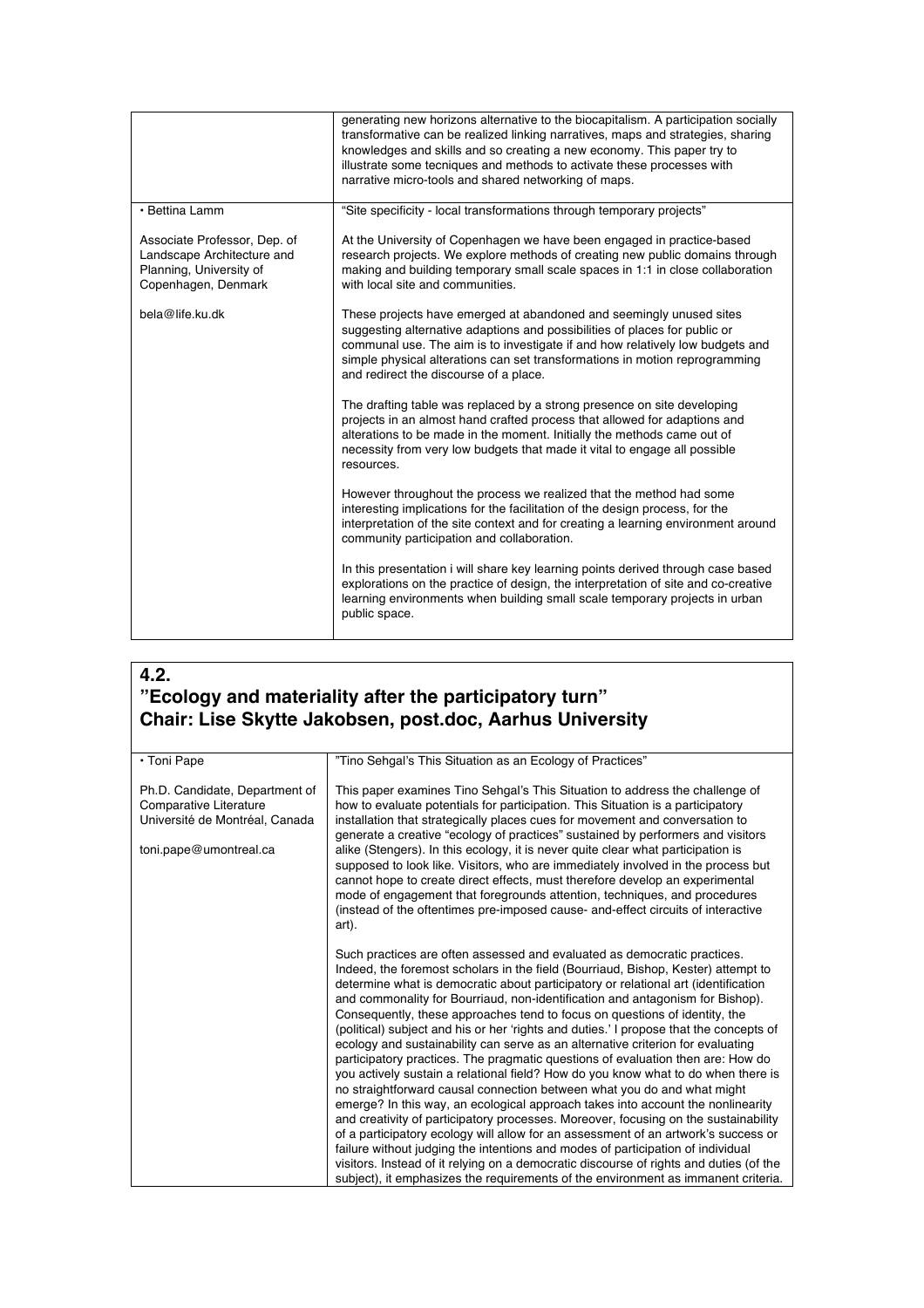| | |
|---|---|
| | generating new horizons alternative to the biocapitalism. A participation socially transformative can be realized linking narratives, maps and strategies, sharing knowledges and skills and so creating a new economy. This paper try to illustrate some tecniques and methods to activate these processes with narrative micro-tools and shared networking of maps. |
| • Bettina Lamm<br><br>Associate Professor, Dep. of Landscape Architecture and Planning, University of Copenhagen, Denmark<br><br>bela@life.ku.dk | “Site specificity - local transformations through temporary projects”<br><br>At the University of Copenhagen we have been engaged in practice-based research projects. We explore methods of creating new public domains through making and building temporary small scale spaces in 1:1 in close collaboration with local site and communities.<br><br>These projects have emerged at abandoned and seemingly unused sites suggesting alternative adaptions and possibilities of places for public or communal use. The aim is to investigate if and how relatively low budgets and simple physical alterations can set transformations in motion reprogramming and redirect the discourse of a place.<br><br>The drafting table was replaced by a strong presence on site developing projects in an almost hand crafted process that allowed for adaptions and alterations to be made in the moment. Initially the methods came out of necessity from very low budgets that made it vital to engage all possible resources.<br><br>However throughout the process we realized that the method had some interesting implications for the facilitation of the design process, for the interpretation of the site context and for creating a learning environment around community participation and collaboration.<br><br>In this presentation i will share key learning points derived through case based explorations on the practice of design, the interpretation of site and co-creative learning environments when building small scale temporary projects in urban public space. |

## 4.2.
## ”Ecology and materiality after the participatory turn”
## Chair: Lise Skytte Jakobsen, post.doc, Aarhus University

| | |
|---|---|
| • Toni Pape<br><br>Ph.D. Candidate, Department of Comparative Literature Université de Montréal, Canada<br><br>toni.pape@umontreal.ca | ”Tino Sehgal’s This Situation as an Ecology of Practices”<br><br>This paper examines Tino Sehgal’s This Situation to address the challenge of how to evaluate potentials for participation. This Situation is a participatory installation that strategically places cues for movement and conversation to generate a creative “ecology of practices” sustained by performers and visitors alike (Stengers). In this ecology, it is never quite clear what participation is supposed to look like. Visitors, who are immediately involved in the process but cannot hope to create direct effects, must therefore develop an experimental mode of engagement that foregrounds attention, techniques, and procedures (instead of the oftentimes pre-imposed cause- and-effect circuits of interactive art).<br><br>Such practices are often assessed and evaluated as democratic practices. Indeed, the foremost scholars in the field (Bourriaud, Bishop, Kester) attempt to determine what is democratic about participatory or relational art (identification and commonality for Bourriaud, non-identification and antagonism for Bishop). Consequently, these approaches tend to focus on questions of identity, the (political) subject and his or her ‘rights and duties.’ I propose that the concepts of ecology and sustainability can serve as an alternative criterion for evaluating participatory practices. The pragmatic questions of evaluation then are: How do you actively sustain a relational field? How do you know what to do when there is no straightforward causal connection between what you do and what might emerge? In this way, an ecological approach takes into account the nonlinearity and creativity of participatory processes. Moreover, focusing on the sustainability of a participatory ecology will allow for an assessment of an artwork’s success or failure without judging the intentions and modes of participation of individual visitors. Instead of it relying on a democratic discourse of rights and duties (of the subject), it emphasizes the requirements of the environment as immanent criteria. |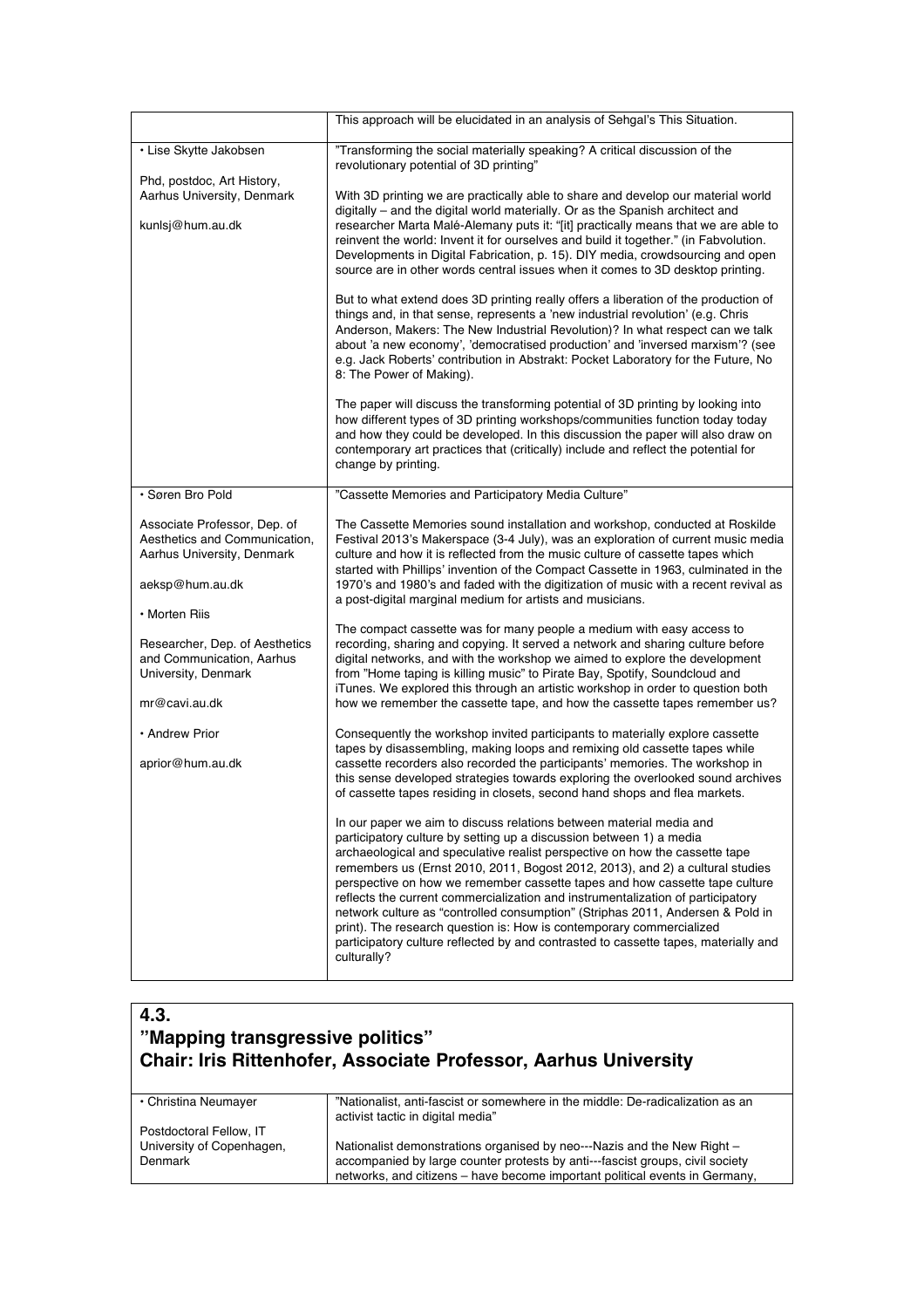| | |
|---|---|
| | This approach will be elucidated in an analysis of Sehgal's This Situation. |
| • Lise Skytte Jakobsen<br><br>Phd, postdoc, Art History, Aarhus University, Denmark<br><br>kunlsj@hum.au.dk | "Transforming the social materially speaking? A critical discussion of the revolutionary potential of 3D printing"<br><br>With 3D printing we are practically able to share and develop our material world digitally – and the digital world materially. Or as the Spanish architect and researcher Marta Malé-Alemany puts it: "[it] practically means that we are able to reinvent the world: Invent it for ourselves and build it together." (in Fabvolution. Developments in Digital Fabrication, p. 15). DIY media, crowdsourcing and open source are in other words central issues when it comes to 3D desktop printing.<br><br>But to what extend does 3D printing really offers a liberation of the production of things and, in that sense, represents a 'new industrial revolution' (e.g. Chris Anderson, Makers: The New Industrial Revolution)? In what respect can we talk about 'a new economy', 'democratised production' and 'inversed marxism'? (see e.g. Jack Roberts' contribution in Abstrakt: Pocket Laboratory for the Future, No 8: The Power of Making).<br><br>The paper will discuss the transforming potential of 3D printing by looking into how different types of 3D printing workshops/communities function today today and how they could be developed. In this discussion the paper will also draw on contemporary art practices that (critically) include and reflect the potential for change by printing. |
| • Søren Bro Pold<br><br>Associate Professor, Dep. of Aesthetics and Communication, Aarhus University, Denmark<br><br>aeksp@hum.au.dk<br><br>• Morten Riis<br><br>Researcher, Dep. of Aesthetics and Communication, Aarhus University, Denmark<br><br>mr@cavi.au.dk<br><br>• Andrew Prior<br><br>aprior@hum.au.dk | "Cassette Memories and Participatory Media Culture"<br><br>The Cassette Memories sound installation and workshop, conducted at Roskilde Festival 2013's Makerspace (3-4 July), was an exploration of current music media culture and how it is reflected from the music culture of cassette tapes which started with Phillips' invention of the Compact Cassette in 1963, culminated in the 1970's and 1980's and faded with the digitization of music with a recent revival as a post-digital marginal medium for artists and musicians.<br><br>The compact cassette was for many people a medium with easy access to recording, sharing and copying. It served a network and sharing culture before digital networks, and with the workshop we aimed to explore the development from "Home taping is killing music" to Pirate Bay, Spotify, Soundcloud and iTunes. We explored this through an artistic workshop in order to question both how we remember the cassette tape, and how the cassette tapes remember us?<br><br>Consequently the workshop invited participants to materially explore cassette tapes by disassembling, making loops and remixing old cassette tapes while cassette recorders also recorded the participants' memories. The workshop in this sense developed strategies towards exploring the overlooked sound archives of cassette tapes residing in closets, second hand shops and flea markets.<br><br>In our paper we aim to discuss relations between material media and participatory culture by setting up a discussion between 1) a media archaeological and speculative realist perspective on how the cassette tape remembers us (Ernst 2010, 2011, Bogost 2012, 2013), and 2) a cultural studies perspective on how we remember cassette tapes and how cassette tape culture reflects the current commercialization and instrumentalization of participatory network culture as "controlled consumption" (Striphas 2011, Andersen & Pold in print). The research question is: How is contemporary commercialized participatory culture reflected by and contrasted to cassette tapes, materially and culturally? |

## 4.3.
## "Mapping transgressive politics"
## Chair: Iris Rittenhofer, Associate Professor, Aarhus University

| | |
|---|---|
| • Christina Neumayer<br><br>Postdoctoral Fellow, IT University of Copenhagen, Denmark | "Nationalist, anti-fascist or somewhere in the middle: De-radicalization as an activist tactic in digital media"<br><br>Nationalist demonstrations organised by neo---Nazis and the New Right – accompanied by large counter protests by anti---fascist groups, civil society networks, and citizens – have become important political events in Germany, |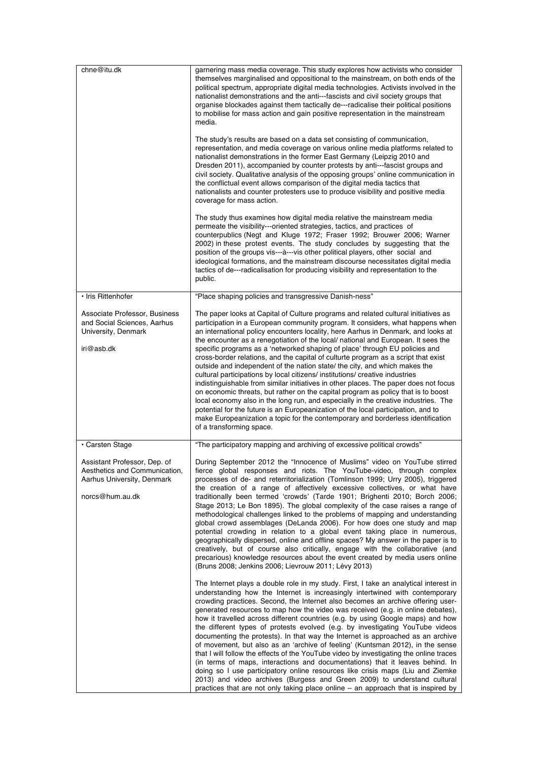| | |
|---|---|
| chne@itu.dk | garnering mass media coverage. This study explores how activists who consider themselves marginalised and oppositional to the mainstream, on both ends of the political spectrum, appropriate digital media technologies. Activists involved in the nationalist demonstrations and the anti---fascists and civil society groups that organise blockades against them tactically de---radicalise their political positions to mobilise for mass action and gain positive representation in the mainstream media.<br><br>The study's results are based on a data set consisting of communication, representation, and media coverage on various online media platforms related to nationalist demonstrations in the former East Germany (Leipzig 2010 and Dresden 2011), accompanied by counter protests by anti---fascist groups and civil society. Qualitative analysis of the opposing groups' online communication in the conflictual event allows comparison of the digital media tactics that nationalists and counter protesters use to produce visibility and positive media coverage for mass action.<br><br>The study thus examines how digital media relative the mainstream media permeate the visibility---oriented strategies, tactics, and practices of counterpublics (Negt and Kluge 1972; Fraser 1992; Brouwer 2006; Warner 2002) in these protest events. The study concludes by suggesting that the position of the groups vis---à---vis other political players, other social and ideological formations, and the mainstream discourse necessitates digital media tactics of de---radicalisation for producing visibility and representation to the public. |
| • Iris Rittenhofer<br><br>Associate Professor, Business and Social Sciences, Aarhus University, Denmark<br><br>iri@asb.dk | "Place shaping policies and transgressive Danish-ness"<br><br>The paper looks at Capital of Culture programs and related cultural initiatives as participation in a European community program. It considers, what happens when an international policy encounters locality, here Aarhus in Denmark, and looks at the encounter as a renegotiation of the local/ national and European. It sees the specific programs as a 'networked shaping of place' through EU policies and cross-border relations, and the capital of culturte program as a script that exist outside and independent of the nation state/ the city, and which makes the cultural participations by local citizens/ institutions/ creative industries indistinguishable from similar initiatives in other places. The paper does not focus on economic threats, but rather on the capital program as policy that is to boost local economy also in the long run, and especially in the creative industries. The potential for the future is an Europeanization of the local participation, and to make Europeanization a topic for the contemporary and borderless identification of a transforming space. |
| • Carsten Stage<br><br>Assistant Professor, Dep. of Aesthetics and Communication, Aarhus University, Denmark<br><br>norcs@hum.au.dk | "The participatory mapping and archiving of excessive political crowds"<br><br>During September 2012 the "Innocence of Muslims" video on YouTube stirred fierce global responses and riots. The YouTube-video, through complex processes of de- and reterritorialization (Tomlinson 1999; Urry 2005), triggered the creation of a range of affectively excessive collectives, or what have traditionally been termed 'crowds' (Tarde 1901; Brighenti 2010; Borch 2006; Stage 2013; Le Bon 1895). The global complexity of the case raises a range of methodological challenges linked to the problems of mapping and understanding global crowd assemblages (DeLanda 2006). For how does one study and map potential crowding in relation to a global event taking place in numerous, geographically dispersed, online and offline spaces? My answer in the paper is to creatively, but of course also critically, engage with the collaborative (and precarious) knowledge resources about the event created by media users online (Bruns 2008; Jenkins 2006; Lievrouw 2011; Lévy 2013)<br><br>The Internet plays a double role in my study. First, I take an analytical interest in understanding how the Internet is increasingly intertwined with contemporary crowding practices. Second, the Internet also becomes an archive offering user-generated resources to map how the video was received (e.g. in online debates), how it travelled across different countries (e.g. by using Google maps) and how the different types of protests evolved (e.g. by investigating YouTube videos documenting the protests). In that way the Internet is approached as an archive of movement, but also as an 'archive of feeling' (Kuntsman 2012), in the sense that I will follow the effects of the YouTube video by investigating the online traces (in terms of maps, interactions and documentations) that it leaves behind. In doing so I use participatory online resources like crisis maps (Liu and Ziemke 2013) and video archives (Burgess and Green 2009) to understand cultural practices that are not only taking place online – an approach that is inspired by |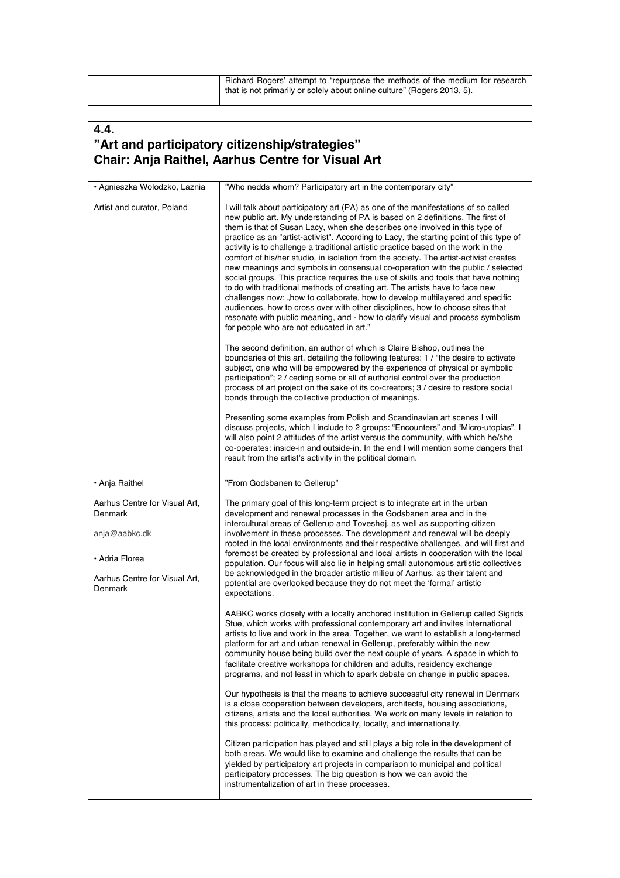| | Richard Rogers' attempt to "repurpose the methods of the medium for research that is not primarily or solely about online culture" (Rogers 2013, 5). |
|---|---|

## 4.4.
## "Art and participatory citizenship/strategies"
## Chair: Anja Raithel, Aarhus Centre for Visual Art

| | |
|---|---|
| • Agnieszka Wolodzko, Laznia<br><br>Artist and curator, Poland | "Who nedds whom? Participatory art in the contemporary city"<br><br>I will talk about participatory art (PA) as one of the manifestations of so called new public art. My understanding of PA is based on 2 definitions. The first of them is that of Susan Lacy, when she describes one involved in this type of practice as an "artist-activist". According to Lacy, the starting point of this type of activity is to challenge a traditional artistic practice based on the work in the comfort of his/her studio, in isolation from the society. The artist-activist creates new meanings and symbols in consensual co-operation with the public / selected social groups. This practice requires the use of skills and tools that have nothing to do with traditional methods of creating art. The artists have to face new challenges now: „how to collaborate, how to develop multilayered and specific audiences, how to cross over with other disciplines, how to choose sites that resonate with public meaning, and - how to clarify visual and process symbolism for people who are not educated in art."<br><br>The second definition, an author of which is Claire Bishop, outlines the boundaries of this art, detailing the following features: 1 / "the desire to activate subject, one who will be empowered by the experience of physical or symbolic participation"; 2 / ceding some or all of authorial control over the production process of art project on the sake of its co-creators; 3 / desire to restore social bonds through the collective production of meanings.<br><br>Presenting some examples from Polish and Scandinavian art scenes I will discuss projects, which I include to 2 groups: "Encounters" and "Micro-utopias". I will also point 2 attitudes of the artist versus the community, with which he/she co-operates: inside-in and outside-in. In the end I will mention some dangers that result from the artist's activity in the political domain. |
| • Anja Raithel<br><br>Aarhus Centre for Visual Art, Denmark<br><br>anja@aabkc.dk<br><br>• Adria Florea<br><br>Aarhus Centre for Visual Art, Denmark | "From Godsbanen to Gellerup"<br><br>The primary goal of this long-term project is to integrate art in the urban development and renewal processes in the Godsbanen area and in the intercultural areas of Gellerup and Toveshøj, as well as supporting citizen involvement in these processes. The development and renewal will be deeply rooted in the local environments and their respective challenges, and will first and foremost be created by professional and local artists in cooperation with the local population. Our focus will also lie in helping small autonomous artistic collectives be acknowledged in the broader artistic milieu of Aarhus, as their talent and potential are overlooked because they do not meet the 'formal' artistic expectations.<br><br>AABKC works closely with a locally anchored institution in Gellerup called Sigrids Stue, which works with professional contemporary art and invites international artists to live and work in the area. Together, we want to establish a long-termed platform for art and urban renewal in Gellerup, preferably within the new community house being build over the next couple of years. A space in which to facilitate creative workshops for children and adults, residency exchange programs, and not least in which to spark debate on change in public spaces.<br><br>Our hypothesis is that the means to achieve successful city renewal in Denmark is a close cooperation between developers, architects, housing associations, citizens, artists and the local authorities. We work on many levels in relation to this process: politically, methodically, locally, and internationally.<br><br>Citizen participation has played and still plays a big role in the development of both areas. We would like to examine and challenge the results that can be yielded by participatory art projects in comparison to municipal and political participatory processes. The big question is how we can avoid the instrumentalization of art in these processes. |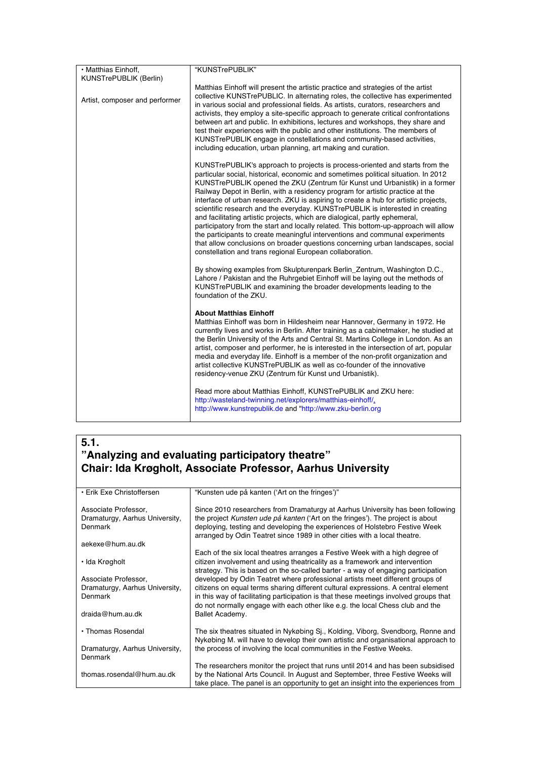| • Matthias Einhoff, KUNSTrePUBLIK (Berlin)<br><br>Artist, composer and performer | "KUNSTrePUBLIK"<br><br>Matthias Einhoff will present the artistic practice and strategies of the artist collective KUNSTrePUBLIC. In alternating roles, the collective has experimented in various social and professional fields. As artists, curators, researchers and activists, they employ a site-specific approach to generate critical confrontations between art and public. In exhibitions, lectures and workshops, they share and test their experiences with the public and other institutions. The members of KUNSTrePUBLIK engage in constellations and community-based activities, including education, urban planning, art making and curation.<br><br>KUNSTrePUBLIK's approach to projects is process-oriented and starts from the particular social, historical, economic and sometimes political situation. In 2012 KUNSTrePUBLIK opened the ZKU (Zentrum für Kunst und Urbanistik) in a former Railway Depot in Berlin, with a residency program for artistic practice at the interface of urban research. ZKU is aspiring to create a hub for artistic projects, scientific research and the everyday. KUNSTrePUBLIK is interested in creating and facilitating artistic projects, which are dialogical, partly ephemeral, participatory from the start and locally related. This bottom-up-approach will allow the participants to create meaningful interventions and communal experiments that allow conclusions on broader questions concerning urban landscapes, social constellation and trans regional European collaboration.<br><br>By showing examples from Skulpturenpark Berlin_Zentrum, Washington D.C., Lahore / Pakistan and the Ruhrgebiet Einhoff will be laying out the methods of KUNSTrePUBLIK and examining the broader developments leading to the foundation of the ZKU.<br><br>**About Matthias Einhoff**<br>Matthias Einhoff was born in Hildesheim near Hannover, Germany in 1972. He currently lives and works in Berlin. After training as a cabinetmaker, he studied at the Berlin University of the Arts and Central St. Martins College in London. As an artist, composer and performer, he is interested in the intersection of art, popular media and everyday life. Einhoff is a member of the non-profit organization and artist collective KUNSTrePUBLIK as well as co-founder of the innovative residency-venue ZKU (Zentrum für Kunst und Urbanistik).<br><br>Read more about Matthias Einhoff, KUNSTrePUBLIK and ZKU here:<br>http://wasteland-twinning.net/explorers/matthias-einhoff/,<br>http://www.kunstrepublik.de and "http://www.zku-berlin.org |

## 5.1. "Analyzing and evaluating participatory theatre" Chair: Ida Krøgholt, Associate Professor, Aarhus University

| • Erik Exe Christoffersen<br><br>Associate Professor, Dramaturgy, Aarhus University, Denmark<br><br>aekexe@hum.au.dk<br><br>• Ida Krøgholt<br><br>Associate Professor, Dramaturgy, Aarhus University, Denmark<br><br>draida@hum.au.dk<br><br>• Thomas Rosendal<br><br>Dramaturgy, Aarhus University, Denmark<br><br>thomas.rosendal@hum.au.dk | "Kunsten ude på kanten ('Art on the fringes')"<br><br>Since 2010 researchers from Dramaturgy at Aarhus University has been following the project *Kunsten ude på kanten* ('Art on the fringes'). The project is about deploying, testing and developing the experiences of Holstebro Festive Week arranged by Odin Teatret since 1989 in other cities with a local theatre.<br><br>Each of the six local theatres arranges a Festive Week with a high degree of citizen involvement and using theatricality as a framework and intervention strategy. This is based on the so-called barter - a way of engaging participation developed by Odin Teatret where professional artists meet different groups of citizens on equal terms sharing different cultural expressions. A central element in this way of facilitating participation is that these meetings involved groups that do not normally engage with each other like e.g. the local Chess club and the Ballet Academy.<br><br>The six theatres situated in Nykøbing Sj., Kolding, Viborg, Svendborg, Rønne and Nykøbing M. will have to develop their own artistic and organisational approach to the process of involving the local communities in the Festive Weeks.<br><br>The researchers monitor the project that runs until 2014 and has been subsidised by the National Arts Council. In August and September, three Festive Weeks will take place. The panel is an opportunity to get an insight into the experiences from |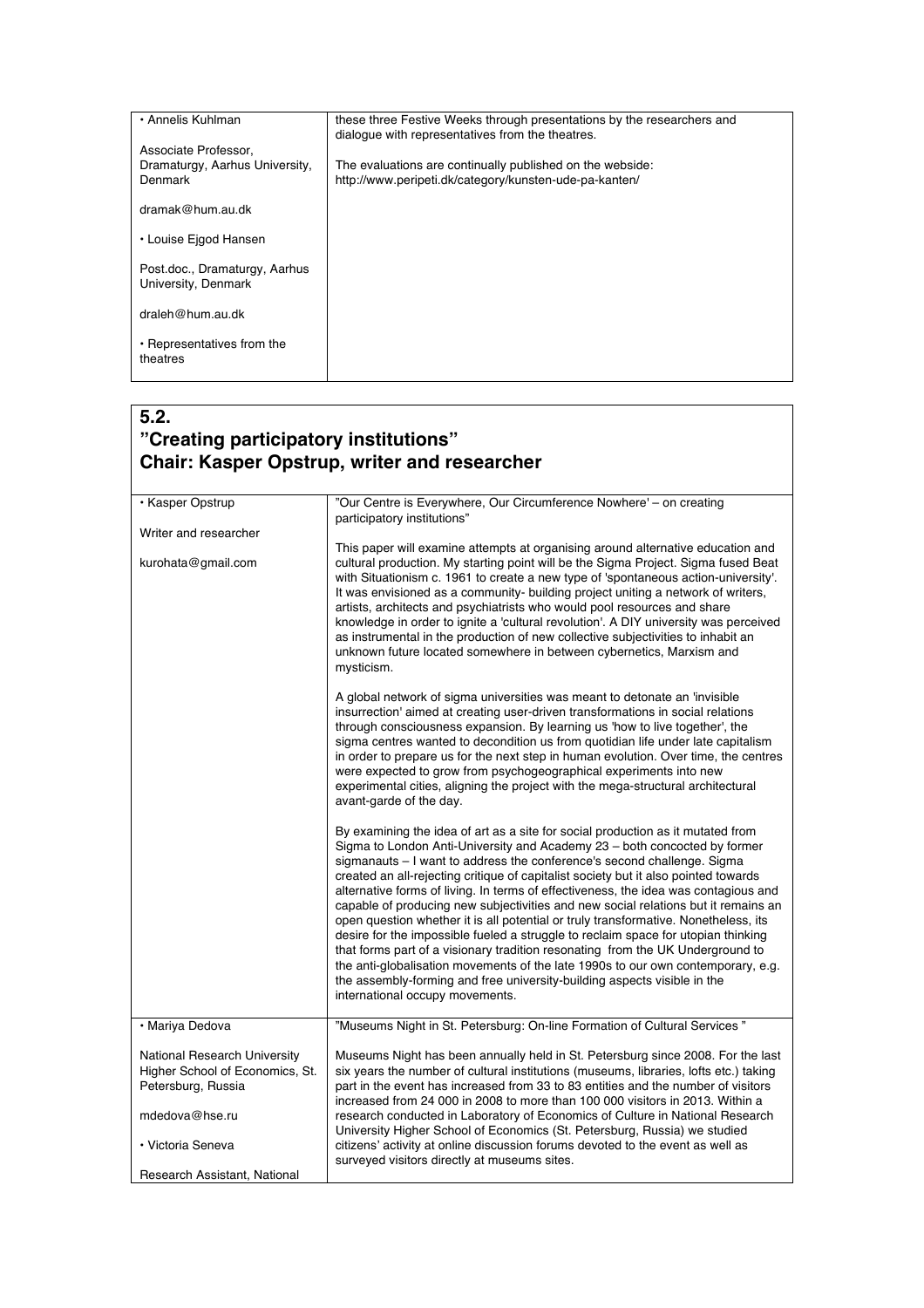| • Annelis Kuhlman<br><br>Associate Professor, Dramaturgy, Aarhus University, Denmark<br><br>dramak@hum.au.dk<br><br>• Louise Ejgod Hansen<br><br>Post.doc., Dramaturgy, Aarhus University, Denmark<br><br>draleh@hum.au.dk<br><br>• Representatives from the theatres | these three Festive Weeks through presentations by the researchers and dialogue with representatives from the theatres.<br><br>The evaluations are continually published on the webside: http://www.peripeti.dk/category/kunsten-ude-pa-kanten/ |
|---|---|

## 5.2. ”Creating participatory institutions” Chair: Kasper Opstrup, writer and researcher

| • Kasper Opstrup<br><br>Writer and researcher<br><br>kurohata@gmail.com | ”Our Centre is Everywhere, Our Circumference Nowhere' – on creating participatory institutions”<br><br>This paper will examine attempts at organising around alternative education and cultural production. My starting point will be the Sigma Project. Sigma fused Beat with Situationism c. 1961 to create a new type of 'spontaneous action-university'. It was envisioned as a community- building project uniting a network of writers, artists, architects and psychiatrists who would pool resources and share knowledge in order to ignite a 'cultural revolution'. A DIY university was perceived as instrumental in the production of new collective subjectivities to inhabit an unknown future located somewhere in between cybernetics, Marxism and mysticism.<br><br>A global network of sigma universities was meant to detonate an 'invisible insurrection' aimed at creating user-driven transformations in social relations through consciousness expansion. By learning us 'how to live together', the sigma centres wanted to decondition us from quotidian life under late capitalism in order to prepare us for the next step in human evolution. Over time, the centres were expected to grow from psychogeographical experiments into new experimental cities, aligning the project with the mega-structural architectural avant-garde of the day.<br><br>By examining the idea of art as a site for social production as it mutated from Sigma to London Anti-University and Academy 23 – both concocted by former sigmanauts – I want to address the conference's second challenge. Sigma created an all-rejecting critique of capitalist society but it also pointed towards alternative forms of living. In terms of effectiveness, the idea was contagious and capable of producing new subjectivities and new social relations but it remains an open question whether it is all potential or truly transformative. Nonetheless, its desire for the impossible fueled a struggle to reclaim space for utopian thinking that forms part of a visionary tradition resonating from the UK Underground to the anti-globalisation movements of the late 1990s to our own contemporary, e.g. the assembly-forming and free university-building aspects visible in the international occupy movements. |
|---|---|
| • Mariya Dedova<br><br>National Research University Higher School of Economics, St. Petersburg, Russia<br><br>mdedova@hse.ru<br><br>• Victoria Seneva<br><br>Research Assistant, National | ”Museums Night in St. Petersburg: On-line Formation of Cultural Services ”<br><br>Museums Night has been annually held in St. Petersburg since 2008. For the last six years the number of cultural institutions (museums, libraries, lofts etc.) taking part in the event has increased from 33 to 83 entities and the number of visitors increased from 24 000 in 2008 to more than 100 000 visitors in 2013. Within a research conducted in Laboratory of Economics of Culture in National Research University Higher School of Economics (St. Petersburg, Russia) we studied citizens' activity at online discussion forums devoted to the event as well as surveyed visitors directly at museums sites. |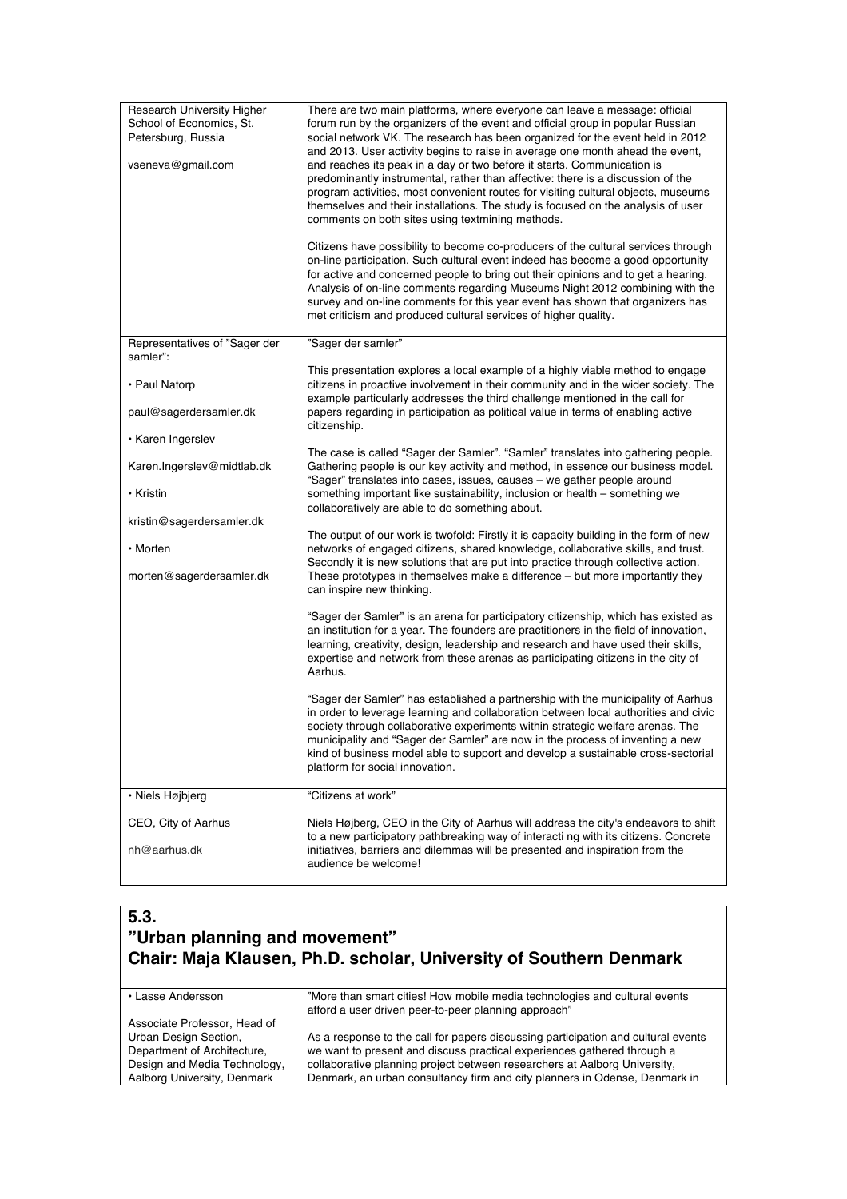| | |
|---|---|
| Research University Higher School of Economics, St. Petersburg, Russia<br><br>vseneva@gmail.com | There are two main platforms, where everyone can leave a message: official forum run by the organizers of the event and official group in popular Russian social network VK. The research has been organized for the event held in 2012 and 2013. User activity begins to raise in average one month ahead the event, and reaches its peak in a day or two before it starts. Communication is predominantly instrumental, rather than affective: there is a discussion of the program activities, most convenient routes for visiting cultural objects, museums themselves and their installations. The study is focused on the analysis of user comments on both sites using textmining methods.<br><br>Citizens have possibility to become co-producers of the cultural services through on-line participation. Such cultural event indeed has become a good opportunity for active and concerned people to bring out their opinions and to get a hearing. Analysis of on-line comments regarding Museums Night 2012 combining with the survey and on-line comments for this year event has shown that organizers has met criticism and produced cultural services of higher quality. |
| Representatives of "Sager der samler":<br><br>• Paul Natorp<br><br>paul@sagerdersamler.dk<br><br>• Karen Ingerslev<br><br>Karen.Ingerslev@midtlab.dk<br><br>• Kristin<br><br>kristin@sagerdersamler.dk<br><br>• Morten<br><br>morten@sagerdersamler.dk | "Sager der samler"<br><br>This presentation explores a local example of a highly viable method to engage citizens in proactive involvement in their community and in the wider society. The example particularly addresses the third challenge mentioned in the call for papers regarding in participation as political value in terms of enabling active citizenship.<br><br>The case is called "Sager der Samler". "Samler" translates into gathering people. Gathering people is our key activity and method, in essence our business model. "Sager" translates into cases, issues, causes – we gather people around something important like sustainability, inclusion or health – something we collaboratively are able to do something about.<br><br>The output of our work is twofold: Firstly it is capacity building in the form of new networks of engaged citizens, shared knowledge, collaborative skills, and trust. Secondly it is new solutions that are put into practice through collective action. These prototypes in themselves make a difference – but more importantly they can inspire new thinking.<br><br>"Sager der Samler" is an arena for participatory citizenship, which has existed as an institution for a year. The founders are practitioners in the field of innovation, learning, creativity, design, leadership and research and have used their skills, expertise and network from these arenas as participating citizens in the city of Aarhus.<br><br>"Sager der Samler" has established a partnership with the municipality of Aarhus in order to leverage learning and collaboration between local authorities and civic society through collaborative experiments within strategic welfare arenas. The municipality and "Sager der Samler" are now in the process of inventing a new kind of business model able to support and develop a sustainable cross-sectorial platform for social innovation. |
| • Niels Højbjerg<br><br>CEO, City of Aarhus<br><br>nh@aarhus.dk | "Citizens at work"<br><br>Niels Højberg, CEO in the City of Aarhus will address the city's endeavors to shift to a new participatory pathbreaking way of interacti ng with its citizens. Concrete initiatives, barriers and dilemmas will be presented and inspiration from the audience be welcome! |

## 5.3.
## "Urban planning and movement"
## Chair: Maja Klausen, Ph.D. scholar, University of Southern Denmark

| | |
|---|---|
| • Lasse Andersson<br><br>Associate Professor, Head of Urban Design Section, Department of Architecture, Design and Media Technology, Aalborg University, Denmark | "More than smart cities! How mobile media technologies and cultural events afford a user driven peer-to-peer planning approach"<br><br>As a response to the call for papers discussing participation and cultural events we want to present and discuss practical experiences gathered through a collaborative planning project between researchers at Aalborg University, Denmark, an urban consultancy firm and city planners in Odense, Denmark in |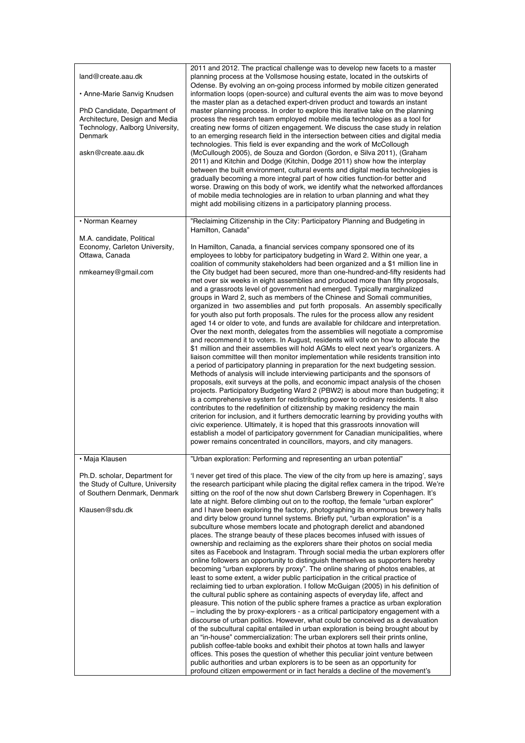| | |
|---|---|
| land@create.aau.dk<br><br>• Anne-Marie Sanvig Knudsen<br><br>PhD Candidate, Department of Architecture, Design and Media Technology, Aalborg University, Denmark<br><br>askn@create.aau.dk | 2011 and 2012. The practical challenge was to develop new facets to a master planning process at the Vollsmose housing estate, located in the outskirts of Odense. By evolving an on-going process informed by mobile citizen generated information loops (open-source) and cultural events the aim was to move beyond the master plan as a detached expert-driven product and towards an instant master planning process. In order to explore this iterative take on the planning process the research team employed mobile media technologies as a tool for creating new forms of citizen engagement. We discuss the case study in relation to an emerging research field in the intersection between cities and digital media technologies. This field is ever expanding and the work of McCollough (McCullough 2005), de Souza and Gordon (Gordon, e Silva 2011), (Graham 2011) and Kitchin and Dodge (Kitchin, Dodge 2011) show how the interplay between the built environment, cultural events and digital media technologies is gradually becoming a more integral part of how cities function-for better and worse. Drawing on this body of work, we identify what the networked affordances of mobile media technologies are in relation to urban planning and what they might add mobilising citizens in a participatory planning process. |
| • Norman Kearney<br><br>M.A. candidate, Political Economy, Carleton University, Ottawa, Canada<br><br>nmkearney@gmail.com | "Reclaiming Citizenship in the City: Participatory Planning and Budgeting in Hamilton, Canada"<br><br>In Hamilton, Canada, a financial services company sponsored one of its employees to lobby for participatory budgeting in Ward 2. Within one year, a coalition of community stakeholders had been organized and a $1 million line in the City budget had been secured, more than one-hundred-and-fifty residents had met over six weeks in eight assemblies and produced more than fifty proposals, and a grassroots level of government had emerged. Typically marginalized groups in Ward 2, such as members of the Chinese and Somali communities, organized in two assemblies and put forth proposals. An assembly specifically for youth also put forth proposals. The rules for the process allow any resident aged 14 or older to vote, and funds are available for childcare and interpretation. Over the next month, delegates from the assemblies will negotiate a compromise and recommend it to voters. In August, residents will vote on how to allocate the $1 million and their assemblies will hold AGMs to elect next year's organizers. A liaison committee will then monitor implementation while residents transition into a period of participatory planning in preparation for the next budgeting session. Methods of analysis will include interviewing participants and the sponsors of proposals, exit surveys at the polls, and economic impact analysis of the chosen projects. Participatory Budgeting Ward 2 (PBW2) is about more than budgeting; it is a comprehensive system for redistributing power to ordinary residents. It also contributes to the redefinition of citizenship by making residency the main criterion for inclusion, and it furthers democratic learning by providing youths with civic experience. Ultimately, it is hoped that this grassroots innovation will establish a model of participatory government for Canadian municipalities, where power remains concentrated in councillors, mayors, and city managers. |
| • Maja Klausen<br><br>Ph.D. scholar, Department for the Study of Culture, University of Southern Denmark, Denmark<br><br>Klausen@sdu.dk | "Urban exploration: Performing and representing an urban potential"<br><br>'I never get tired of this place. The view of the city from up here is amazing', says the research participant while placing the digital reflex camera in the tripod. We're sitting on the roof of the now shut down Carlsberg Brewery in Copenhagen. It's late at night. Before climbing out on to the rooftop, the female "urban explorer" and I have been exploring the factory, photographing its enormous brewery halls and dirty below ground tunnel systems. Briefly put, "urban exploration" is a subculture whose members locate and photograph derelict and abandoned places. The strange beauty of these places becomes infused with issues of ownership and reclaiming as the explorers share their photos on social media sites as Facebook and Instagram. Through social media the urban explorers offer online followers an opportunity to distinguish themselves as supporters hereby becoming "urban explorers by proxy". The online sharing of photos enables, at least to some extent, a wider public participation in the critical practice of reclaiming tied to urban exploration. I follow McGuigan (2005) in his definition of the cultural public sphere as containing aspects of everyday life, affect and pleasure. This notion of the public sphere frames a practice as urban exploration – including the by proxy-explorers - as a critical participatory engagement with a discourse of urban politics. However, what could be conceived as a devaluation of the subcultural capital entailed in urban exploration is being brought about by an "in-house" commercialization: The urban explorers sell their prints online, publish coffee-table books and exhibit their photos at town halls and lawyer offices. This poses the question of whether this peculiar joint venture between public authorities and urban explorers is to be seen as an opportunity for profound citizen empowerment or in fact heralds a decline of the movement's |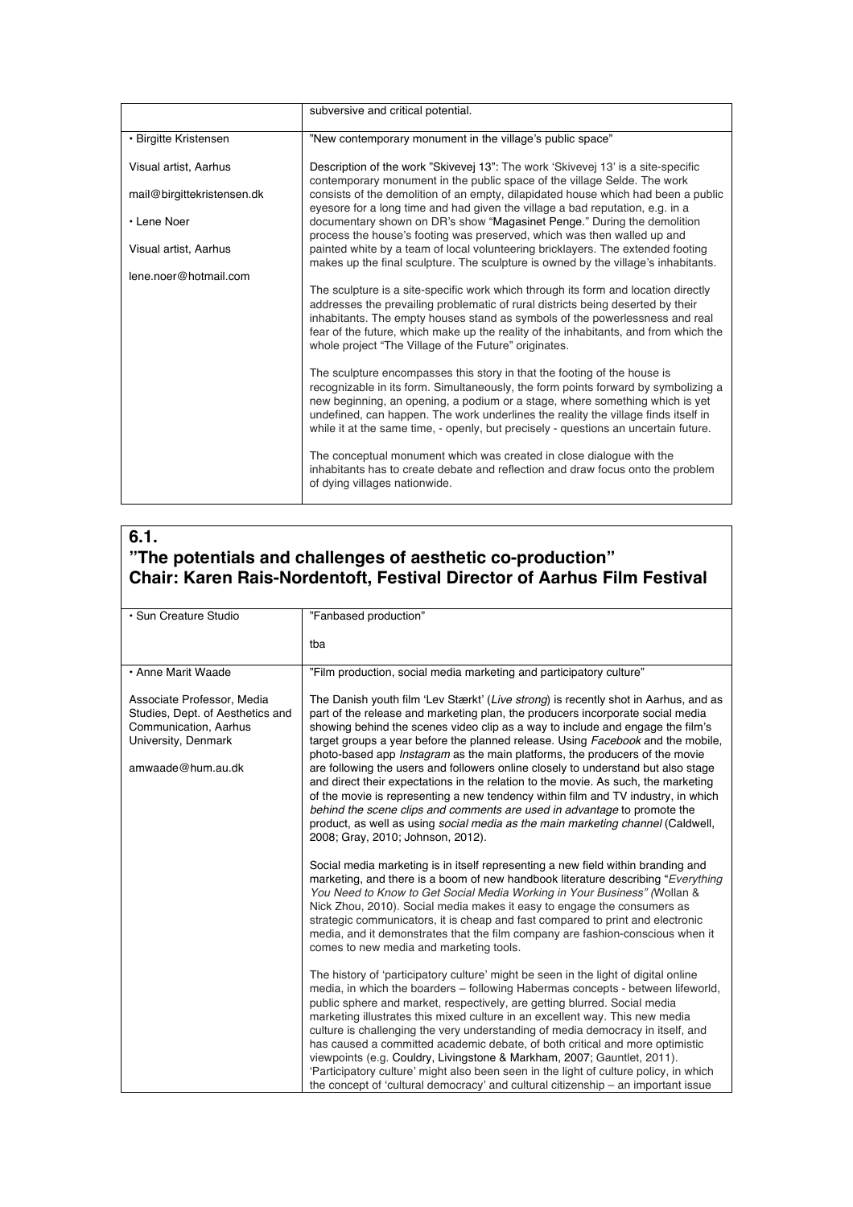| | subversive and critical potential. |
|---|---|
| • Birgitte Kristensen<br><br>Visual artist, Aarhus<br><br>mail@birgittekristensen.dk<br><br>• Lene Noer<br><br>Visual artist, Aarhus<br><br>lene.noer@hotmail.com | "New contemporary monument in the village's public space"<br><br>Description of the work "Skivevej 13": The work 'Skivevej 13' is a site-specific contemporary monument in the public space of the village Selde. The work consists of the demolition of an empty, dilapidated house which had been a public eyesore for a long time and had given the village a bad reputation, e.g. in a documentary shown on DR's show "Magasinet Penge." During the demolition process the house's footing was preserved, which was then walled up and painted white by a team of local volunteering bricklayers. The extended footing makes up the final sculpture. The sculpture is owned by the village's inhabitants.<br><br>The sculpture is a site-specific work which through its form and location directly addresses the prevailing problematic of rural districts being deserted by their inhabitants. The empty houses stand as symbols of the powerlessness and real fear of the future, which make up the reality of the inhabitants, and from which the whole project "The Village of the Future" originates.<br><br>The sculpture encompasses this story in that the footing of the house is recognizable in its form. Simultaneously, the form points forward by symbolizing a new beginning, an opening, a podium or a stage, where something which is yet undefined, can happen. The work underlines the reality the village finds itself in while it at the same time, - openly, but precisely - questions an uncertain future.<br><br>The conceptual monument which was created in close dialogue with the inhabitants has to create debate and reflection and draw focus onto the problem of dying villages nationwide. |

## 6.1.
## "The potentials and challenges of aesthetic co-production" Chair: Karen Rais-Nordentoft, Festival Director of Aarhus Film Festival

| | |
|---|---|
| • Sun Creature Studio | "Fanbased production"<br><br>tba |
| • Anne Marit Waade<br><br>Associate Professor, Media Studies, Dept. of Aesthetics and Communication, Aarhus University, Denmark<br><br>amwaade@hum.au.dk | "Film production, social media marketing and participatory culture"<br><br>The Danish youth film 'Lev Stærkt' (*Live strong*) is recently shot in Aarhus, and as part of the release and marketing plan, the producers incorporate social media showing behind the scenes video clip as a way to include and engage the film's target groups a year before the planned release. Using *Facebook* and the mobile, photo-based app *Instagram* as the main platforms, the producers of the movie are following the users and followers online closely to understand but also stage and direct their expectations in the relation to the movie. As such, the marketing of the movie is representing a new tendency within film and TV industry, in which *behind the scene clips and comments are used in advantage* to promote the product, as well as using *social media as the main marketing channel* (Caldwell, 2008; Gray, 2010; Johnson, 2012).<br><br>Social media marketing is in itself representing a new field within branding and marketing, and there is a boom of new handbook literature describing "*Everything You Need to Know to Get Social Media Working in Your Business"* (Wollan & Nick Zhou, 2010). Social media makes it easy to engage the consumers as strategic communicators, it is cheap and fast compared to print and electronic media, and it demonstrates that the film company are fashion-conscious when it comes to new media and marketing tools.<br><br>The history of 'participatory culture' might be seen in the light of digital online media, in which the boarders – following Habermas concepts - between lifeworld, public sphere and market, respectively, are getting blurred. Social media marketing illustrates this mixed culture in an excellent way. This new media culture is challenging the very understanding of media democracy in itself, and has caused a committed academic debate, of both critical and more optimistic viewpoints (e.g. Couldry, Livingstone & Markham, 2007; Gauntlet, 2011). 'Participatory culture' might also been seen in the light of culture policy, in which the concept of 'cultural democracy' and cultural citizenship – an important issue |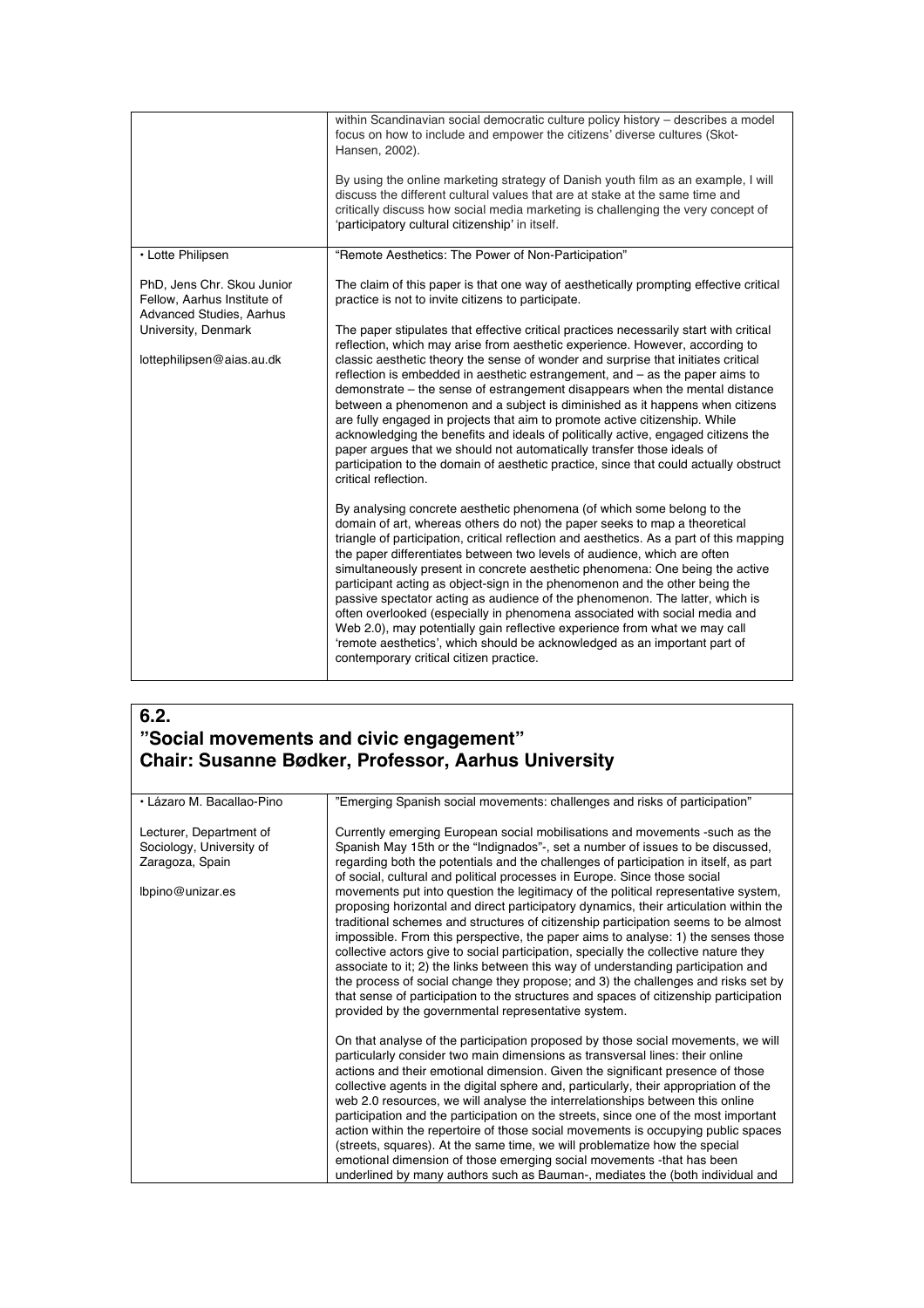| | |
|---|---|
| | within Scandinavian social democratic culture policy history – describes a model focus on how to include and empower the citizens' diverse cultures (Skot-Hansen, 2002).<br><br>By using the online marketing strategy of Danish youth film as an example, I will discuss the different cultural values that are at stake at the same time and critically discuss how social media marketing is challenging the very concept of 'participatory cultural citizenship' in itself. |
| • Lotte Philipsen<br><br>PhD, Jens Chr. Skou Junior Fellow, Aarhus Institute of Advanced Studies, Aarhus University, Denmark<br><br>lottephilipsen@aias.au.dk | "Remote Aesthetics: The Power of Non-Participation"<br><br>The claim of this paper is that one way of aesthetically prompting effective critical practice is not to invite citizens to participate.<br><br>The paper stipulates that effective critical practices necessarily start with critical reflection, which may arise from aesthetic experience. However, according to classic aesthetic theory the sense of wonder and surprise that initiates critical reflection is embedded in aesthetic estrangement, and – as the paper aims to demonstrate – the sense of estrangement disappears when the mental distance between a phenomenon and a subject is diminished as it happens when citizens are fully engaged in projects that aim to promote active citizenship. While acknowledging the benefits and ideals of politically active, engaged citizens the paper argues that we should not automatically transfer those ideals of participation to the domain of aesthetic practice, since that could actually obstruct critical reflection.<br><br>By analysing concrete aesthetic phenomena (of which some belong to the domain of art, whereas others do not) the paper seeks to map a theoretical triangle of participation, critical reflection and aesthetics. As a part of this mapping the paper differentiates between two levels of audience, which are often simultaneously present in concrete aesthetic phenomena: One being the active participant acting as object-sign in the phenomenon and the other being the passive spectator acting as audience of the phenomenon. The latter, which is often overlooked (especially in phenomena associated with social media and Web 2.0), may potentially gain reflective experience from what we may call 'remote aesthetics', which should be acknowledged as an important part of contemporary critical citizen practice. |

## 6.2.
## "Social movements and civic engagement"
## Chair: Susanne Bødker, Professor, Aarhus University

| | |
|---|---|
| • Lázaro M. Bacallao-Pino<br><br>Lecturer, Department of Sociology, University of Zaragoza, Spain<br><br>lbpino@unizar.es | "Emerging Spanish social movements: challenges and risks of participation"<br><br>Currently emerging European social mobilisations and movements -such as the Spanish May 15th or the "Indignados"-, set a number of issues to be discussed, regarding both the potentials and the challenges of participation in itself, as part of social, cultural and political processes in Europe. Since those social movements put into question the legitimacy of the political representative system, proposing horizontal and direct participatory dynamics, their articulation within the traditional schemes and structures of citizenship participation seems to be almost impossible. From this perspective, the paper aims to analyse: 1) the senses those collective actors give to social participation, specially the collective nature they associate to it; 2) the links between this way of understanding participation and the process of social change they propose; and 3) the challenges and risks set by that sense of participation to the structures and spaces of citizenship participation provided by the governmental representative system.<br><br>On that analyse of the participation proposed by those social movements, we will particularly consider two main dimensions as transversal lines: their online actions and their emotional dimension. Given the significant presence of those collective agents in the digital sphere and, particularly, their appropriation of the web 2.0 resources, we will analyse the interrelationships between this online participation and the participation on the streets, since one of the most important action within the repertoire of those social movements is occupying public spaces (streets, squares). At the same time, we will problematize how the special emotional dimension of those emerging social movements -that has been underlined by many authors such as Bauman-, mediates the (both individual and |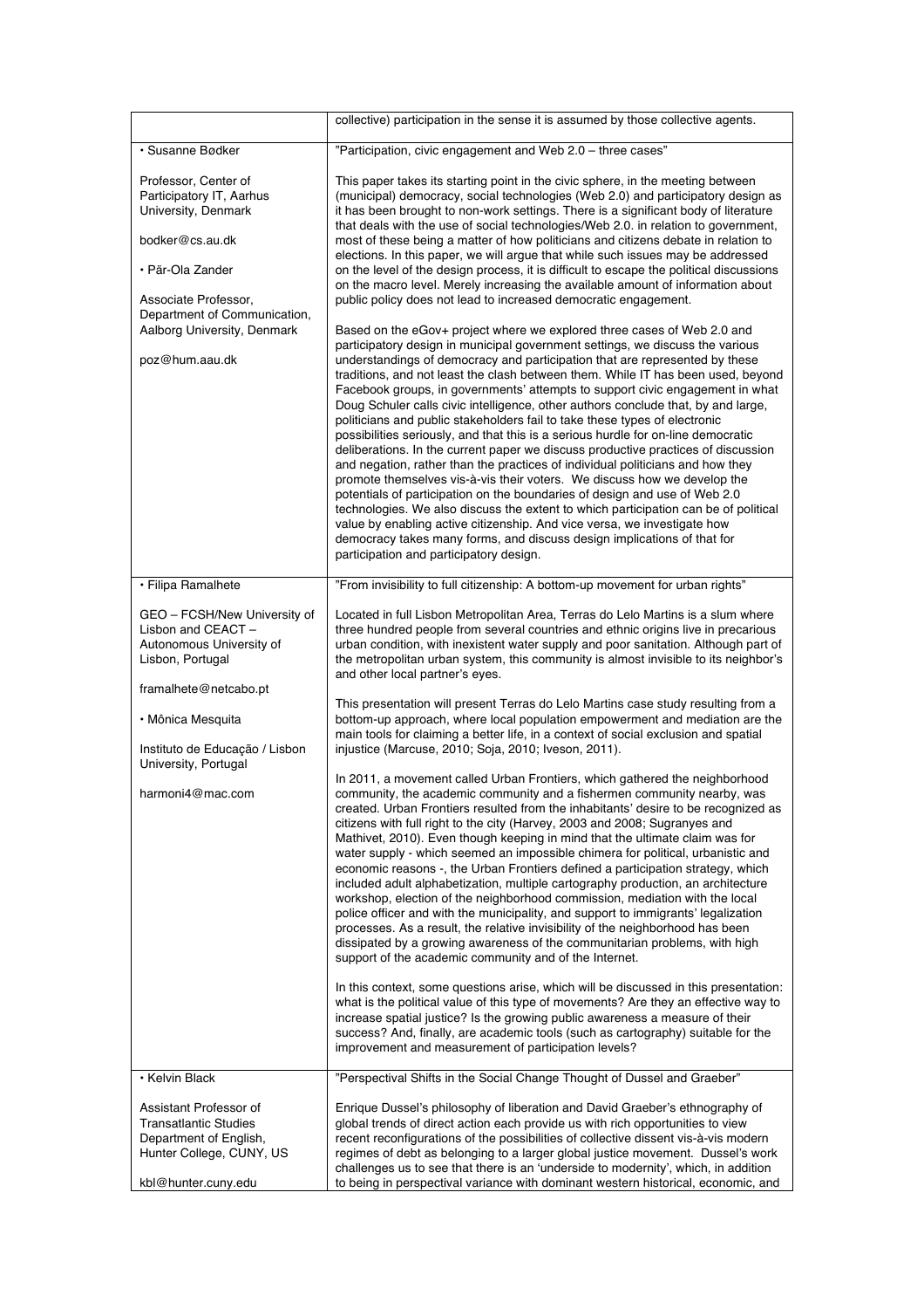| | |
|---|---|
| | collective) participation in the sense it is assumed by those collective agents. |
| • Susanne Bødker<br><br>Professor, Center of Participatory IT, Aarhus University, Denmark<br><br>bodker@cs.au.dk<br><br>• Pär-Ola Zander<br><br>Associate Professor, Department of Communication, Aalborg University, Denmark<br><br>poz@hum.aau.dk | "Participation, civic engagement and Web 2.0 – three cases"<br><br>This paper takes its starting point in the civic sphere, in the meeting between (municipal) democracy, social technologies (Web 2.0) and participatory design as it has been brought to non-work settings. There is a significant body of literature that deals with the use of social technologies/Web 2.0. in relation to government, most of these being a matter of how politicians and citizens debate in relation to elections. In this paper, we will argue that while such issues may be addressed on the level of the design process, it is difficult to escape the political discussions on the macro level. Merely increasing the available amount of information about public policy does not lead to increased democratic engagement.<br><br>Based on the eGov+ project where we explored three cases of Web 2.0 and participatory design in municipal government settings, we discuss the various understandings of democracy and participation that are represented by these traditions, and not least the clash between them. While IT has been used, beyond Facebook groups, in governments' attempts to support civic engagement in what Doug Schuler calls civic intelligence, other authors conclude that, by and large, politicians and public stakeholders fail to take these types of electronic possibilities seriously, and that this is a serious hurdle for on-line democratic deliberations. In the current paper we discuss productive practices of discussion and negation, rather than the practices of individual politicians and how they promote themselves vis-à-vis their voters. We discuss how we develop the potentials of participation on the boundaries of design and use of Web 2.0 technologies. We also discuss the extent to which participation can be of political value by enabling active citizenship. And vice versa, we investigate how democracy takes many forms, and discuss design implications of that for participation and participatory design. |
| • Filipa Ramalhete<br><br>GEO – FCSH/New University of Lisbon and CEACT – Autonomous University of Lisbon, Portugal<br><br>framalhete@netcabo.pt<br><br>• Mônica Mesquita<br><br>Instituto de Educação / Lisbon University, Portugal<br><br>harmoni4@mac.com | "From invisibility to full citizenship: A bottom-up movement for urban rights"<br><br>Located in full Lisbon Metropolitan Area, Terras do Lelo Martins is a slum where three hundred people from several countries and ethnic origins live in precarious urban condition, with inexistent water supply and poor sanitation. Although part of the metropolitan urban system, this community is almost invisible to its neighbor's and other local partner's eyes.<br><br>This presentation will present Terras do Lelo Martins case study resulting from a bottom-up approach, where local population empowerment and mediation are the main tools for claiming a better life, in a context of social exclusion and spatial injustice (Marcuse, 2010; Soja, 2010; Iveson, 2011).<br><br>In 2011, a movement called Urban Frontiers, which gathered the neighborhood community, the academic community and a fishermen community nearby, was created. Urban Frontiers resulted from the inhabitants' desire to be recognized as citizens with full right to the city (Harvey, 2003 and 2008; Sugranyes and Mathivet, 2010). Even though keeping in mind that the ultimate claim was for water supply - which seemed an impossible chimera for political, urbanistic and economic reasons -, the Urban Frontiers defined a participation strategy, which included adult alphabetization, multiple cartography production, an architecture workshop, election of the neighborhood commission, mediation with the local police officer and with the municipality, and support to immigrants' legalization processes. As a result, the relative invisibility of the neighborhood has been dissipated by a growing awareness of the communitarian problems, with high support of the academic community and of the Internet.<br><br>In this context, some questions arise, which will be discussed in this presentation: what is the political value of this type of movements? Are they an effective way to increase spatial justice? Is the growing public awareness a measure of their success? And, finally, are academic tools (such as cartography) suitable for the improvement and measurement of participation levels? |
| • Kelvin Black<br><br>Assistant Professor of Transatlantic Studies Department of English, Hunter College, CUNY, US<br><br>kbl@hunter.cuny.edu | "Perspectival Shifts in the Social Change Thought of Dussel and Graeber"<br><br>Enrique Dussel's philosophy of liberation and David Graeber's ethnography of global trends of direct action each provide us with rich opportunities to view recent reconfigurations of the possibilities of collective dissent vis-à-vis modern regimes of debt as belonging to a larger global justice movement. Dussel's work challenges us to see that there is an 'underside to modernity', which, in addition to being in perspectival variance with dominant western historical, economic, and |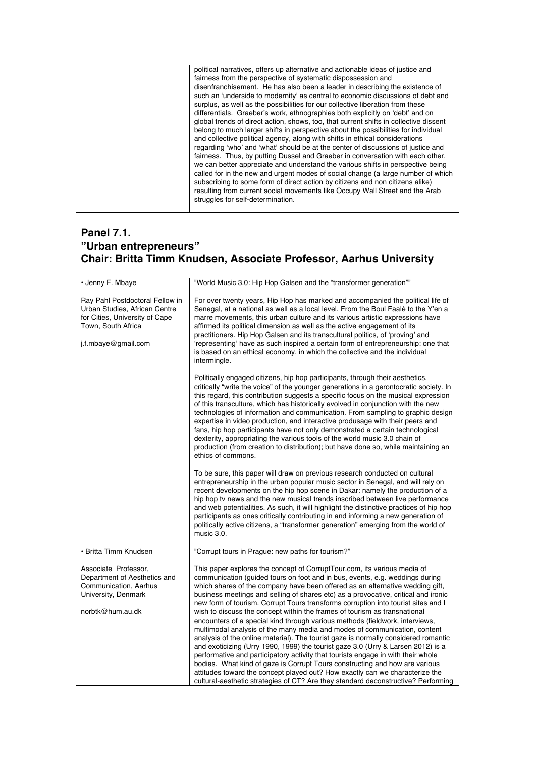| | |
|---|---|
| | political narratives, offers up alternative and actionable ideas of justice and fairness from the perspective of systematic dispossession and disenfranchisement. He has also been a leader in describing the existence of such an 'underside to modernity' as central to economic discussions of debt and surplus, as well as the possibilities for our collective liberation from these differentials. Graeber's work, ethnographies both explicitly on 'debt' and on global trends of direct action, shows, too, that current shifts in collective dissent belong to much larger shifts in perspective about the possibilities for individual and collective political agency, along with shifts in ethical considerations regarding 'who' and 'what' should be at the center of discussions of justice and fairness. Thus, by putting Dussel and Graeber in conversation with each other, we can better appreciate and understand the various shifts in perspective being called for in the new and urgent modes of social change (a large number of which subscribing to some form of direct action by citizens and non citizens alike) resulting from current social movements like Occupy Wall Street and the Arab struggles for self-determination. |

## Panel 7.1.
## "Urban entrepreneurs"
## Chair: Britta Timm Knudsen, Associate Professor, Aarhus University

| | |
|---|---|
| • Jenny F. Mbaye<br><br>Ray Pahl Postdoctoral Fellow in Urban Studies, African Centre for Cities, University of Cape Town, South Africa<br><br>j.f.mbaye@gmail.com | "World Music 3.0: Hip Hop Galsen and the "transformer generation""<br><br>For over twenty years, Hip Hop has marked and accompanied the political life of Senegal, at a national as well as a local level. From the Boul Faalé to the Y'en a marre movements, this urban culture and its various artistic expressions have affirmed its political dimension as well as the active engagement of its practitioners. Hip Hop Galsen and its transcultural politics, of 'proving' and 'representing' have as such inspired a certain form of entrepreneurship: one that is based on an ethical economy, in which the collective and the individual intermingle.<br><br>Politically engaged citizens, hip hop participants, through their aesthetics, critically "write the voice" of the younger generations in a gerontocratic society. In this regard, this contribution suggests a specific focus on the musical expression of this transculture, which has historically evolved in conjunction with the new technologies of information and communication. From sampling to graphic design expertise in video production, and interactive produsage with their peers and fans, hip hop participants have not only demonstrated a certain technological dexterity, appropriating the various tools of the world music 3.0 chain of production (from creation to distribution); but have done so, while maintaining an ethics of commons.<br><br>To be sure, this paper will draw on previous research conducted on cultural entrepreneurship in the urban popular music sector in Senegal, and will rely on recent developments on the hip hop scene in Dakar: namely the production of a hip hop tv news and the new musical trends inscribed between live performance and web potentialities. As such, it will highlight the distinctive practices of hip hop participants as ones critically contributing in and informing a new generation of politically active citizens, a "transformer generation" emerging from the world of music 3.0. |
| • Britta Timm Knudsen<br><br>Associate Professor, Department of Aesthetics and Communication, Aarhus University, Denmark<br><br>norbtk@hum.au.dk | "Corrupt tours in Prague: new paths for tourism?"<br><br>This paper explores the concept of CorruptTour.com, its various media of communication (guided tours on foot and in bus, events, e.g. weddings during which shares of the company have been offered as an alternative wedding gift, business meetings and selling of shares etc) as a provocative, critical and ironic new form of tourism. Corrupt Tours transforms corruption into tourist sites and I wish to discuss the concept within the frames of tourism as transnational encounters of a special kind through various methods (fieldwork, interviews, multimodal analysis of the many media and modes of communication, content analysis of the online material). The tourist gaze is normally considered romantic and exoticizing (Urry 1990, 1999) the tourist gaze 3.0 (Urry & Larsen 2012) is a performative and participatory activity that tourists engage in with their whole bodies. What kind of gaze is Corrupt Tours constructing and how are various attitudes toward the concept played out? How exactly can we characterize the cultural-aesthetic strategies of CT? Are they standard deconstructive? Performing |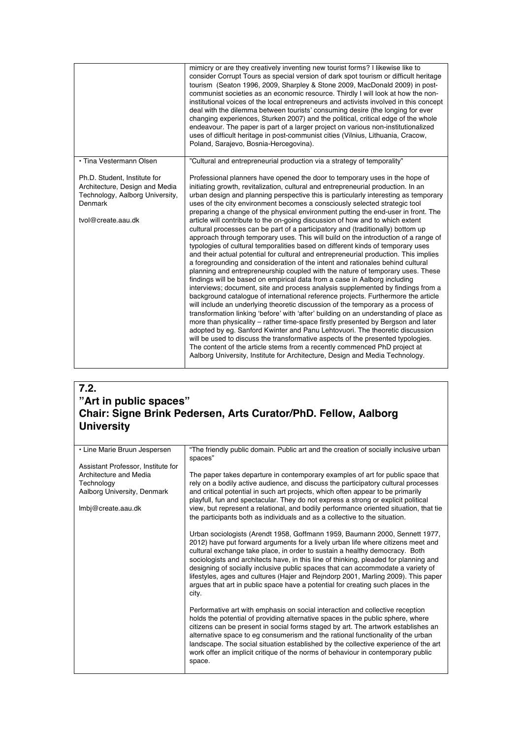| | |
|---|---|
| | mimicry or are they creatively inventing new tourist forms? I likewise like to consider Corrupt Tours as special version of dark spot tourism or difficult heritage tourism (Seaton 1996, 2009, Sharpley & Stone 2009, MacDonald 2009) in post-communist societies as an economic resource. Thirdly I will look at how the non-institutional voices of the local entrepreneurs and activists involved in this concept deal with the dilemma between tourists' consuming desire (the longing for ever changing experiences, Sturken 2007) and the political, critical edge of the whole endeavour. The paper is part of a larger project on various non-institutionalized uses of difficult heritage in post-communist cities (Vilnius, Lithuania, Cracow, Poland, Sarajevo, Bosnia-Hercegovina). |
| • Tina Vestermann Olsen<br><br>Ph.D. Student, Institute for Architecture, Design and Media Technology, Aalborg University, Denmark<br><br>tvol@create.aau.dk | "Cultural and entrepreneurial production via a strategy of temporality"<br><br>Professional planners have opened the door to temporary uses in the hope of initiating growth, revitalization, cultural and entrepreneurial production. In an urban design and planning perspective this is particularly interesting as temporary uses of the city environment becomes a consciously selected strategic tool preparing a change of the physical environment putting the end-user in front. The article will contribute to the on-going discussion of how and to which extent cultural processes can be part of a participatory and (traditionally) bottom up approach through temporary uses. This will build on the introduction of a range of typologies of cultural temporalities based on different kinds of temporary uses and their actual potential for cultural and entrepreneurial production. This implies a foregrounding and consideration of the intent and rationales behind cultural planning and entrepreneurship coupled with the nature of temporary uses. These findings will be based on empirical data from a case in Aalborg including interviews; document, site and process analysis supplemented by findings from a background catalogue of international reference projects. Furthermore the article will include an underlying theoretic discussion of the temporary as a process of transformation linking 'before' with 'after' building on an understanding of place as more than physicality – rather time-space firstly presented by Bergson and later adopted by eg. Sanford Kwinter and Panu Lehtovuori. The theoretic discussion will be used to discuss the transformative aspects of the presented typologies. The content of the article stems from a recently commenced PhD project at Aalborg University, Institute for Architecture, Design and Media Technology. |

## 7.2.
## "Art in public spaces"
## Chair: Signe Brink Pedersen, Arts Curator/PhD. Fellow, Aalborg University

| | |
|---|---|
| • Line Marie Bruun Jespersen<br><br>Assistant Professor, Institute for Architecture and Media Technology<br>Aalborg University, Denmark<br><br>lmbj@create.aau.dk | "The friendly public domain. Public art and the creation of socially inclusive urban spaces"<br><br>The paper takes departure in contemporary examples of art for public space that rely on a bodily active audience, and discuss the participatory cultural processes and critical potential in such art projects, which often appear to be primarily playfull, fun and spectacular. They do not express a strong or explicit political view, but represent a relational, and bodily performance oriented situation, that tie the participants both as individuals and as a collective to the situation.<br><br>Urban sociologists (Arendt 1958, Goffmann 1959, Baumann 2000, Sennett 1977, 2012) have put forward arguments for a lively urban life where citizens meet and cultural exchange take place, in order to sustain a healthy democracy. Both sociologists and architects have, in this line of thinking, pleaded for planning and designing of socially inclusive public spaces that can accommodate a variety of lifestyles, ages and cultures (Hajer and Rejndorp 2001, Marling 2009). This paper argues that art in public space have a potential for creating such places in the city.<br><br>Performative art with emphasis on social interaction and collective reception holds the potential of providing alternative spaces in the public sphere, where citizens can be present in social forms staged by art. The artwork establishes an alternative space to eg consumerism and the rational functionality of the urban landscape. The social situation established by the collective experience of the art work offer an implicit critique of the norms of behaviour in contemporary public space. |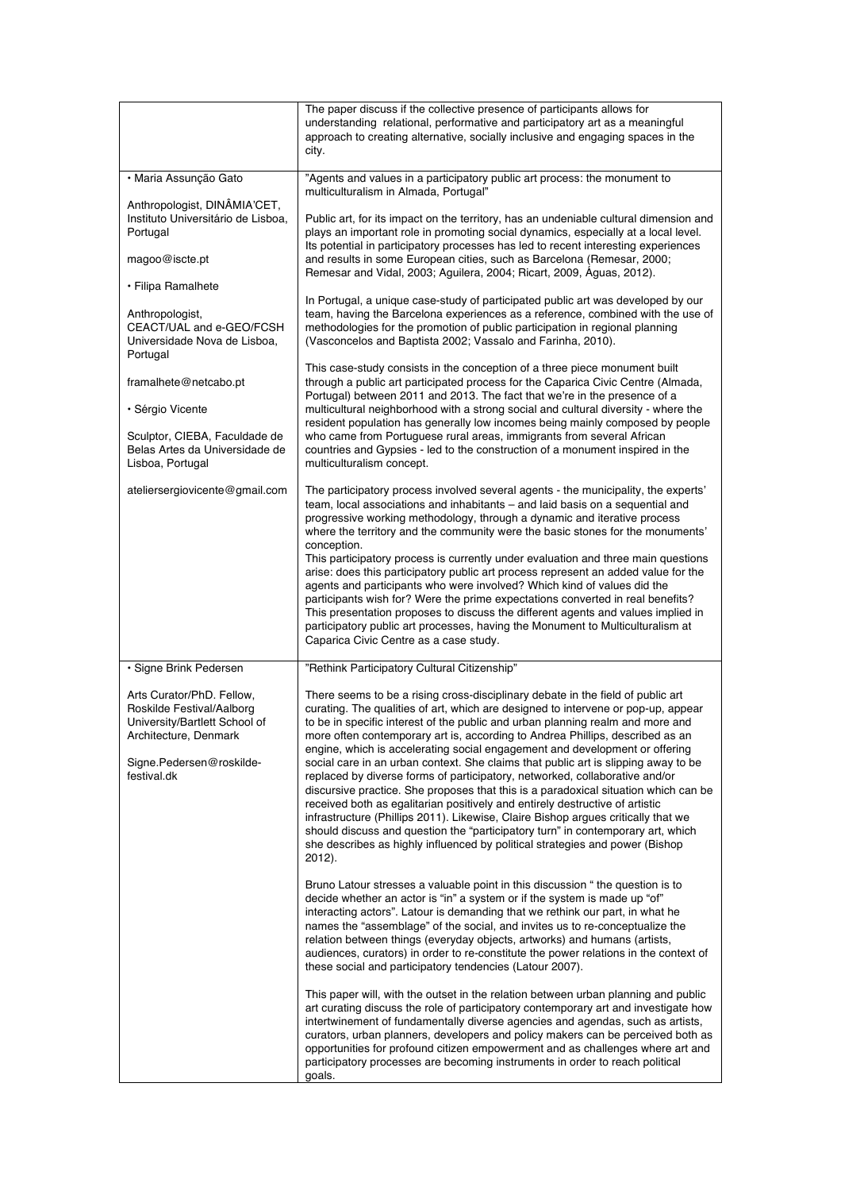| | |
|---|---|
| | The paper discuss if the collective presence of participants allows for understanding relational, performative and participatory art as a meaningful approach to creating alternative, socially inclusive and engaging spaces in the city. |
| • Maria Assunção Gato<br><br>Anthropologist, DINÂMIA'CET, Instituto Universitário de Lisboa, Portugal<br><br>magoo@iscte.pt<br><br>• Filipa Ramalhete<br><br>Anthropologist, CEACT/UAL and e-GEO/FCSH Universidade Nova de Lisboa, Portugal<br><br>framalhete@netcabo.pt<br><br>• Sérgio Vicente<br><br>Sculptor, CIEBA, Faculdade de Belas Artes da Universidade de Lisboa, Portugal<br><br>ateliersergiovicente@gmail.com | "Agents and values in a participatory public art process: the monument to multiculturalism in Almada, Portugal"<br><br>Public art, for its impact on the territory, has an undeniable cultural dimension and plays an important role in promoting social dynamics, especially at a local level. Its potential in participatory processes has led to recent interesting experiences and results in some European cities, such as Barcelona (Remesar, 2000; Remesar and Vidal, 2003; Aguilera, 2004; Ricart, 2009, Águas, 2012).<br><br>In Portugal, a unique case-study of participated public art was developed by our team, having the Barcelona experiences as a reference, combined with the use of methodologies for the promotion of public participation in regional planning (Vasconcelos and Baptista 2002; Vassalo and Farinha, 2010).<br><br>This case-study consists in the conception of a three piece monument built through a public art participated process for the Caparica Civic Centre (Almada, Portugal) between 2011 and 2013. The fact that we're in the presence of a multicultural neighborhood with a strong social and cultural diversity - where the resident population has generally low incomes being mainly composed by people who came from Portuguese rural areas, immigrants from several African countries and Gypsies - led to the construction of a monument inspired in the multiculturalism concept.<br><br>The participatory process involved several agents - the municipality, the experts' team, local associations and inhabitants – and laid basis on a sequential and progressive working methodology, through a dynamic and iterative process where the territory and the community were the basic stones for the monuments' conception.<br>This participatory process is currently under evaluation and three main questions arise: does this participatory public art process represent an added value for the agents and participants who were involved? Which kind of values did the participants wish for? Were the prime expectations converted in real benefits? This presentation proposes to discuss the different agents and values implied in participatory public art processes, having the Monument to Multiculturalism at Caparica Civic Centre as a case study. |
| • Signe Brink Pedersen<br><br>Arts Curator/PhD. Fellow, Roskilde Festival/Aalborg University/Bartlett School of Architecture, Denmark<br><br>Signe.Pedersen@roskilde-festival.dk | "Rethink Participatory Cultural Citizenship"<br><br>There seems to be a rising cross-disciplinary debate in the field of public art curating. The qualities of art, which are designed to intervene or pop-up, appear to be in specific interest of the public and urban planning realm and more and more often contemporary art is, according to Andrea Phillips, described as an engine, which is accelerating social engagement and development or offering social care in an urban context. She claims that public art is slipping away to be replaced by diverse forms of participatory, networked, collaborative and/or discursive practice. She proposes that this is a paradoxical situation which can be received both as egalitarian positively and entirely destructive of artistic infrastructure (Phillips 2011). Likewise, Claire Bishop argues critically that we should discuss and question the "participatory turn" in contemporary art, which she describes as highly influenced by political strategies and power (Bishop 2012).<br><br>Bruno Latour stresses a valuable point in this discussion " the question is to decide whether an actor is "in" a system or if the system is made up "of" interacting actors". Latour is demanding that we rethink our part, in what he names the "assemblage" of the social, and invites us to re-conceptualize the relation between things (everyday objects, artworks) and humans (artists, audiences, curators) in order to re-constitute the power relations in the context of these social and participatory tendencies (Latour 2007).<br><br>This paper will, with the outset in the relation between urban planning and public art curating discuss the role of participatory contemporary art and investigate how intertwinement of fundamentally diverse agencies and agendas, such as artists, curators, urban planners, developers and policy makers can be perceived both as opportunities for profound citizen empowerment and as challenges where art and participatory processes are becoming instruments in order to reach political goals. |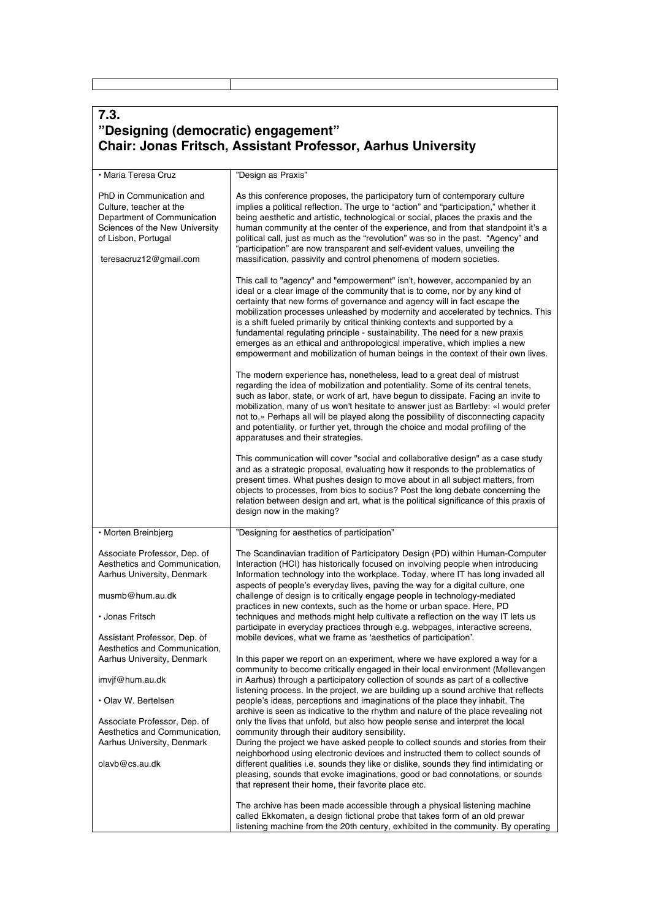## 7.3.
## "Designing (democratic) engagement"
## Chair: Jonas Fritsch, Assistant Professor, Aarhus University

| | |
|---|---|
| • Maria Teresa Cruz<br><br>PhD in Communication and Culture, teacher at the Department of Communication Sciences of the New University of Lisbon, Portugal<br><br>teresacruz12@gmail.com | "Design as Praxis"<br><br>As this conference proposes, the participatory turn of contemporary culture implies a political reflection. The urge to "action" and "participation," whether it being aesthetic and artistic, technological or social, places the praxis and the human community at the center of the experience, and from that standpoint it's a political call, just as much as the "revolution" was so in the past. "Agency" and "participation" are now transparent and self-evident values, unveiling the massification, passivity and control phenomena of modern societies.<br><br>This call to "agency" and "empowerment" isn't, however, accompanied by an ideal or a clear image of the community that is to come, nor by any kind of certainty that new forms of governance and agency will in fact escape the mobilization processes unleashed by modernity and accelerated by technics. This is a shift fueled primarily by critical thinking contexts and supported by a fundamental regulating principle - sustainability. The need for a new praxis emerges as an ethical and anthropological imperative, which implies a new empowerment and mobilization of human beings in the context of their own lives.<br><br>The modern experience has, nonetheless, lead to a great deal of mistrust regarding the idea of mobilization and potentiality. Some of its central tenets, such as labor, state, or work of art, have begun to dissipate. Facing an invite to mobilization, many of us won't hesitate to answer just as Bartleby: «I would prefer not to.» Perhaps all will be played along the possibility of disconnecting capacity and potentiality, or further yet, through the choice and modal profiling of the apparatuses and their strategies.<br><br>This communication will cover "social and collaborative design" as a case study and as a strategic proposal, evaluating how it responds to the problematics of present times. What pushes design to move about in all subject matters, from objects to processes, from bios to socius? Post the long debate concerning the relation between design and art, what is the political significance of this praxis of design now in the making? |
| • Morten Breinbjerg<br><br>Associate Professor, Dep. of Aesthetics and Communication, Aarhus University, Denmark<br><br>musmb@hum.au.dk<br><br>• Jonas Fritsch<br><br>Assistant Professor, Dep. of Aesthetics and Communication, Aarhus University, Denmark<br><br>imvjf@hum.au.dk<br><br>• Olav W. Bertelsen<br><br>Associate Professor, Dep. of Aesthetics and Communication, Aarhus University, Denmark<br><br>olavb@cs.au.dk | "Designing for aesthetics of participation"<br><br>The Scandinavian tradition of Participatory Design (PD) within Human-Computer Interaction (HCI) has historically focused on involving people when introducing Information technology into the workplace. Today, where IT has long invaded all aspects of people's everyday lives, paving the way for a digital culture, one challenge of design is to critically engage people in technology-mediated practices in new contexts, such as the home or urban space. Here, PD techniques and methods might help cultivate a reflection on the way IT lets us participate in everyday practices through e.g. webpages, interactive screens, mobile devices, what we frame as 'aesthetics of participation'.<br><br>In this paper we report on an experiment, where we have explored a way for a community to become critically engaged in their local environment (Møllevangen in Aarhus) through a participatory collection of sounds as part of a collective listening process. In the project, we are building up a sound archive that reflects people's ideas, perceptions and imaginations of the place they inhabit. The archive is seen as indicative to the rhythm and nature of the place revealing not only the lives that unfold, but also how people sense and interpret the local community through their auditory sensibility.<br>During the project we have asked people to collect sounds and stories from their neighborhood using electronic devices and instructed them to collect sounds of different qualities i.e. sounds they like or dislike, sounds they find intimidating or pleasing, sounds that evoke imaginations, good or bad connotations, or sounds that represent their home, their favorite place etc.<br><br>The archive has been made accessible through a physical listening machine called Ekkomaten, a design fictional probe that takes form of an old prewar listening machine from the 20th century, exhibited in the community. By operating |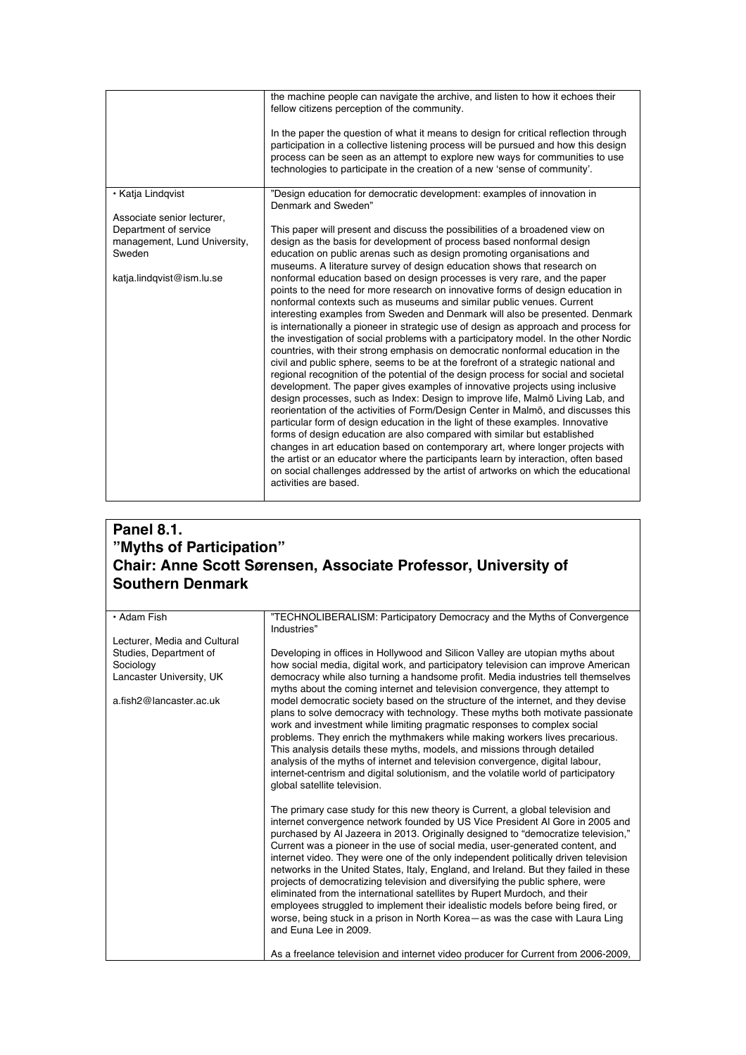| | |
|---|---|
| | the machine people can navigate the archive, and listen to how it echoes their fellow citizens perception of the community.<br><br>In the paper the question of what it means to design for critical reflection through participation in a collective listening process will be pursued and how this design process can be seen as an attempt to explore new ways for communities to use technologies to participate in the creation of a new 'sense of community'. |
| • Katja Lindqvist<br><br>Associate senior lecturer, Department of service management, Lund University, Sweden<br><br>katja.lindqvist@ism.lu.se | "Design education for democratic development: examples of innovation in Denmark and Sweden"<br><br>This paper will present and discuss the possibilities of a broadened view on design as the basis for development of process based nonformal design education on public arenas such as design promoting organisations and museums. A literature survey of design education shows that research on nonformal education based on design processes is very rare, and the paper points to the need for more research on innovative forms of design education in nonformal contexts such as museums and similar public venues. Current interesting examples from Sweden and Denmark will also be presented. Denmark is internationally a pioneer in strategic use of design as approach and process for the investigation of social problems with a participatory model. In the other Nordic countries, with their strong emphasis on democratic nonformal education in the civil and public sphere, seems to be at the forefront of a strategic national and regional recognition of the potential of the design process for social and societal development. The paper gives examples of innovative projects using inclusive design processes, such as Index: Design to improve life, Malmö Living Lab, and reorientation of the activities of Form/Design Center in Malmö, and discusses this particular form of design education in the light of these examples. Innovative forms of design education are also compared with similar but established changes in art education based on contemporary art, where longer projects with the artist or an educator where the participants learn by interaction, often based on social challenges addressed by the artist of artworks on which the educational activities are based. |

## Panel 8.1. "Myths of Participation" Chair: Anne Scott Sørensen, Associate Professor, University of Southern Denmark

| | |
|---|---|
| • Adam Fish<br><br>Lecturer, Media and Cultural Studies, Department of Sociology Lancaster University, UK<br><br>a.fish2@lancaster.ac.uk | "TECHNOLIBERALISM: Participatory Democracy and the Myths of Convergence Industries"<br><br>Developing in offices in Hollywood and Silicon Valley are utopian myths about how social media, digital work, and participatory television can improve American democracy while also turning a handsome profit. Media industries tell themselves myths about the coming internet and television convergence, they attempt to model democratic society based on the structure of the internet, and they devise plans to solve democracy with technology. These myths both motivate passionate work and investment while limiting pragmatic responses to complex social problems. They enrich the mythmakers while making workers lives precarious. This analysis details these myths, models, and missions through detailed analysis of the myths of internet and television convergence, digital labour, internet-centrism and digital solutionism, and the volatile world of participatory global satellite television.<br><br>The primary case study for this new theory is Current, a global television and internet convergence network founded by US Vice President Al Gore in 2005 and purchased by Al Jazeera in 2013. Originally designed to "democratize television," Current was a pioneer in the use of social media, user-generated content, and internet video. They were one of the only independent politically driven television networks in the United States, Italy, England, and Ireland. But they failed in these projects of democratizing television and diversifying the public sphere, were eliminated from the international satellites by Rupert Murdoch, and their employees struggled to implement their idealistic models before being fired, or worse, being stuck in a prison in North Korea—as was the case with Laura Ling and Euna Lee in 2009.<br><br>As a freelance television and internet video producer for Current from 2006-2009, |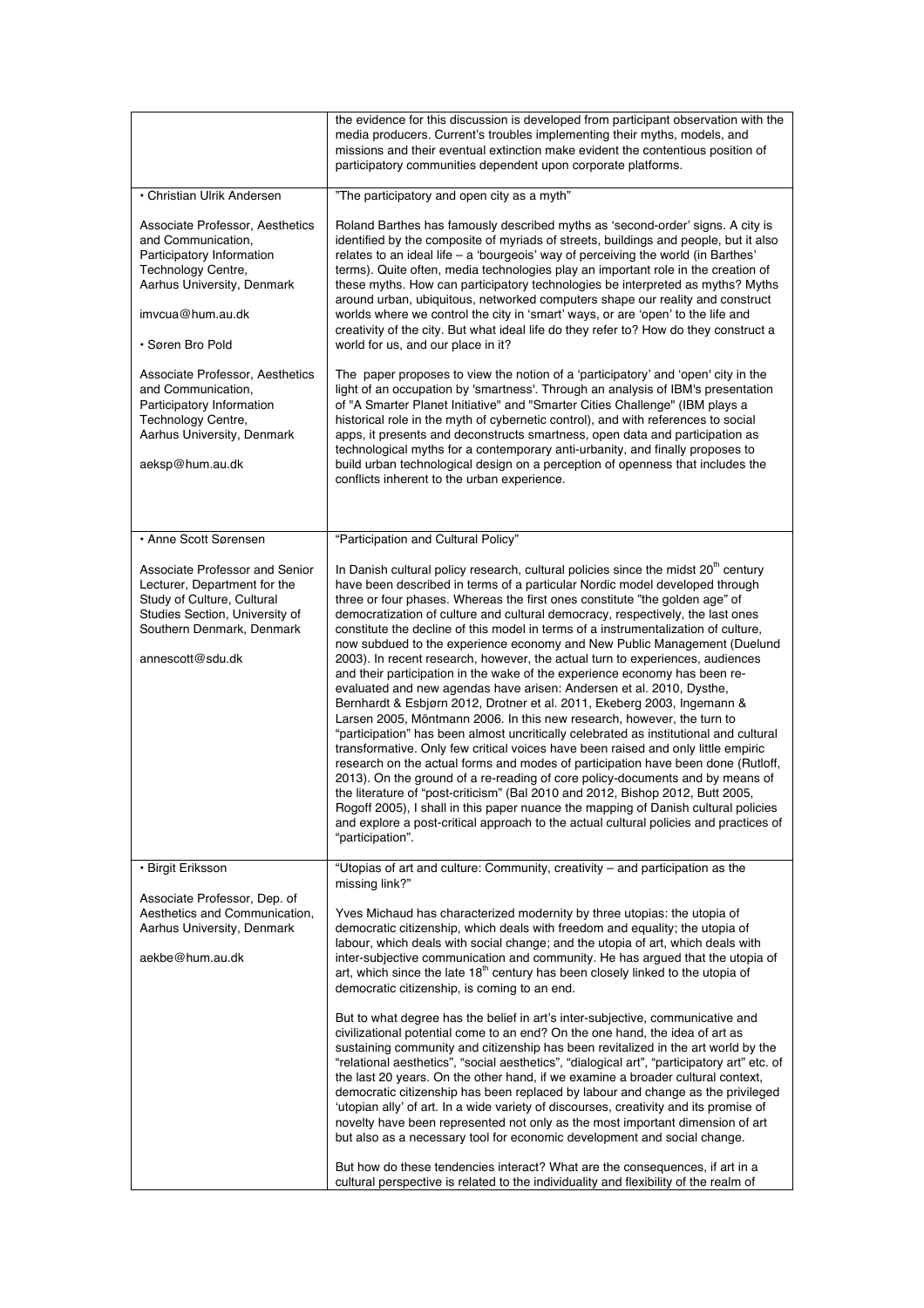| | |
|---|---|
| | the evidence for this discussion is developed from participant observation with the media producers. Current's troubles implementing their myths, models, and missions and their eventual extinction make evident the contentious position of participatory communities dependent upon corporate platforms. |
| • Christian Ulrik Andersen<br><br>Associate Professor, Aesthetics and Communication, Participatory Information Technology Centre, Aarhus University, Denmark<br><br>imvcua@hum.au.dk<br><br>• Søren Bro Pold<br><br>Associate Professor, Aesthetics and Communication, Participatory Information Technology Centre, Aarhus University, Denmark<br><br>aeksp@hum.au.dk | "The participatory and open city as a myth"<br><br>Roland Barthes has famously described myths as 'second-order' signs. A city is identified by the composite of myriads of streets, buildings and people, but it also relates to an ideal life – a 'bourgeois' way of perceiving the world (in Barthes' terms). Quite often, media technologies play an important role in the creation of these myths. How can participatory technologies be interpreted as myths? Myths around urban, ubiquitous, networked computers shape our reality and construct worlds where we control the city in 'smart' ways, or are 'open' to the life and creativity of the city. But what ideal life do they refer to? How do they construct a world for us, and our place in it?<br><br>The paper proposes to view the notion of a 'participatory' and 'open' city in the light of an occupation by 'smartness'. Through an analysis of IBM's presentation of "A Smarter Planet Initiative" and "Smarter Cities Challenge" (IBM plays a historical role in the myth of cybernetic control), and with references to social apps, it presents and deconstructs smartness, open data and participation as technological myths for a contemporary anti-urbanity, and finally proposes to build urban technological design on a perception of openness that includes the conflicts inherent to the urban experience. |
| • Anne Scott Sørensen<br><br>Associate Professor and Senior Lecturer, Department for the Study of Culture, Cultural Studies Section, University of Southern Denmark, Denmark<br><br>annescott@sdu.dk | "Participation and Cultural Policy"<br><br>In Danish cultural policy research, cultural policies since the midst 20th century have been described in terms of a particular Nordic model developed through three or four phases. Whereas the first ones constitute "the golden age" of democratization of culture and cultural democracy, respectively, the last ones constitute the decline of this model in terms of a instrumentalization of culture, now subdued to the experience economy and New Public Management (Duelund 2003). In recent research, however, the actual turn to experiences, audiences and their participation in the wake of the experience economy has been re-evaluated and new agendas have arisen: Andersen et al. 2010, Dysthe, Bernhardt & Esbjørn 2012, Drotner et al. 2011, Ekeberg 2003, Ingemann & Larsen 2005, Möntmann 2006. In this new research, however, the turn to "participation" has been almost uncritically celebrated as institutional and cultural transformative. Only few critical voices have been raised and only little empiric research on the actual forms and modes of participation have been done (Rutloff, 2013). On the ground of a re-reading of core policy-documents and by means of the literature of "post-criticism" (Bal 2010 and 2012, Bishop 2012, Butt 2005, Rogoff 2005), I shall in this paper nuance the mapping of Danish cultural policies and explore a post-critical approach to the actual cultural policies and practices of "participation". |
| • Birgit Eriksson<br><br>Associate Professor, Dep. of Aesthetics and Communication, Aarhus University, Denmark<br><br>aekbe@hum.au.dk | "Utopias of art and culture: Community, creativity – and participation as the missing link?"<br><br>Yves Michaud has characterized modernity by three utopias: the utopia of democratic citizenship, which deals with freedom and equality; the utopia of labour, which deals with social change; and the utopia of art, which deals with inter-subjective communication and community. He has argued that the utopia of art, which since the late 18th century has been closely linked to the utopia of democratic citizenship, is coming to an end.<br><br>But to what degree has the belief in art's inter-subjective, communicative and civilizational potential come to an end? On the one hand, the idea of art as sustaining community and citizenship has been revitalized in the art world by the "relational aesthetics", "social aesthetics", "dialogical art", "participatory art" etc. of the last 20 years. On the other hand, if we examine a broader cultural context, democratic citizenship has been replaced by labour and change as the privileged 'utopian ally' of art. In a wide variety of discourses, creativity and its promise of novelty have been represented not only as the most important dimension of art but also as a necessary tool for economic development and social change.<br><br>But how do these tendencies interact? What are the consequences, if art in a cultural perspective is related to the individuality and flexibility of the realm of |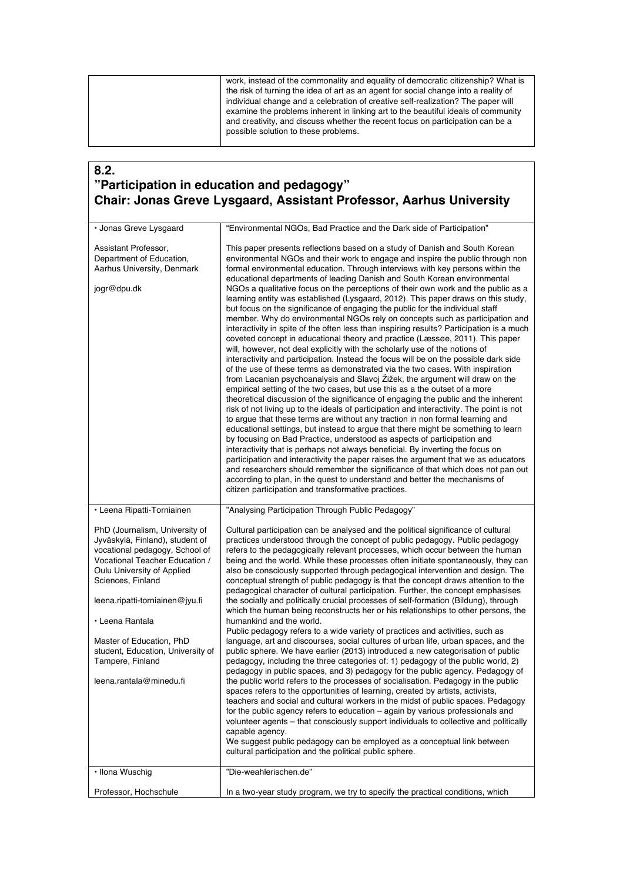| | |
|---|---|
| | work, instead of the commonality and equality of democratic citizenship? What is the risk of turning the idea of art as an agent for social change into a reality of individual change and a celebration of creative self-realization? The paper will examine the problems inherent in linking art to the beautiful ideals of community and creativity, and discuss whether the recent focus on participation can be a possible solution to these problems. |

## 8.2.
## "Participation in education and pedagogy"
## Chair: Jonas Greve Lysgaard, Assistant Professor, Aarhus University

| | |
|---|---|
| • Jonas Greve Lysgaard<br><br>Assistant Professor, Department of Education, Aarhus University, Denmark<br><br>jogr@dpu.dk | "Environmental NGOs, Bad Practice and the Dark side of Participation"<br><br>This paper presents reflections based on a study of Danish and South Korean environmental NGOs and their work to engage and inspire the public through non formal environmental education. Through interviews with key persons within the educational departments of leading Danish and South Korean environmental NGOs a qualitative focus on the perceptions of their own work and the public as a learning entity was established (Lysgaard, 2012). This paper draws on this study, but focus on the significance of engaging the public for the individual staff member. Why do environmental NGOs rely on concepts such as participation and interactivity in spite of the often less than inspiring results? Participation is a much coveted concept in educational theory and practice (Læssøe, 2011). This paper will, however, not deal explicitly with the scholarly use of the notions of interactivity and participation. Instead the focus will be on the possible dark side of the use of these terms as demonstrated via the two cases. With inspiration from Lacanian psychoanalysis and Slavoj Žižek, the argument will draw on the empirical setting of the two cases, but use this as a the outset of a more theoretical discussion of the significance of engaging the public and the inherent risk of not living up to the ideals of participation and interactivity. The point is not to argue that these terms are without any traction in non formal learning and educational settings, but instead to argue that there might be something to learn by focusing on Bad Practice, understood as aspects of participation and interactivity that is perhaps not always beneficial. By inverting the focus on participation and interactivity the paper raises the argument that we as educators and researchers should remember the significance of that which does not pan out according to plan, in the quest to understand and better the mechanisms of citizen participation and transformative practices. |
| • Leena Ripatti-Torniainen<br><br>PhD (Journalism, University of Jyväskylä, Finland), student of vocational pedagogy, School of Vocational Teacher Education / Oulu University of Applied Sciences, Finland<br><br>leena.ripatti-torniainen@jyu.fi<br><br>• Leena Rantala<br><br>Master of Education, PhD student, Education, University of Tampere, Finland<br><br>leena.rantala@minedu.fi | "Analysing Participation Through Public Pedagogy"<br><br>Cultural participation can be analysed and the political significance of cultural practices understood through the concept of public pedagogy. Public pedagogy refers to the pedagogically relevant processes, which occur between the human being and the world. While these processes often initiate spontaneously, they can also be consciously supported through pedagogical intervention and design. The conceptual strength of public pedagogy is that the concept draws attention to the pedagogical character of cultural participation. Further, the concept emphasises the socially and politically crucial processes of self-formation (Bildung), through which the human being reconstructs her or his relationships to other persons, the humankind and the world.<br>Public pedagogy refers to a wide variety of practices and activities, such as language, art and discourses, social cultures of urban life, urban spaces, and the public sphere. We have earlier (2013) introduced a new categorisation of public pedagogy, including the three categories of: 1) pedagogy of the public world, 2) pedagogy in public spaces, and 3) pedagogy for the public agency. Pedagogy of the public world refers to the processes of socialisation. Pedagogy in the public spaces refers to the opportunities of learning, created by artists, activists, teachers and social and cultural workers in the midst of public spaces. Pedagogy for the public agency refers to education – again by various professionals and volunteer agents – that consciously support individuals to collective and politically capable agency.<br>We suggest public pedagogy can be employed as a conceptual link between cultural participation and the political public sphere. |
| • Ilona Wuschig<br><br>Professor, Hochschule | "Die-weahlerischen.de"<br><br>In a two-year study program, we try to specify the practical conditions, which |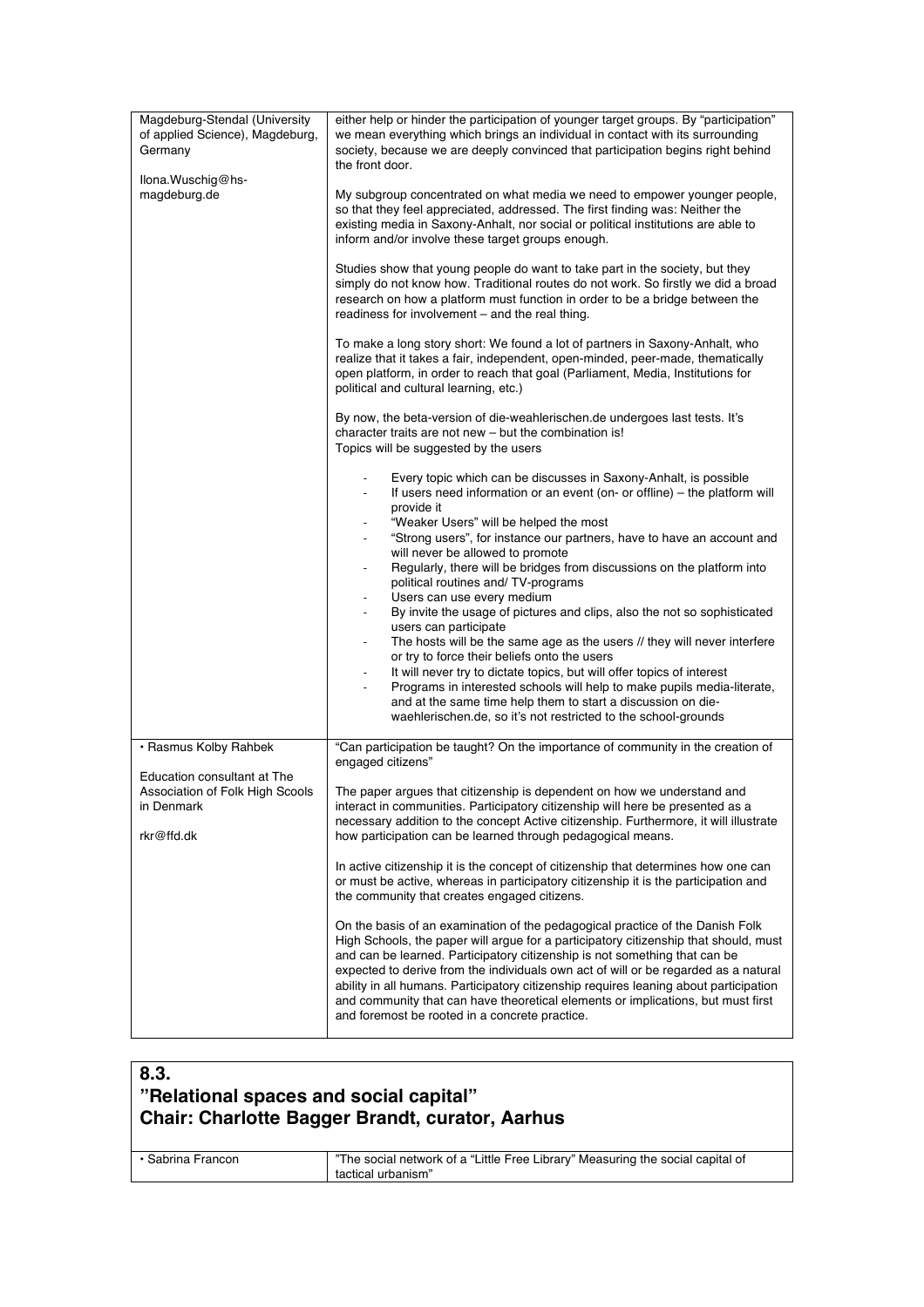| | |
|---|---|
| Magdeburg-Stendal (University of applied Science), Magdeburg, Germany<br><br>Ilona.Wuschig@hs-magdeburg.de | either help or hinder the participation of younger target groups. By "participation" we mean everything which brings an individual in contact with its surrounding society, because we are deeply convinced that participation begins right behind the front door.<br><br>My subgroup concentrated on what media we need to empower younger people, so that they feel appreciated, addressed. The first finding was: Neither the existing media in Saxony-Anhalt, nor social or political institutions are able to inform and/or involve these target groups enough.<br><br>Studies show that young people do want to take part in the society, but they simply do not know how. Traditional routes do not work. So firstly we did a broad research on how a platform must function in order to be a bridge between the readiness for involvement – and the real thing.<br><br>To make a long story short: We found a lot of partners in Saxony-Anhalt, who realize that it takes a fair, independent, open-minded, peer-made, thematically open platform, in order to reach that goal (Parliament, Media, Institutions for political and cultural learning, etc.)<br><br>By now, the beta-version of die-weahlerischen.de undergoes last tests. It's character traits are not new – but the combination is!<br>Topics will be suggested by the users<br><br>- Every topic which can be discusses in Saxony-Anhalt, is possible<br>- If users need information or an event (on- or offline) – the platform will provide it<br>- "Weaker Users" will be helped the most<br>- "Strong users", for instance our partners, have to have an account and will never be allowed to promote<br>- Regularly, there will be bridges from discussions on the platform into political routines and/ TV-programs<br>- Users can use every medium<br>- By invite the usage of pictures and clips, also the not so sophisticated users can participate<br>- The hosts will be the same age as the users // they will never interfere or try to force their beliefs onto the users<br>- It will never try to dictate topics, but will offer topics of interest<br>- Programs in interested schools will help to make pupils media-literate, and at the same time help them to start a discussion on die-waehlerischen.de, so it's not restricted to the school-grounds |
| • Rasmus Kolby Rahbek<br><br>Education consultant at The Association of Folk High Scools in Denmark<br><br>rkr@ffd.dk | "Can participation be taught? On the importance of community in the creation of engaged citizens"<br><br>The paper argues that citizenship is dependent on how we understand and interact in communities. Participatory citizenship will here be presented as a necessary addition to the concept Active citizenship. Furthermore, it will illustrate how participation can be learned through pedagogical means.<br><br>In active citizenship it is the concept of citizenship that determines how one can or must be active, whereas in participatory citizenship it is the participation and the community that creates engaged citizens.<br><br>On the basis of an examination of the pedagogical practice of the Danish Folk High Schools, the paper will argue for a participatory citizenship that should, must and can be learned. Participatory citizenship is not something that can be expected to derive from the individuals own act of will or be regarded as a natural ability in all humans. Participatory citizenship requires leaning about participation and community that can have theoretical elements or implications, but must first and foremost be rooted in a concrete practice. |

## 8.3.
## "Relational spaces and social capital"
## Chair: Charlotte Bagger Brandt, curator, Aarhus

| | |
|---|---|
| • Sabrina Francon | "The social network of a "Little Free Library" Measuring the social capital of tactical urbanism" |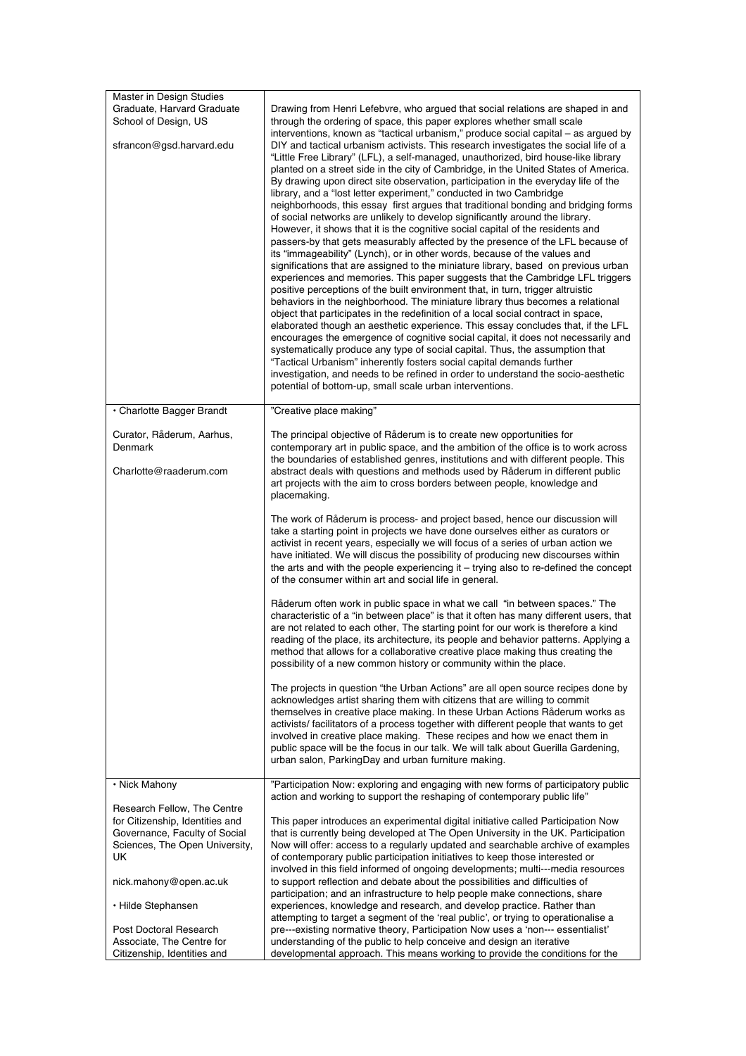| | |
|---|---|
| Master in Design Studies Graduate, Harvard Graduate School of Design, US<br><br>sfrancon@gsd.harvard.edu | Drawing from Henri Lefebvre, who argued that social relations are shaped in and through the ordering of space, this paper explores whether small scale interventions, known as "tactical urbanism," produce social capital – as argued by DIY and tactical urbanism activists. This research investigates the social life of a "Little Free Library" (LFL), a self-managed, unauthorized, bird house-like library planted on a street side in the city of Cambridge, in the United States of America. By drawing upon direct site observation, participation in the everyday life of the library, and a "lost letter experiment," conducted in two Cambridge neighborhoods, this essay first argues that traditional bonding and bridging forms of social networks are unlikely to develop significantly around the library. However, it shows that it is the cognitive social capital of the residents and passers-by that gets measurably affected by the presence of the LFL because of its "immageability" (Lynch), or in other words, because of the values and significations that are assigned to the miniature library, based on previous urban experiences and memories. This paper suggests that the Cambridge LFL triggers positive perceptions of the built environment that, in turn, trigger altruistic behaviors in the neighborhood. The miniature library thus becomes a relational object that participates in the redefinition of a local social contract in space, elaborated though an aesthetic experience. This essay concludes that, if the LFL encourages the emergence of cognitive social capital, it does not necessarily and systematically produce any type of social capital. Thus, the assumption that "Tactical Urbanism" inherently fosters social capital demands further investigation, and needs to be refined in order to understand the socio-aesthetic potential of bottom-up, small scale urban interventions. |
| • Charlotte Bagger Brandt<br><br>Curator, Råderum, Aarhus, Denmark<br><br>Charlotte@raaderum.com | "Creative place making"<br><br>The principal objective of Råderum is to create new opportunities for contemporary art in public space, and the ambition of the office is to work across the boundaries of established genres, institutions and with different people. This abstract deals with questions and methods used by Råderum in different public art projects with the aim to cross borders between people, knowledge and placemaking.<br><br>The work of Råderum is process- and project based, hence our discussion will take a starting point in projects we have done ourselves either as curators or activist in recent years, especially we will focus of a series of urban action we have initiated. We will discus the possibility of producing new discourses within the arts and with the people experiencing it – trying also to re-defined the concept of the consumer within art and social life in general.<br><br>Råderum often work in public space in what we call "in between spaces." The characteristic of a "in between place" is that it often has many different users, that are not related to each other, The starting point for our work is therefore a kind reading of the place, its architecture, its people and behavior patterns. Applying a method that allows for a collaborative creative place making thus creating the possibility of a new common history or community within the place.<br><br>The projects in question "the Urban Actions" are all open source recipes done by acknowledges artist sharing them with citizens that are willing to commit themselves in creative place making. In these Urban Actions Råderum works as activists/ facilitators of a process together with different people that wants to get involved in creative place making. These recipes and how we enact them in public space will be the focus in our talk. We will talk about Guerilla Gardening, urban salon, ParkingDay and urban furniture making. |
| • Nick Mahony<br><br>Research Fellow, The Centre for Citizenship, Identities and Governance, Faculty of Social Sciences, The Open University, UK<br><br>nick.mahony@open.ac.uk<br><br>• Hilde Stephansen<br><br>Post Doctoral Research Associate, The Centre for Citizenship, Identities and | "Participation Now: exploring and engaging with new forms of participatory public action and working to support the reshaping of contemporary public life"<br><br>This paper introduces an experimental digital initiative called Participation Now that is currently being developed at The Open University in the UK. Participation Now will offer: access to a regularly updated and searchable archive of examples of contemporary public participation initiatives to keep those interested or involved in this field informed of ongoing developments; multi---media resources to support reflection and debate about the possibilities and difficulties of participation; and an infrastructure to help people make connections, share experiences, knowledge and research, and develop practice. Rather than attempting to target a segment of the 'real public', or trying to operationalise a pre---existing normative theory, Participation Now uses a 'non--- essentialist' understanding of the public to help conceive and design an iterative developmental approach. This means working to provide the conditions for the |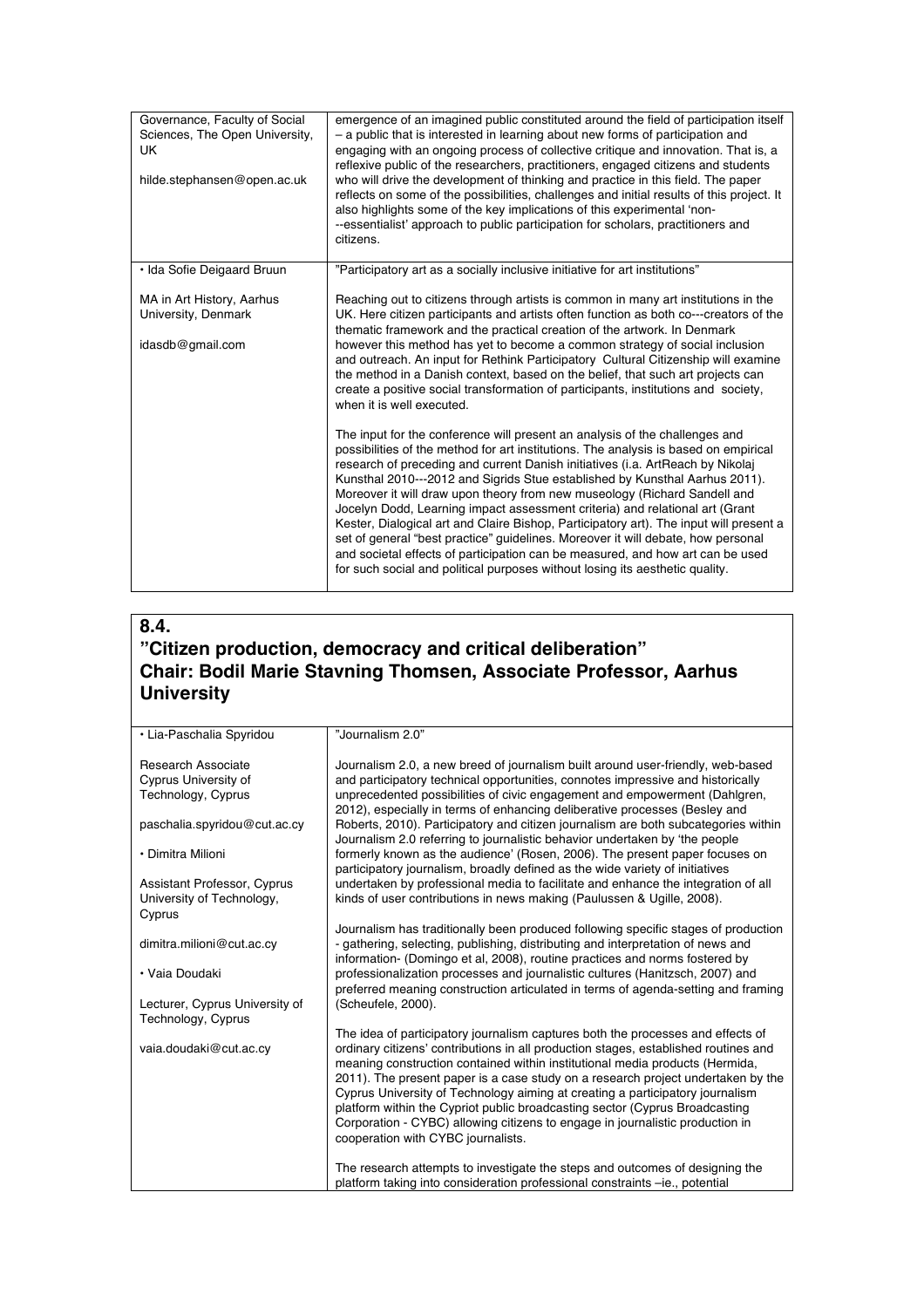| | |
|---|---|
| Governance, Faculty of Social Sciences, The Open University, UK<br><br>hilde.stephansen@open.ac.uk | emergence of an imagined public constituted around the field of participation itself – a public that is interested in learning about new forms of participation and engaging with an ongoing process of collective critique and innovation. That is, a reflexive public of the researchers, practitioners, engaged citizens and students who will drive the development of thinking and practice in this field. The paper reflects on some of the possibilities, challenges and initial results of this project. It also highlights some of the key implications of this experimental 'non---essentialist' approach to public participation for scholars, practitioners and citizens. |
| • Ida Sofie Deigaard Bruun<br><br>MA in Art History, Aarhus University, Denmark<br><br>idasdb@gmail.com | "Participatory art as a socially inclusive initiative for art institutions"<br><br>Reaching out to citizens through artists is common in many art institutions in the UK. Here citizen participants and artists often function as both co---creators of the thematic framework and the practical creation of the artwork. In Denmark however this method has yet to become a common strategy of social inclusion and outreach. An input for Rethink Participatory Cultural Citizenship will examine the method in a Danish context, based on the belief, that such art projects can create a positive social transformation of participants, institutions and society, when it is well executed.<br><br>The input for the conference will present an analysis of the challenges and possibilities of the method for art institutions. The analysis is based on empirical research of preceding and current Danish initiatives (i.a. ArtReach by Nikolaj Kunsthal 2010---2012 and Sigrids Stue established by Kunsthal Aarhus 2011). Moreover it will draw upon theory from new museology (Richard Sandell and Jocelyn Dodd, Learning impact assessment criteria) and relational art (Grant Kester, Dialogical art and Claire Bishop, Participatory art). The input will present a set of general "best practice" guidelines. Moreover it will debate, how personal and societal effects of participation can be measured, and how art can be used for such social and political purposes without losing its aesthetic quality. |

## 8.4. "Citizen production, democracy and critical deliberation" Chair: Bodil Marie Stavning Thomsen, Associate Professor, Aarhus University

| | |
|---|---|
| • Lia-Paschalia Spyridou<br><br>Research Associate Cyprus University of Technology, Cyprus<br><br>paschalia.spyridou@cut.ac.cy<br><br>• Dimitra Milioni<br><br>Assistant Professor, Cyprus University of Technology, Cyprus<br><br>dimitra.milioni@cut.ac.cy<br><br>• Vaia Doudaki<br><br>Lecturer, Cyprus University of Technology, Cyprus<br><br>vaia.doudaki@cut.ac.cy | "Journalism 2.0"<br><br>Journalism 2.0, a new breed of journalism built around user-friendly, web-based and participatory technical opportunities, connotes impressive and historically unprecedented possibilities of civic engagement and empowerment (Dahlgren, 2012), especially in terms of enhancing deliberative processes (Besley and Roberts, 2010). Participatory and citizen journalism are both subcategories within Journalism 2.0 referring to journalistic behavior undertaken by 'the people formerly known as the audience' (Rosen, 2006). The present paper focuses on participatory journalism, broadly defined as the wide variety of initiatives undertaken by professional media to facilitate and enhance the integration of all kinds of user contributions in news making (Paulussen & Ugille, 2008).<br><br>Journalism has traditionally been produced following specific stages of production - gathering, selecting, publishing, distributing and interpretation of news and information- (Domingo et al, 2008), routine practices and norms fostered by professionalization processes and journalistic cultures (Hanitzsch, 2007) and preferred meaning construction articulated in terms of agenda-setting and framing (Scheufele, 2000).<br><br>The idea of participatory journalism captures both the processes and effects of ordinary citizens' contributions in all production stages, established routines and meaning construction contained within institutional media products (Hermida, 2011). The present paper is a case study on a research project undertaken by the Cyprus University of Technology aiming at creating a participatory journalism platform within the Cypriot public broadcasting sector (Cyprus Broadcasting Corporation - CYBC) allowing citizens to engage in journalistic production in cooperation with CYBC journalists.<br><br>The research attempts to investigate the steps and outcomes of designing the platform taking into consideration professional constraints –ie., potential |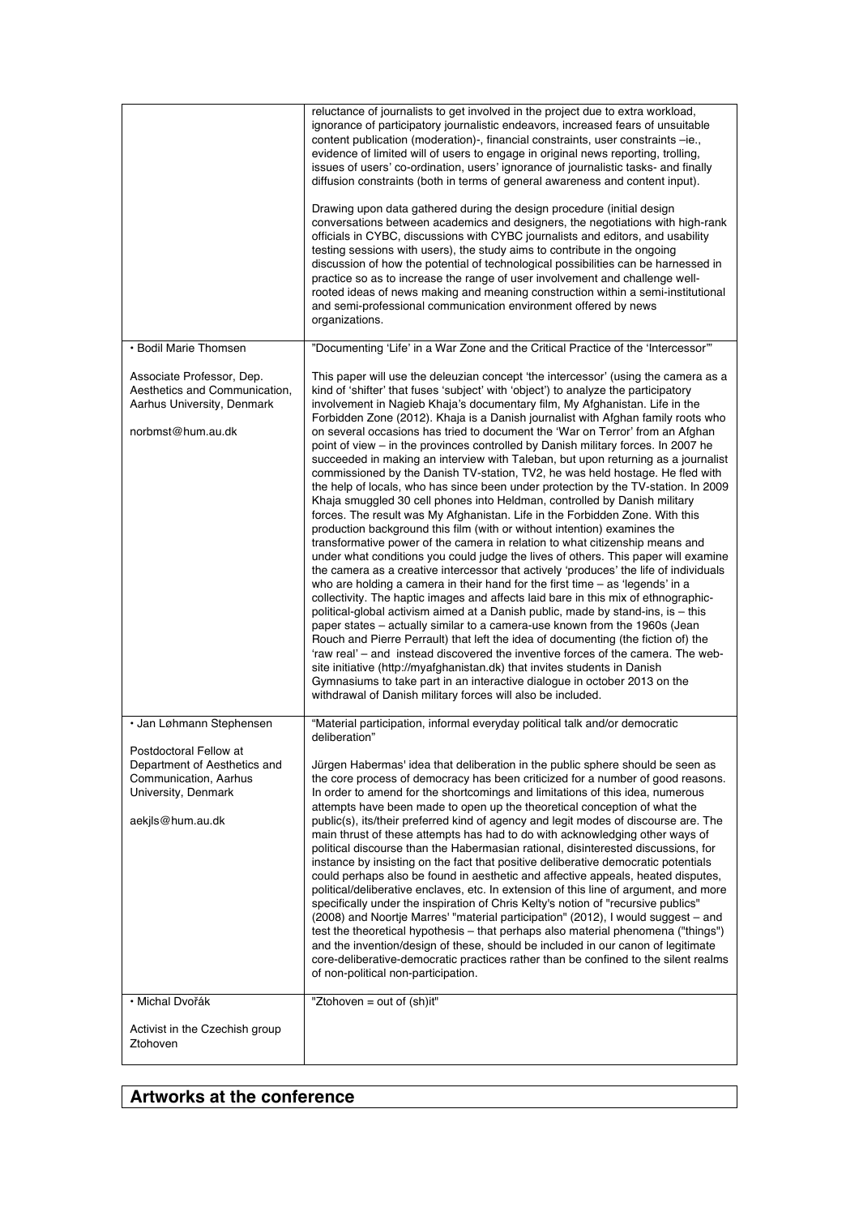| | |
|---|---|
| | reluctance of journalists to get involved in the project due to extra workload, ignorance of participatory journalistic endeavors, increased fears of unsuitable content publication (moderation)-, financial constraints, user constraints –ie., evidence of limited will of users to engage in original news reporting, trolling, issues of users' co-ordination, users' ignorance of journalistic tasks- and finally diffusion constraints (both in terms of general awareness and content input).<br><br>Drawing upon data gathered during the design procedure (initial design conversations between academics and designers, the negotiations with high-rank officials in CYBC, discussions with CYBC journalists and editors, and usability testing sessions with users), the study aims to contribute in the ongoing discussion of how the potential of technological possibilities can be harnessed in practice so as to increase the range of user involvement and challenge well-rooted ideas of news making and meaning construction within a semi-institutional and semi-professional communication environment offered by news organizations. |
| • Bodil Marie Thomsen<br><br>Associate Professor, Dep. Aesthetics and Communication, Aarhus University, Denmark<br><br>norbmst@hum.au.dk | "Documenting 'Life' in a War Zone and the Critical Practice of the 'Intercessor'"<br><br>This paper will use the deleuzian concept 'the intercessor' (using the camera as a kind of 'shifter' that fuses 'subject' with 'object') to analyze the participatory involvement in Nagieb Khaja's documentary film, My Afghanistan. Life in the Forbidden Zone (2012). Khaja is a Danish journalist with Afghan family roots who on several occasions has tried to document the 'War on Terror' from an Afghan point of view – in the provinces controlled by Danish military forces. In 2007 he succeeded in making an interview with Taleban, but upon returning as a journalist commissioned by the Danish TV-station, TV2, he was held hostage. He fled with the help of locals, who has since been under protection by the TV-station. In 2009 Khaja smuggled 30 cell phones into Heldman, controlled by Danish military forces. The result was My Afghanistan. Life in the Forbidden Zone. With this production background this film (with or without intention) examines the transformative power of the camera in relation to what citizenship means and under what conditions you could judge the lives of others. This paper will examine the camera as a creative intercessor that actively 'produces' the life of individuals who are holding a camera in their hand for the first time – as 'legends' in a collectivity. The haptic images and affects laid bare in this mix of ethnographic-political-global activism aimed at a Danish public, made by stand-ins, is – this paper states – actually similar to a camera-use known from the 1960s (Jean Rouch and Pierre Perrault) that left the idea of documenting (the fiction of) the 'raw real' – and instead discovered the inventive forces of the camera. The web-site initiative (http://myafghanistan.dk) that invites students in Danish Gymnasiums to take part in an interactive dialogue in october 2013 on the withdrawal of Danish military forces will also be included. |
| • Jan Løhmann Stephensen<br><br>Postdoctoral Fellow at Department of Aesthetics and Communication, Aarhus University, Denmark<br><br>aekjls@hum.au.dk | "Material participation, informal everyday political talk and/or democratic deliberation"<br><br>Jürgen Habermas' idea that deliberation in the public sphere should be seen as the core process of democracy has been criticized for a number of good reasons. In order to amend for the shortcomings and limitations of this idea, numerous attempts have been made to open up the theoretical conception of what the public(s), its/their preferred kind of agency and legit modes of discourse are. The main thrust of these attempts has had to do with acknowledging other ways of political discourse than the Habermasian rational, disinterested discussions, for instance by insisting on the fact that positive deliberative democratic potentials could perhaps also be found in aesthetic and affective appeals, heated disputes, political/deliberative enclaves, etc. In extension of this line of argument, and more specifically under the inspiration of Chris Kelty's notion of "recursive publics" (2008) and Noortje Marres' "material participation" (2012), I would suggest – and test the theoretical hypothesis – that perhaps also material phenomena ("things") and the invention/design of these, should be included in our canon of legitimate core-deliberative-democratic practices rather than be confined to the silent realms of non-political non-participation. |
| • Michal Dvořák<br><br>Activist in the Czechish group Ztohoven | "Ztohoven = out of (sh)it" |

## Artworks at the conference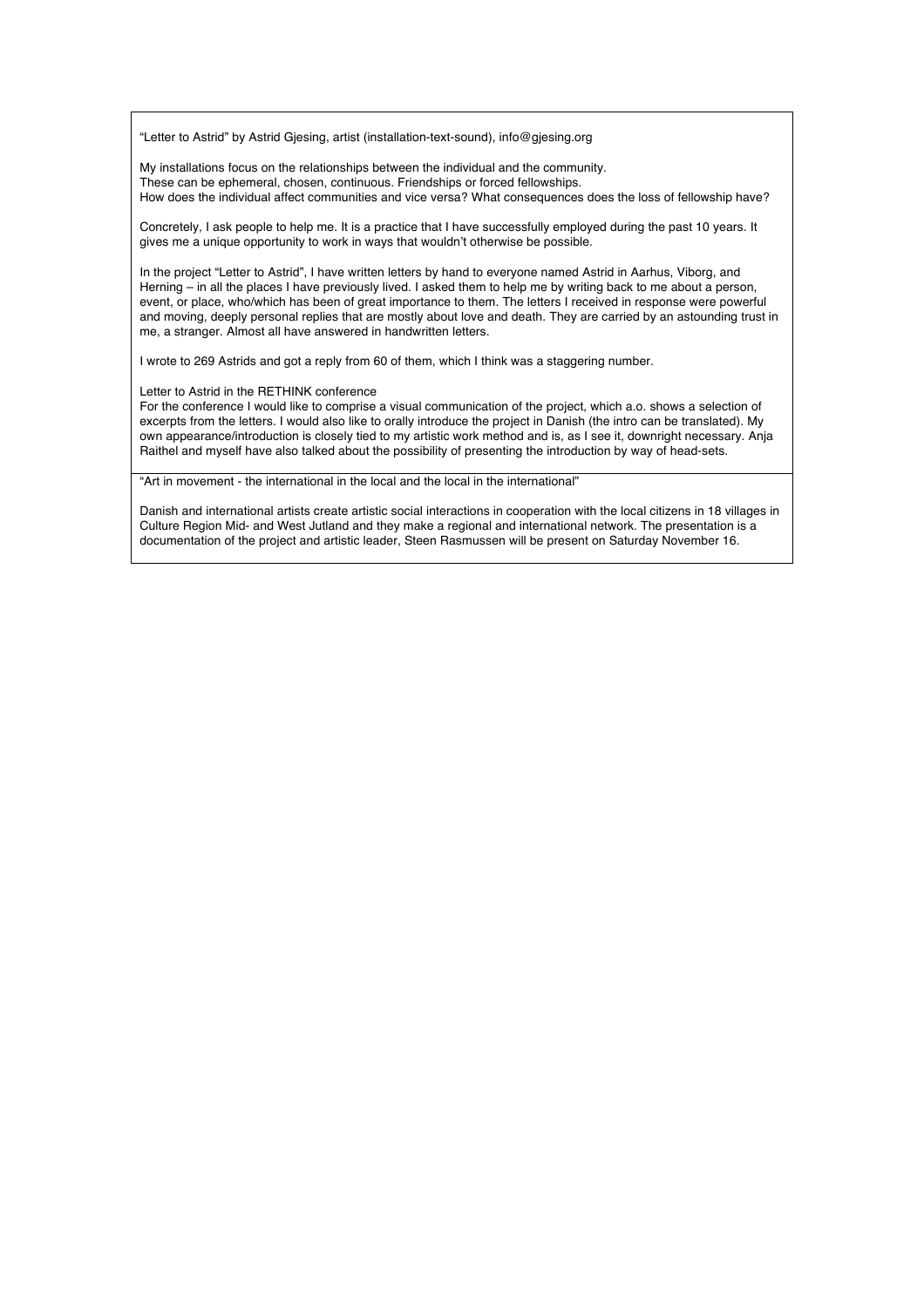"Letter to Astrid" by Astrid Gjesing, artist (installation-text-sound), info@gjesing.org

My installations focus on the relationships between the individual and the community.
These can be ephemeral, chosen, continuous. Friendships or forced fellowships.
How does the individual affect communities and vice versa? What consequences does the loss of fellowship have?

Concretely, I ask people to help me. It is a practice that I have successfully employed during the past 10 years. It gives me a unique opportunity to work in ways that wouldn't otherwise be possible.

In the project "Letter to Astrid", I have written letters by hand to everyone named Astrid in Aarhus, Viborg, and Herning – in all the places I have previously lived. I asked them to help me by writing back to me about a person, event, or place, who/which has been of great importance to them. The letters I received in response were powerful and moving, deeply personal replies that are mostly about love and death. They are carried by an astounding trust in me, a stranger. Almost all have answered in handwritten letters.

I wrote to 269 Astrids and got a reply from 60 of them, which I think was a staggering number.

Letter to Astrid in the RETHINK conference
For the conference I would like to comprise a visual communication of the project, which a.o. shows a selection of excerpts from the letters. I would also like to orally introduce the project in Danish (the intro can be translated). My own appearance/introduction is closely tied to my artistic work method and is, as I see it, downright necessary. Anja Raithel and myself have also talked about the possibility of presenting the introduction by way of head-sets.

"Art in movement - the international in the local and the local in the international"

Danish and international artists create artistic social interactions in cooperation with the local citizens in 18 villages in Culture Region Mid- and West Jutland and they make a regional and international network. The presentation is a documentation of the project and artistic leader, Steen Rasmussen will be present on Saturday November 16.